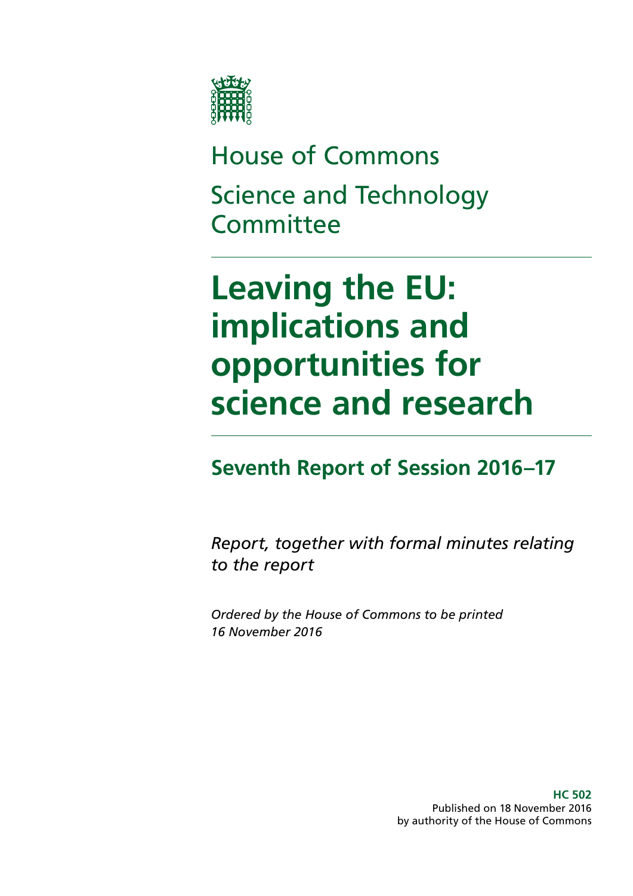House of Commons

Science and Technology Committee

# Leaving the EU: implications and opportunities for science and research

## Seventh Report of Session 2016–17

*Report, together with formal minutes relating to the report*

*Ordered by the House of Commons to be printed 16 November 2016*

**HC 502**
Published on 18 November 2016
by authority of the House of Commons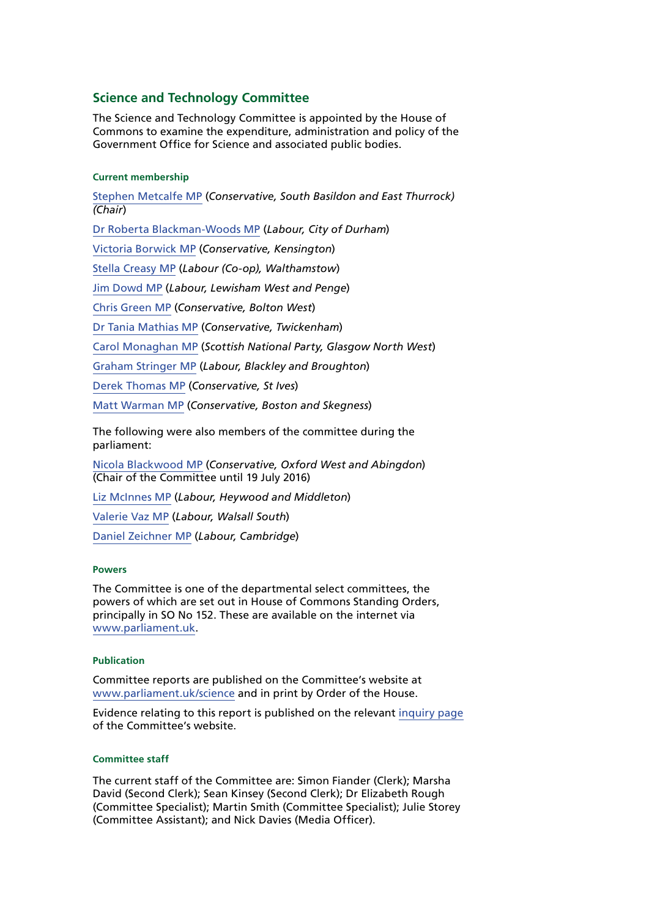## Science and Technology Committee

The Science and Technology Committee is appointed by the House of Commons to examine the expenditure, administration and policy of the Government Office for Science and associated public bodies.

#### Current membership

Stephen Metcalfe MP (*Conservative, South Basildon and East Thurrock*) (*Chair*)

Dr Roberta Blackman-Woods MP (*Labour, City of Durham*)

Victoria Borwick MP (*Conservative, Kensington*)

Stella Creasy MP (*Labour (Co-op), Walthamstow*)

Jim Dowd MP (*Labour, Lewisham West and Penge*)

Chris Green MP (*Conservative, Bolton West*)

Dr Tania Mathias MP (*Conservative, Twickenham*)

Carol Monaghan MP (*Scottish National Party, Glasgow North West*)

Graham Stringer MP (*Labour, Blackley and Broughton*)

Derek Thomas MP (*Conservative, St Ives*)

Matt Warman MP (*Conservative, Boston and Skegness*)

The following were also members of the committee during the parliament:

Nicola Blackwood MP (*Conservative, Oxford West and Abingdon*) (Chair of the Committee until 19 July 2016)

Liz McInnes MP (*Labour, Heywood and Middleton*)

Valerie Vaz MP (*Labour, Walsall South*)

Daniel Zeichner MP (*Labour, Cambridge*)

#### Powers

The Committee is one of the departmental select committees, the powers of which are set out in House of Commons Standing Orders, principally in SO No 152. These are available on the internet via www.parliament.uk.

#### Publication

Committee reports are published on the Committee's website at www.parliament.uk/science and in print by Order of the House.

Evidence relating to this report is published on the relevant inquiry page of the Committee's website.

#### Committee staff

The current staff of the Committee are: Simon Fiander (Clerk); Marsha David (Second Clerk); Sean Kinsey (Second Clerk); Dr Elizabeth Rough (Committee Specialist); Martin Smith (Committee Specialist); Julie Storey (Committee Assistant); and Nick Davies (Media Officer).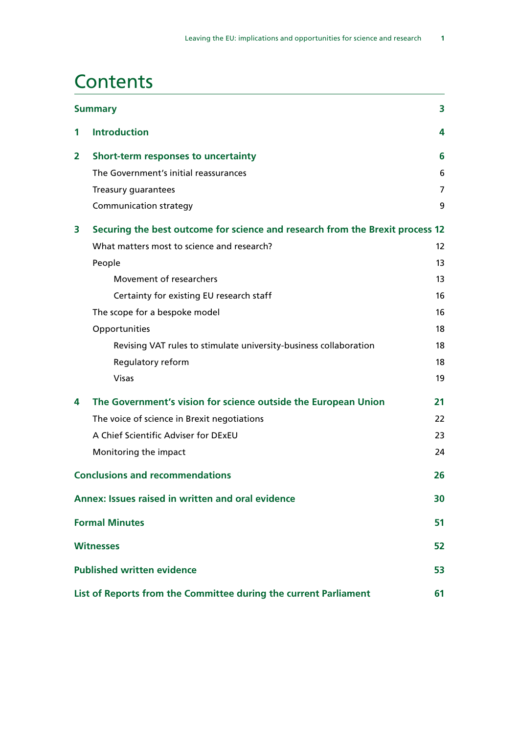# Contents

| | | |
|---|---|---|
| **Summary** | | **3** |
| **1** | **Introduction** | **4** |
| **2** | **Short-term responses to uncertainty** | **6** |
| | The Government's initial reassurances | 6 |
| | Treasury guarantees | 7 |
| | Communication strategy | 9 |
| **3** | **Securing the best outcome for science and research from the Brexit process** | **12** |
| | What matters most to science and research? | 12 |
| | People | 13 |
| | Movement of researchers | 13 |
| | Certainty for existing EU research staff | 16 |
| | The scope for a bespoke model | 16 |
| | Opportunities | 18 |
| | Revising VAT rules to stimulate university-business collaboration | 18 |
| | Regulatory reform | 18 |
| | Visas | 19 |
| **4** | **The Government's vision for science outside the European Union** | **21** |
| | The voice of science in Brexit negotiations | 22 |
| | A Chief Scientific Adviser for DExEU | 23 |
| | Monitoring the impact | 24 |
| **Conclusions and recommendations** | | **26** |
| **Annex: Issues raised in written and oral evidence** | | **30** |
| **Formal Minutes** | | **51** |
| **Witnesses** | | **52** |
| **Published written evidence** | | **53** |
| **List of Reports from the Committee during the current Parliament** | | **61** |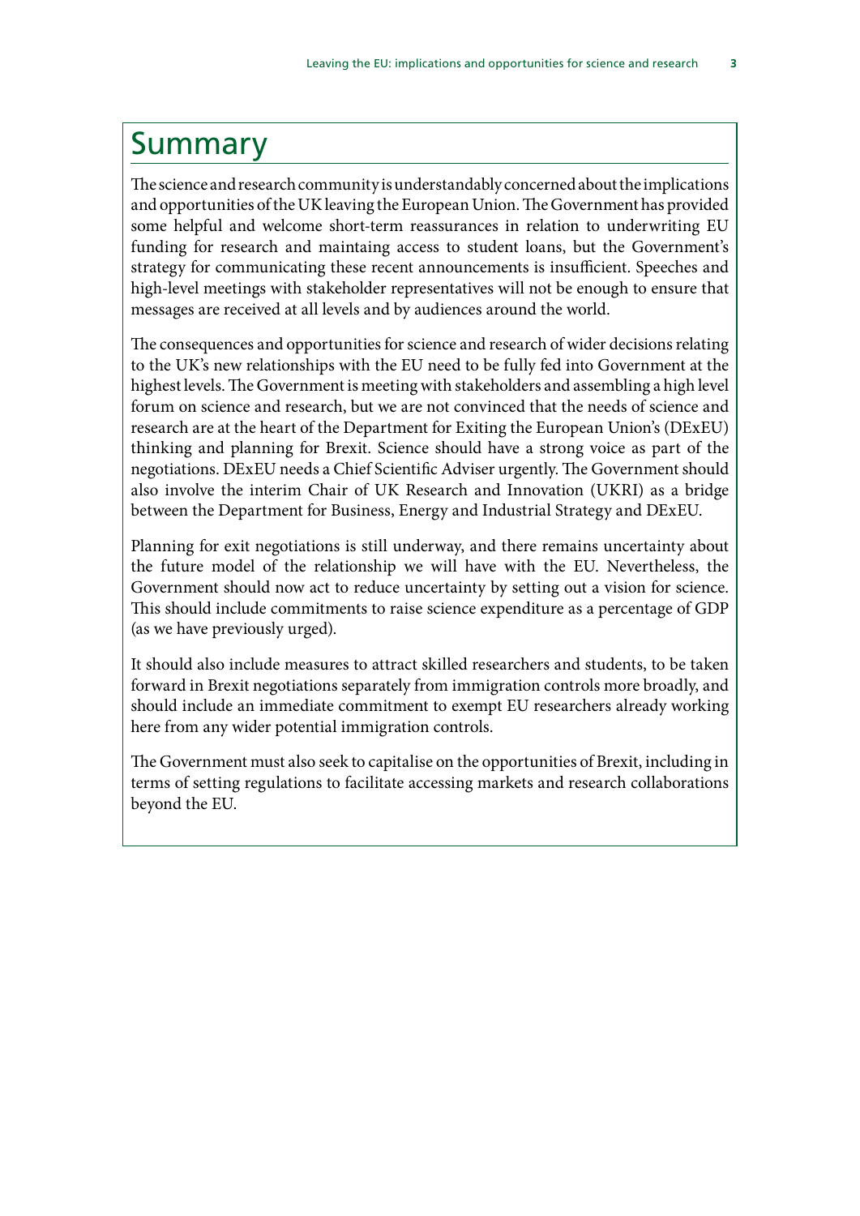# Summary

The science and research community is understandably concerned about the implications and opportunities of the UK leaving the European Union. The Government has provided some helpful and welcome short-term reassurances in relation to underwriting EU funding for research and maintaing access to student loans, but the Government's strategy for communicating these recent announcements is insufficient. Speeches and high-level meetings with stakeholder representatives will not be enough to ensure that messages are received at all levels and by audiences around the world.

The consequences and opportunities for science and research of wider decisions relating to the UK's new relationships with the EU need to be fully fed into Government at the highest levels. The Government is meeting with stakeholders and assembling a high level forum on science and research, but we are not convinced that the needs of science and research are at the heart of the Department for Exiting the European Union's (DExEU) thinking and planning for Brexit. Science should have a strong voice as part of the negotiations. DExEU needs a Chief Scientific Adviser urgently. The Government should also involve the interim Chair of UK Research and Innovation (UKRI) as a bridge between the Department for Business, Energy and Industrial Strategy and DExEU.

Planning for exit negotiations is still underway, and there remains uncertainty about the future model of the relationship we will have with the EU. Nevertheless, the Government should now act to reduce uncertainty by setting out a vision for science. This should include commitments to raise science expenditure as a percentage of GDP (as we have previously urged).

It should also include measures to attract skilled researchers and students, to be taken forward in Brexit negotiations separately from immigration controls more broadly, and should include an immediate commitment to exempt EU researchers already working here from any wider potential immigration controls.

The Government must also seek to capitalise on the opportunities of Brexit, including in terms of setting regulations to facilitate accessing markets and research collaborations beyond the EU.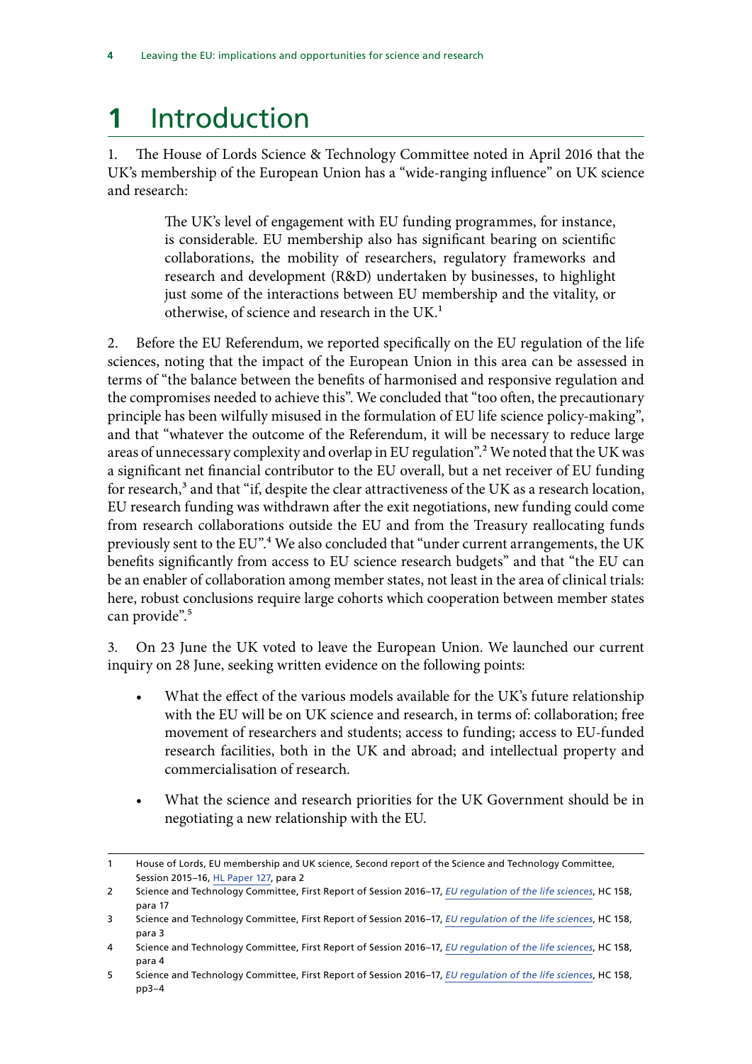# 1 Introduction

1. The House of Lords Science & Technology Committee noted in April 2016 that the UK's membership of the European Union has a "wide-ranging influence" on UK science and research:

> The UK's level of engagement with EU funding programmes, for instance, is considerable. EU membership also has significant bearing on scientific collaborations, the mobility of researchers, regulatory frameworks and research and development (R&D) undertaken by businesses, to highlight just some of the interactions between EU membership and the vitality, or otherwise, of science and research in the UK.[1]

2. Before the EU Referendum, we reported specifically on the EU regulation of the life sciences, noting that the impact of the European Union in this area can be assessed in terms of "the balance between the benefits of harmonised and responsive regulation and the compromises needed to achieve this". We concluded that "too often, the precautionary principle has been wilfully misused in the formulation of EU life science policy-making", and that "whatever the outcome of the Referendum, it will be necessary to reduce large areas of unnecessary complexity and overlap in EU regulation".[2] We noted that the UK was a significant net financial contributor to the EU overall, but a net receiver of EU funding for research,[3] and that "if, despite the clear attractiveness of the UK as a research location, EU research funding was withdrawn after the exit negotiations, new funding could come from research collaborations outside the EU and from the Treasury reallocating funds previously sent to the EU".[4] We also concluded that "under current arrangements, the UK benefits significantly from access to EU science research budgets" and that "the EU can be an enabler of collaboration among member states, not least in the area of clinical trials: here, robust conclusions require large cohorts which cooperation between member states can provide".[5]

3. On 23 June the UK voted to leave the European Union. We launched our current inquiry on 28 June, seeking written evidence on the following points:

- What the effect of the various models available for the UK's future relationship with the EU will be on UK science and research, in terms of: collaboration; free movement of researchers and students; access to funding; access to EU-funded research facilities, both in the UK and abroad; and intellectual property and commercialisation of research.
- What the science and research priorities for the UK Government should be in negotiating a new relationship with the EU.

---

1 House of Lords, EU membership and UK science, Second report of the Science and Technology Committee, Session 2015–16, HL Paper 127, para 2

2 Science and Technology Committee, First Report of Session 2016–17, *EU regulation of the life sciences*, HC 158, para 17

3 Science and Technology Committee, First Report of Session 2016–17, *EU regulation of the life sciences*, HC 158, para 3

4 Science and Technology Committee, First Report of Session 2016–17, *EU regulation of the life sciences*, HC 158, para 4

5 Science and Technology Committee, First Report of Session 2016–17, *EU regulation of the life sciences*, HC 158, pp3–4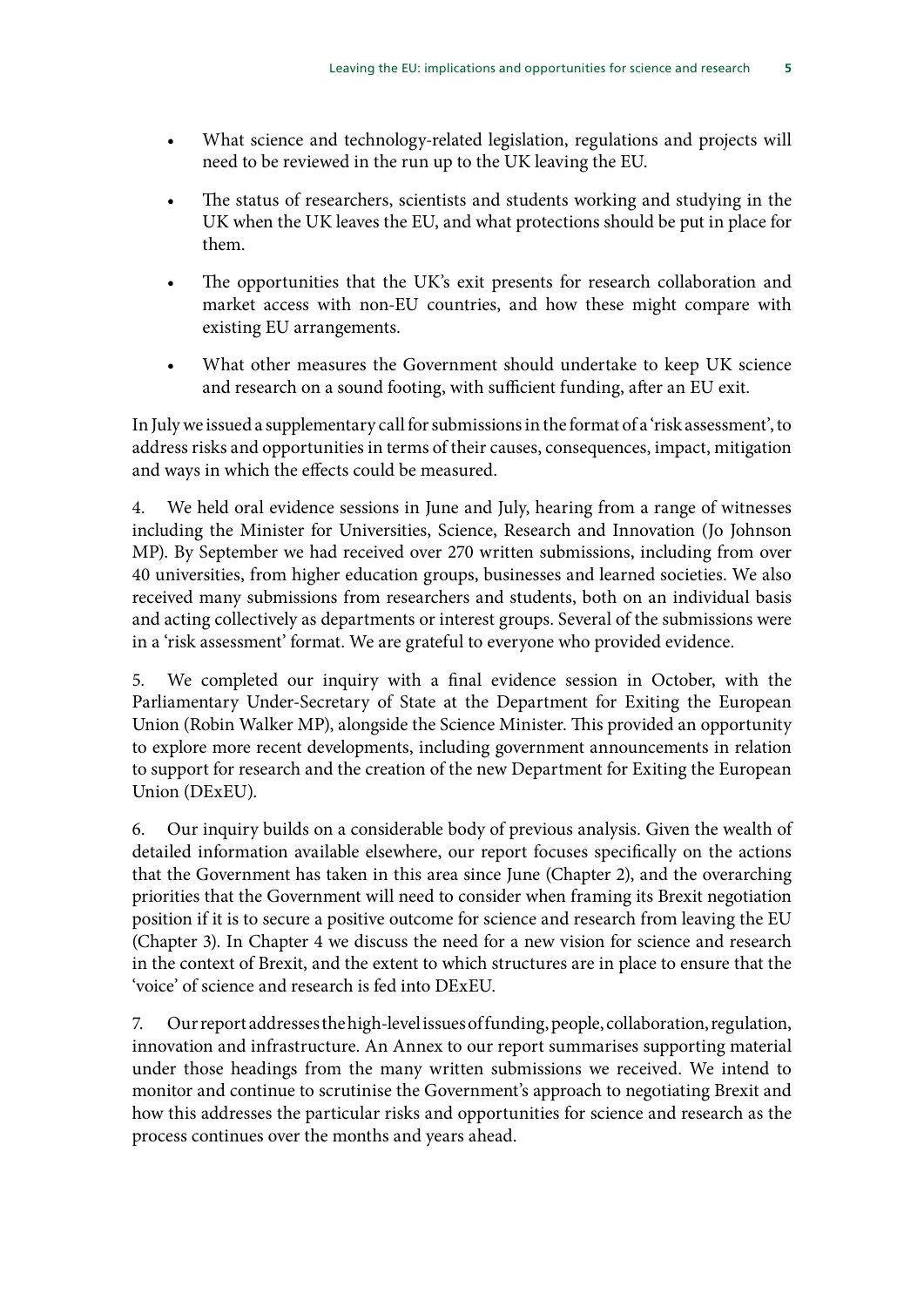- What science and technology-related legislation, regulations and projects will need to be reviewed in the run up to the UK leaving the EU.
- The status of researchers, scientists and students working and studying in the UK when the UK leaves the EU, and what protections should be put in place for them.
- The opportunities that the UK's exit presents for research collaboration and market access with non-EU countries, and how these might compare with existing EU arrangements.
- What other measures the Government should undertake to keep UK science and research on a sound footing, with sufficient funding, after an EU exit.

In July we issued a supplementary call for submissions in the format of a 'risk assessment', to address risks and opportunities in terms of their causes, consequences, impact, mitigation and ways in which the effects could be measured.

4. We held oral evidence sessions in June and July, hearing from a range of witnesses including the Minister for Universities, Science, Research and Innovation (Jo Johnson MP). By September we had received over 270 written submissions, including from over 40 universities, from higher education groups, businesses and learned societies. We also received many submissions from researchers and students, both on an individual basis and acting collectively as departments or interest groups. Several of the submissions were in a 'risk assessment' format. We are grateful to everyone who provided evidence.

5. We completed our inquiry with a final evidence session in October, with the Parliamentary Under-Secretary of State at the Department for Exiting the European Union (Robin Walker MP), alongside the Science Minister. This provided an opportunity to explore more recent developments, including government announcements in relation to support for research and the creation of the new Department for Exiting the European Union (DExEU).

6. Our inquiry builds on a considerable body of previous analysis. Given the wealth of detailed information available elsewhere, our report focuses specifically on the actions that the Government has taken in this area since June (Chapter 2), and the overarching priorities that the Government will need to consider when framing its Brexit negotiation position if it is to secure a positive outcome for science and research from leaving the EU (Chapter 3). In Chapter 4 we discuss the need for a new vision for science and research in the context of Brexit, and the extent to which structures are in place to ensure that the 'voice' of science and research is fed into DExEU.

7. Our report addresses the high-level issues of funding, people, collaboration, regulation, innovation and infrastructure. An Annex to our report summarises supporting material under those headings from the many written submissions we received. We intend to monitor and continue to scrutinise the Government's approach to negotiating Brexit and how this addresses the particular risks and opportunities for science and research as the process continues over the months and years ahead.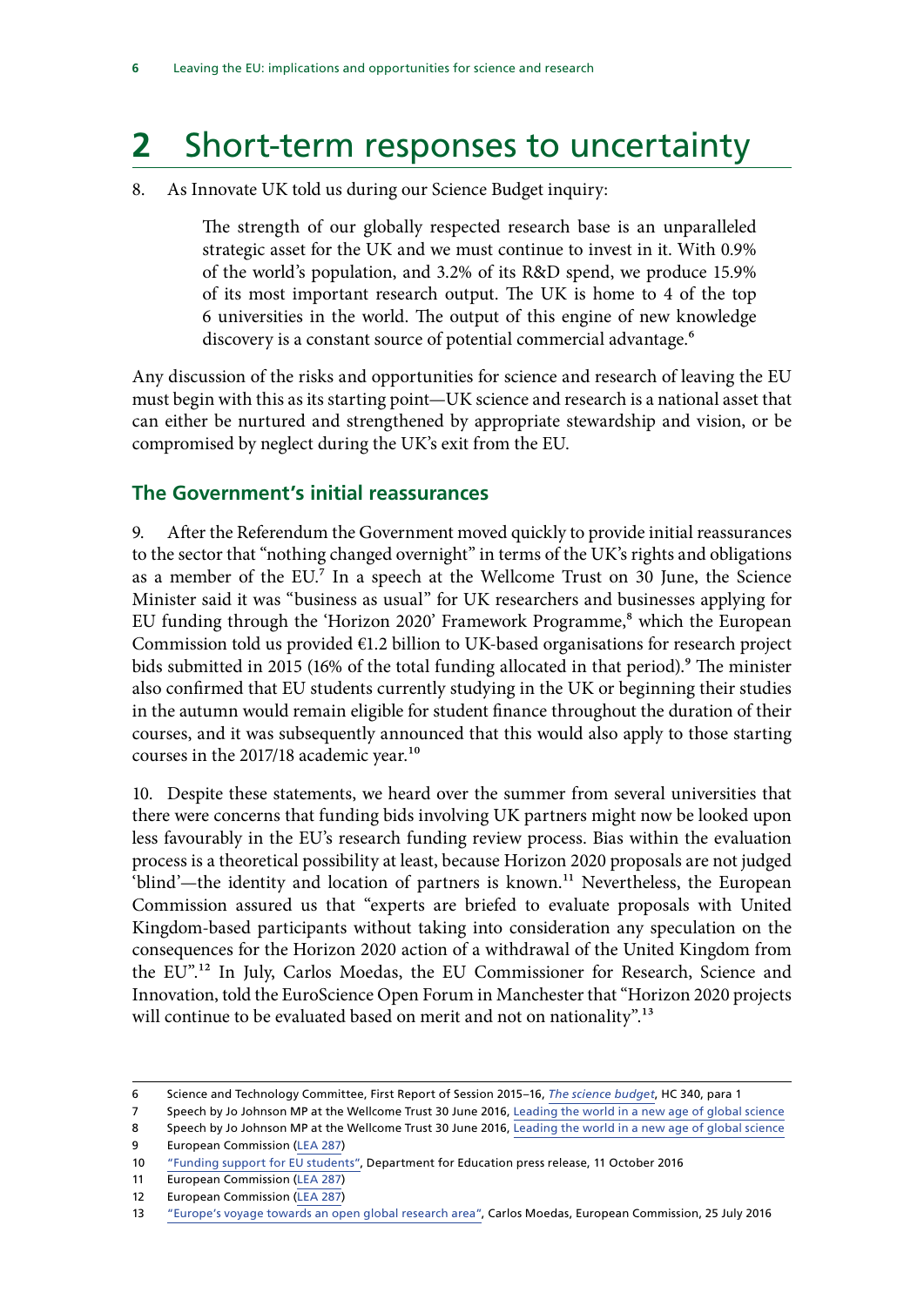# 2 Short-term responses to uncertainty

8. As Innovate UK told us during our Science Budget inquiry:

> The strength of our globally respected research base is an unparalleled strategic asset for the UK and we must continue to invest in it. With 0.9% of the world's population, and 3.2% of its R&D spend, we produce 15.9% of its most important research output. The UK is home to 4 of the top 6 universities in the world. The output of this engine of new knowledge discovery is a constant source of potential commercial advantage.[6]

Any discussion of the risks and opportunities for science and research of leaving the EU must begin with this as its starting point—UK science and research is a national asset that can either be nurtured and strengthened by appropriate stewardship and vision, or be compromised by neglect during the UK's exit from the EU.

## The Government's initial reassurances

9. After the Referendum the Government moved quickly to provide initial reassurances to the sector that "nothing changed overnight" in terms of the UK's rights and obligations as a member of the EU.[7] In a speech at the Wellcome Trust on 30 June, the Science Minister said it was "business as usual" for UK researchers and businesses applying for EU funding through the 'Horizon 2020' Framework Programme,[8] which the European Commission told us provided €1.2 billion to UK-based organisations for research project bids submitted in 2015 (16% of the total funding allocated in that period).[9] The minister also confirmed that EU students currently studying in the UK or beginning their studies in the autumn would remain eligible for student finance throughout the duration of their courses, and it was subsequently announced that this would also apply to those starting courses in the 2017/18 academic year.[10]

10. Despite these statements, we heard over the summer from several universities that there were concerns that funding bids involving UK partners might now be looked upon less favourably in the EU's research funding review process. Bias within the evaluation process is a theoretical possibility at least, because Horizon 2020 proposals are not judged 'blind'—the identity and location of partners is known.[11] Nevertheless, the European Commission assured us that "experts are briefed to evaluate proposals with United Kingdom-based participants without taking into consideration any speculation on the consequences for the Horizon 2020 action of a withdrawal of the United Kingdom from the EU".[12] In July, Carlos Moedas, the EU Commissioner for Research, Science and Innovation, told the EuroScience Open Forum in Manchester that "Horizon 2020 projects will continue to be evaluated based on merit and not on nationality".[13]

---

6 Science and Technology Committee, First Report of Session 2015–16, *The science budget*, HC 340, para 1

7 Speech by Jo Johnson MP at the Wellcome Trust 30 June 2016, Leading the world in a new age of global science

8 Speech by Jo Johnson MP at the Wellcome Trust 30 June 2016, Leading the world in a new age of global science

9 European Commission (LEA 287)

10 "Funding support for EU students", Department for Education press release, 11 October 2016

11 European Commission (LEA 287)

12 European Commission (LEA 287)

13 "Europe's voyage towards an open global research area", Carlos Moedas, European Commission, 25 July 2016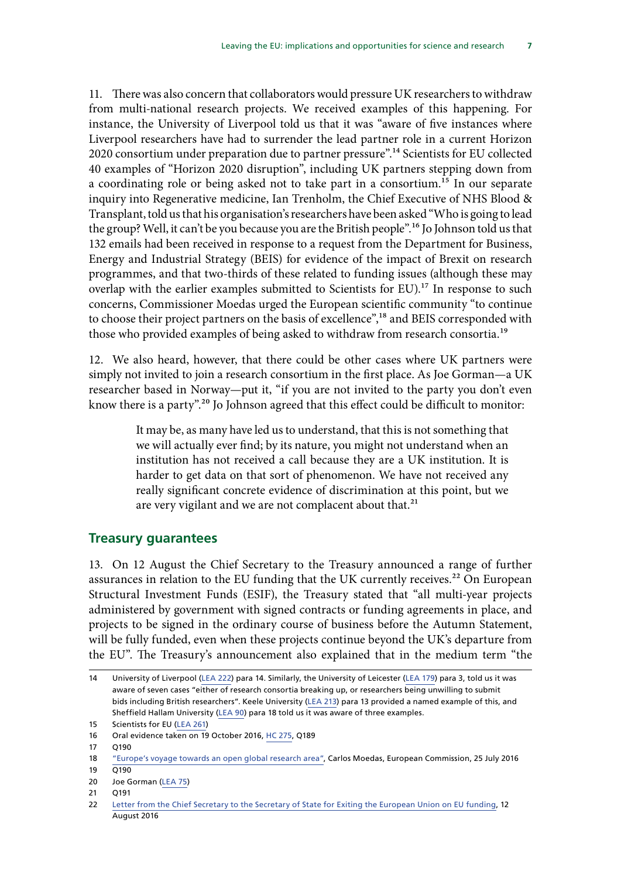11. There was also concern that collaborators would pressure UK researchers to withdraw from multi-national research projects. We received examples of this happening. For instance, the University of Liverpool told us that it was "aware of five instances where Liverpool researchers have had to surrender the lead partner role in a current Horizon 2020 consortium under preparation due to partner pressure".[14] Scientists for EU collected 40 examples of "Horizon 2020 disruption", including UK partners stepping down from a coordinating role or being asked not to take part in a consortium.[15] In our separate inquiry into Regenerative medicine, Ian Trenholm, the Chief Executive of NHS Blood & Transplant, told us that his organisation's researchers have been asked "Who is going to lead the group? Well, it can't be you because you are the British people".[16] Jo Johnson told us that 132 emails had been received in response to a request from the Department for Business, Energy and Industrial Strategy (BEIS) for evidence of the impact of Brexit on research programmes, and that two-thirds of these related to funding issues (although these may overlap with the earlier examples submitted to Scientists for EU).[17] In response to such concerns, Commissioner Moedas urged the European scientific community "to continue to choose their project partners on the basis of excellence",[18] and BEIS corresponded with those who provided examples of being asked to withdraw from research consortia.[19]

12. We also heard, however, that there could be other cases where UK partners were simply not invited to join a research consortium in the first place. As Joe Gorman—a UK researcher based in Norway—put it, "if you are not invited to the party you don't even know there is a party".[20] Jo Johnson agreed that this effect could be difficult to monitor:

> It may be, as many have led us to understand, that this is not something that we will actually ever find; by its nature, you might not understand when an institution has not received a call because they are a UK institution. It is harder to get data on that sort of phenomenon. We have not received any really significant concrete evidence of discrimination at this point, but we are very vigilant and we are not complacent about that.[21]

## Treasury guarantees

13. On 12 August the Chief Secretary to the Treasury announced a range of further assurances in relation to the EU funding that the UK currently receives.[22] On European Structural Investment Funds (ESIF), the Treasury stated that "all multi-year projects administered by government with signed contracts or funding agreements in place, and projects to be signed in the ordinary course of business before the Autumn Statement, will be fully funded, even when these projects continue beyond the UK's departure from the EU". The Treasury's announcement also explained that in the medium term "the

---

14 University of Liverpool (LEA 222) para 14. Similarly, the University of Leicester (LEA 179) para 3, told us it was aware of seven cases "either of research consortia breaking up, or researchers being unwilling to submit bids including British researchers". Keele University (LEA 213) para 13 provided a named example of this, and Sheffield Hallam University (LEA 90) para 18 told us it was aware of three examples.

15 Scientists for EU (LEA 261)

16 Oral evidence taken on 19 October 2016, HC 275, Q189

17 Q190

18 "Europe's voyage towards an open global research area", Carlos Moedas, European Commission, 25 July 2016

19 Q190

20 Joe Gorman (LEA 75)

21 Q191

22 Letter from the Chief Secretary to the Secretary of State for Exiting the European Union on EU funding, 12 August 2016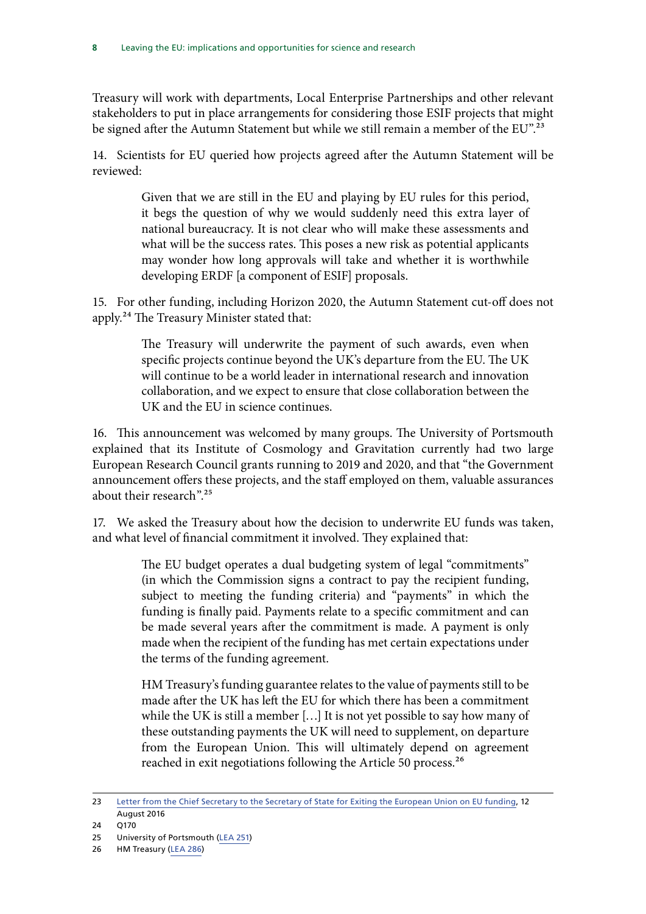Treasury will work with departments, Local Enterprise Partnerships and other relevant stakeholders to put in place arrangements for considering those ESIF projects that might be signed after the Autumn Statement but while we still remain a member of the EU".[23]

14. Scientists for EU queried how projects agreed after the Autumn Statement will be reviewed:

> Given that we are still in the EU and playing by EU rules for this period, it begs the question of why we would suddenly need this extra layer of national bureaucracy. It is not clear who will make these assessments and what will be the success rates. This poses a new risk as potential applicants may wonder how long approvals will take and whether it is worthwhile developing ERDF [a component of ESIF] proposals.

15. For other funding, including Horizon 2020, the Autumn Statement cut-off does not apply.[24] The Treasury Minister stated that:

> The Treasury will underwrite the payment of such awards, even when specific projects continue beyond the UK's departure from the EU. The UK will continue to be a world leader in international research and innovation collaboration, and we expect to ensure that close collaboration between the UK and the EU in science continues.

16. This announcement was welcomed by many groups. The University of Portsmouth explained that its Institute of Cosmology and Gravitation currently had two large European Research Council grants running to 2019 and 2020, and that "the Government announcement offers these projects, and the staff employed on them, valuable assurances about their research".[25]

17. We asked the Treasury about how the decision to underwrite EU funds was taken, and what level of financial commitment it involved. They explained that:

> The EU budget operates a dual budgeting system of legal "commitments" (in which the Commission signs a contract to pay the recipient funding, subject to meeting the funding criteria) and "payments" in which the funding is finally paid. Payments relate to a specific commitment and can be made several years after the commitment is made. A payment is only made when the recipient of the funding has met certain expectations under the terms of the funding agreement.
>
> HM Treasury's funding guarantee relates to the value of payments still to be made after the UK has left the EU for which there has been a commitment while the UK is still a member […] It is not yet possible to say how many of these outstanding payments the UK will need to supplement, on departure from the European Union. This will ultimately depend on agreement reached in exit negotiations following the Article 50 process.[26]

---

23 Letter from the Chief Secretary to the Secretary of State for Exiting the European Union on EU funding, 12 August 2016

24 Q170

25 University of Portsmouth (LEA 251)

26 HM Treasury (LEA 286)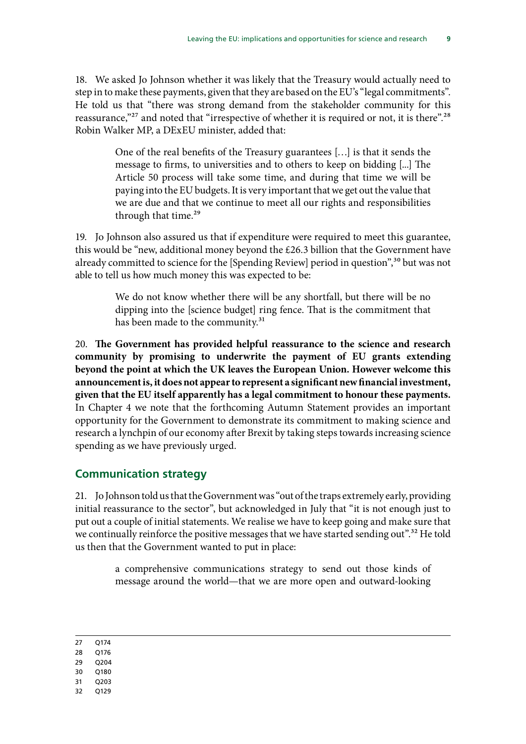18. We asked Jo Johnson whether it was likely that the Treasury would actually need to step in to make these payments, given that they are based on the EU's "legal commitments". He told us that "there was strong demand from the stakeholder community for this reassurance,"[27] and noted that "irrespective of whether it is required or not, it is there".[28] Robin Walker MP, a DExEU minister, added that:

> One of the real benefits of the Treasury guarantees […] is that it sends the message to firms, to universities and to others to keep on bidding [...] The Article 50 process will take some time, and during that time we will be paying into the EU budgets. It is very important that we get out the value that we are due and that we continue to meet all our rights and responsibilities through that time.[29]

19. Jo Johnson also assured us that if expenditure were required to meet this guarantee, this would be "new, additional money beyond the £26.3 billion that the Government have already committed to science for the [Spending Review] period in question",[30] but was not able to tell us how much money this was expected to be:

> We do not know whether there will be any shortfall, but there will be no dipping into the [science budget] ring fence. That is the commitment that has been made to the community.[31]

20. **The Government has provided helpful reassurance to the science and research community by promising to underwrite the payment of EU grants extending beyond the point at which the UK leaves the European Union. However welcome this announcement is, it does not appear to represent a significant new financial investment, given that the EU itself apparently has a legal commitment to honour these payments.** In Chapter 4 we note that the forthcoming Autumn Statement provides an important opportunity for the Government to demonstrate its commitment to making science and research a lynchpin of our economy after Brexit by taking steps towards increasing science spending as we have previously urged.

## Communication strategy

21. Jo Johnson told us that the Government was "out of the traps extremely early, providing initial reassurance to the sector", but acknowledged in July that "it is not enough just to put out a couple of initial statements. We realise we have to keep going and make sure that we continually reinforce the positive messages that we have started sending out".[32] He told us then that the Government wanted to put in place:

> a comprehensive communications strategy to send out those kinds of message around the world—that we are more open and outward-looking

---

27 Q174

28 Q176

29 Q204

30 Q180

31 Q203

32 Q129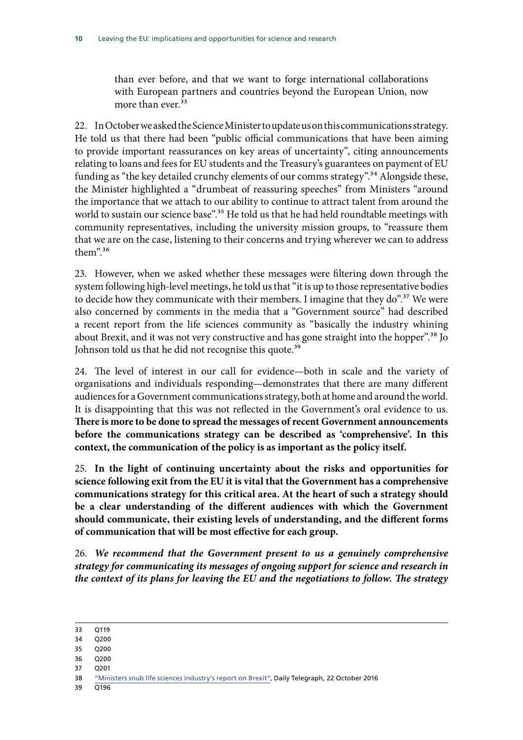than ever before, and that we want to forge international collaborations with European partners and countries beyond the European Union, now more than ever.[33]

22. In October we asked the Science Minister to update us on this communications strategy. He told us that there had been "public official communications that have been aiming to provide important reassurances on key areas of uncertainty", citing announcements relating to loans and fees for EU students and the Treasury's guarantees on payment of EU funding as "the key detailed crunchy elements of our comms strategy".[34] Alongside these, the Minister highlighted a "drumbeat of reassuring speeches" from Ministers "around the importance that we attach to our ability to continue to attract talent from around the world to sustain our science base".[35] He told us that he had held roundtable meetings with community representatives, including the university mission groups, to "reassure them that we are on the case, listening to their concerns and trying wherever we can to address them".[36]

23. However, when we asked whether these messages were filtering down through the system following high-level meetings, he told us that "it is up to those representative bodies to decide how they communicate with their members. I imagine that they do".[37] We were also concerned by comments in the media that a "Government source" had described a recent report from the life sciences community as "basically the industry whining about Brexit, and it was not very constructive and has gone straight into the hopper".[38] Jo Johnson told us that he did not recognise this quote.[39]

24. The level of interest in our call for evidence—both in scale and the variety of organisations and individuals responding—demonstrates that there are many different audiences for a Government communications strategy, both at home and around the world. It is disappointing that this was not reflected in the Government's oral evidence to us. **There is more to be done to spread the messages of recent Government announcements before the communications strategy can be described as 'comprehensive'. In this context, the communication of the policy is as important as the policy itself.**

25. **In the light of continuing uncertainty about the risks and opportunities for science following exit from the EU it is vital that the Government has a comprehensive communications strategy for this critical area. At the heart of such a strategy should be a clear understanding of the different audiences with which the Government should communicate, their existing levels of understanding, and the different forms of communication that will be most effective for each group.**

26. ***We recommend that the Government present to us a genuinely comprehensive strategy for communicating its messages of ongoing support for science and research in the context of its plans for leaving the EU and the negotiations to follow. The strategy***

---

33 Q119

34 Q200

35 Q200

36 Q200

37 Q201

38 "Ministers snub life sciences industry's report on Brexit", Daily Telegraph, 22 October 2016

39 Q196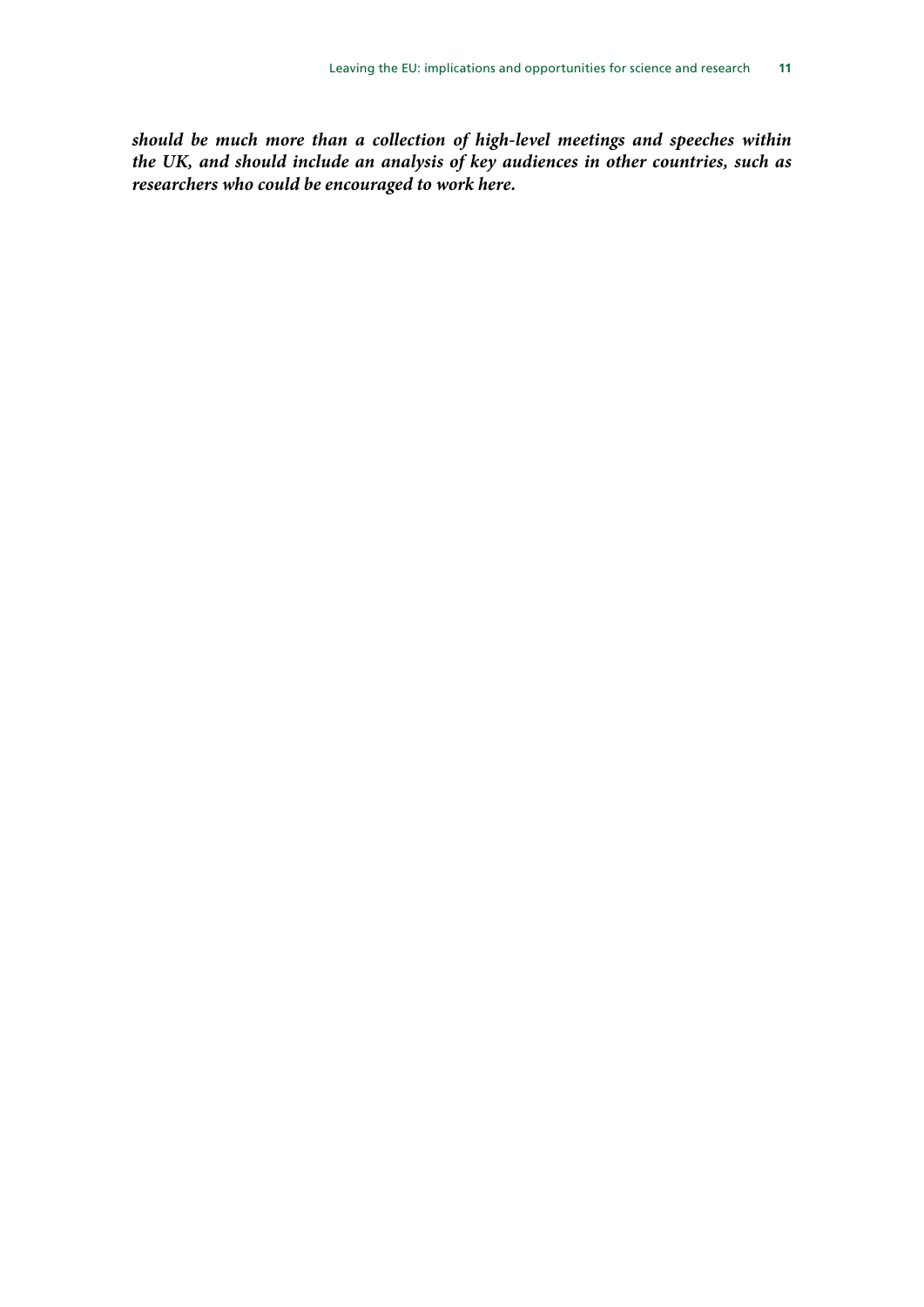***should be much more than a collection of high-level meetings and speeches within the UK, and should include an analysis of key audiences in other countries, such as researchers who could be encouraged to work here.***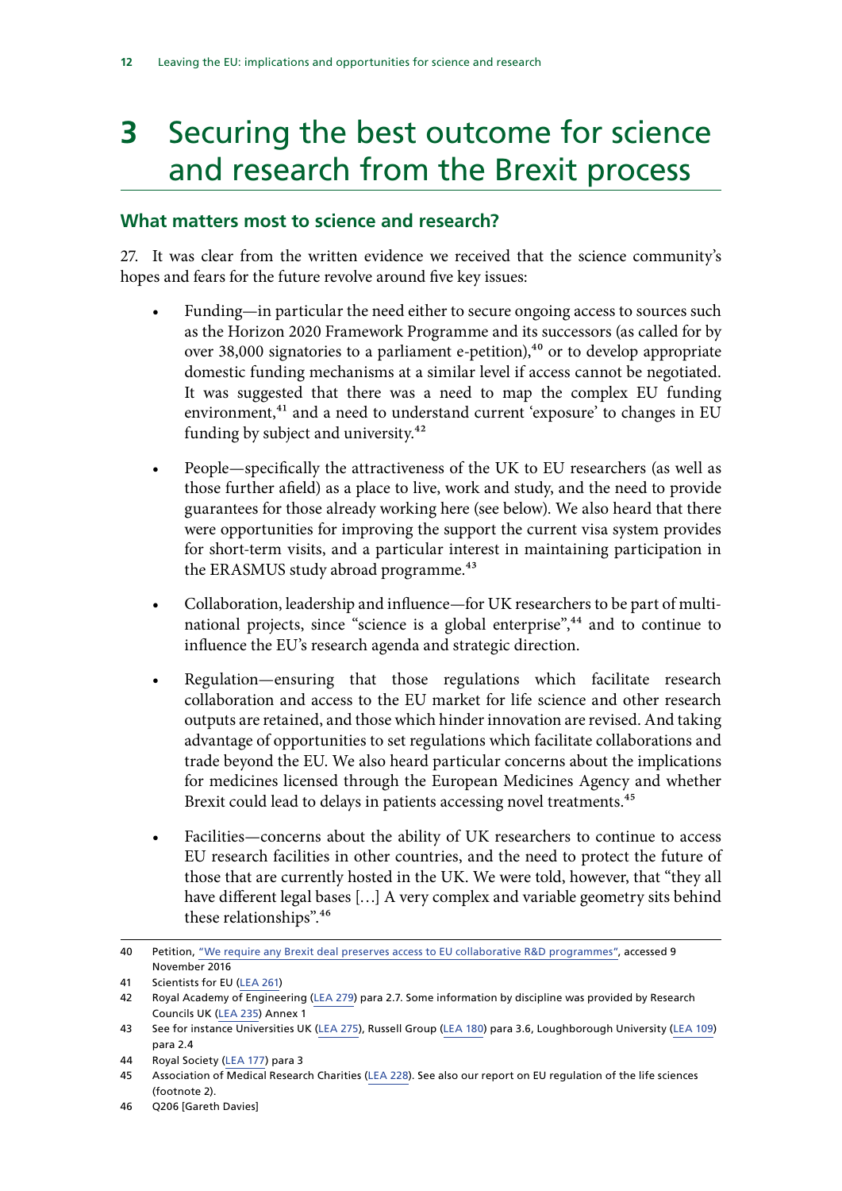# 3 Securing the best outcome for science and research from the Brexit process

## What matters most to science and research?

27. It was clear from the written evidence we received that the science community's hopes and fears for the future revolve around five key issues:

- Funding—in particular the need either to secure ongoing access to sources such as the Horizon 2020 Framework Programme and its successors (as called for by over 38,000 signatories to a parliament e-petition),[40] or to develop appropriate domestic funding mechanisms at a similar level if access cannot be negotiated. It was suggested that there was a need to map the complex EU funding environment,[41] and a need to understand current 'exposure' to changes in EU funding by subject and university.[42]

- People—specifically the attractiveness of the UK to EU researchers (as well as those further afield) as a place to live, work and study, and the need to provide guarantees for those already working here (see below). We also heard that there were opportunities for improving the support the current visa system provides for short-term visits, and a particular interest in maintaining participation in the ERASMUS study abroad programme.[43]

- Collaboration, leadership and influence—for UK researchers to be part of multi-national projects, since "science is a global enterprise",[44] and to continue to influence the EU's research agenda and strategic direction.

- Regulation—ensuring that those regulations which facilitate research collaboration and access to the EU market for life science and other research outputs are retained, and those which hinder innovation are revised. And taking advantage of opportunities to set regulations which facilitate collaborations and trade beyond the EU. We also heard particular concerns about the implications for medicines licensed through the European Medicines Agency and whether Brexit could lead to delays in patients accessing novel treatments.[45]

- Facilities—concerns about the ability of UK researchers to continue to access EU research facilities in other countries, and the need to protect the future of those that are currently hosted in the UK. We were told, however, that "they all have different legal bases [...] A very complex and variable geometry sits behind these relationships".[46]

---

40 Petition, "We require any Brexit deal preserves access to EU collaborative R&D programmes", accessed 9 November 2016

41 Scientists for EU (LEA 261)

42 Royal Academy of Engineering (LEA 279) para 2.7. Some information by discipline was provided by Research Councils UK (LEA 235) Annex 1

43 See for instance Universities UK (LEA 275), Russell Group (LEA 180) para 3.6, Loughborough University (LEA 109) para 2.4

44 Royal Society (LEA 177) para 3

45 Association of Medical Research Charities (LEA 228). See also our report on EU regulation of the life sciences (footnote 2).

46 Q206 [Gareth Davies]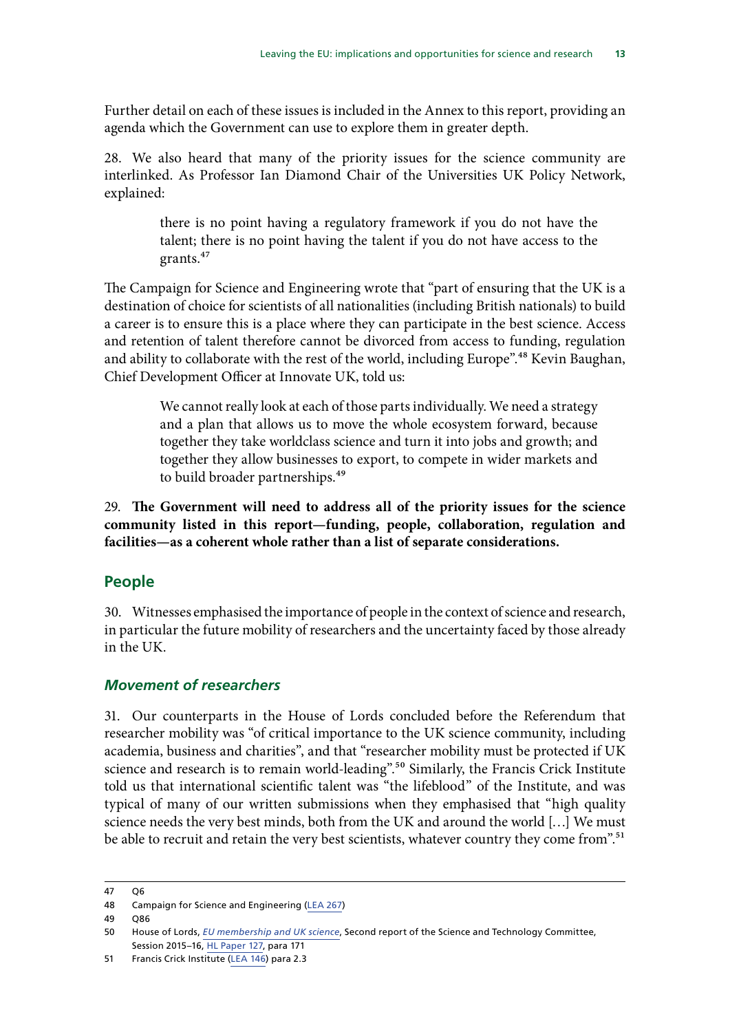Further detail on each of these issues is included in the Annex to this report, providing an agenda which the Government can use to explore them in greater depth.

28. We also heard that many of the priority issues for the science community are interlinked. As Professor Ian Diamond Chair of the Universities UK Policy Network, explained:

> there is no point having a regulatory framework if you do not have the talent; there is no point having the talent if you do not have access to the grants.[47]

The Campaign for Science and Engineering wrote that "part of ensuring that the UK is a destination of choice for scientists of all nationalities (including British nationals) to build a career is to ensure this is a place where they can participate in the best science. Access and retention of talent therefore cannot be divorced from access to funding, regulation and ability to collaborate with the rest of the world, including Europe".[48] Kevin Baughan, Chief Development Officer at Innovate UK, told us:

> We cannot really look at each of those parts individually. We need a strategy and a plan that allows us to move the whole ecosystem forward, because together they take worldclass science and turn it into jobs and growth; and together they allow businesses to export, to compete in wider markets and to build broader partnerships.[49]

29. **The Government will need to address all of the priority issues for the science community listed in this report—funding, people, collaboration, regulation and facilities—as a coherent whole rather than a list of separate considerations.**

## People

30. Witnesses emphasised the importance of people in the context of science and research, in particular the future mobility of researchers and the uncertainty faced by those already in the UK.

### *Movement of researchers*

31. Our counterparts in the House of Lords concluded before the Referendum that researcher mobility was "of critical importance to the UK science community, including academia, business and charities", and that "researcher mobility must be protected if UK science and research is to remain world-leading".[50] Similarly, the Francis Crick Institute told us that international scientific talent was "the lifeblood" of the Institute, and was typical of many of our written submissions when they emphasised that "high quality science needs the very best minds, both from the UK and around the world […] We must be able to recruit and retain the very best scientists, whatever country they come from".[51]

---

47 Q6

48 Campaign for Science and Engineering (LEA 267)

49 Q86

50 House of Lords, *EU membership and UK science*, Second report of the Science and Technology Committee, Session 2015–16, HL Paper 127, para 171

51 Francis Crick Institute (LEA 146) para 2.3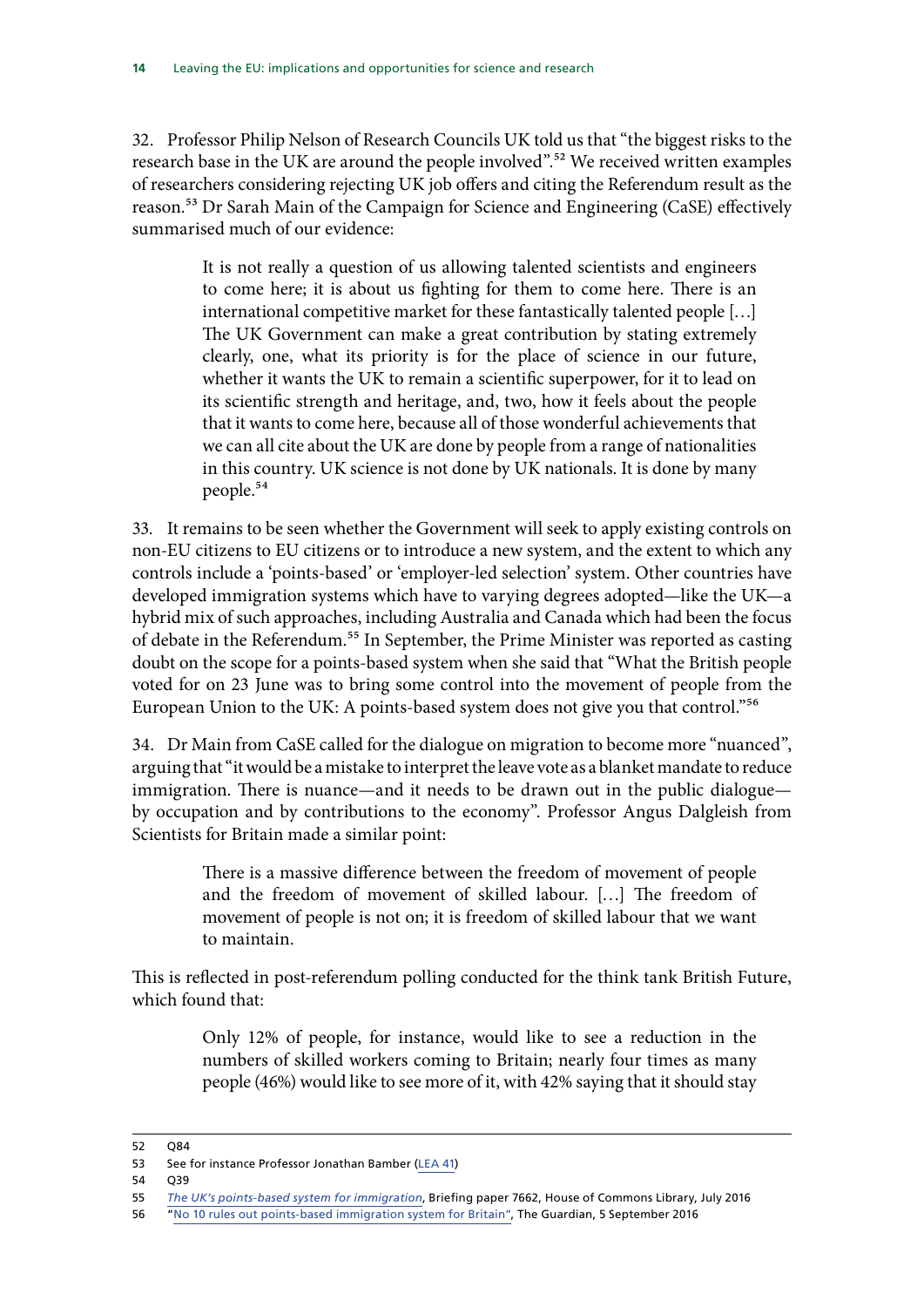32. Professor Philip Nelson of Research Councils UK told us that "the biggest risks to the research base in the UK are around the people involved".[52] We received written examples of researchers considering rejecting UK job offers and citing the Referendum result as the reason.[53] Dr Sarah Main of the Campaign for Science and Engineering (CaSE) effectively summarised much of our evidence:

> It is not really a question of us allowing talented scientists and engineers to come here; it is about us fighting for them to come here. There is an international competitive market for these fantastically talented people […] The UK Government can make a great contribution by stating extremely clearly, one, what its priority is for the place of science in our future, whether it wants the UK to remain a scientific superpower, for it to lead on its scientific strength and heritage, and, two, how it feels about the people that it wants to come here, because all of those wonderful achievements that we can all cite about the UK are done by people from a range of nationalities in this country. UK science is not done by UK nationals. It is done by many people.[54]

33. It remains to be seen whether the Government will seek to apply existing controls on non-EU citizens to EU citizens or to introduce a new system, and the extent to which any controls include a 'points-based' or 'employer-led selection' system. Other countries have developed immigration systems which have to varying degrees adopted—like the UK—a hybrid mix of such approaches, including Australia and Canada which had been the focus of debate in the Referendum.[55] In September, the Prime Minister was reported as casting doubt on the scope for a points-based system when she said that "What the British people voted for on 23 June was to bring some control into the movement of people from the European Union to the UK: A points-based system does not give you that control."[56]

34. Dr Main from CaSE called for the dialogue on migration to become more "nuanced", arguing that "it would be a mistake to interpret the leave vote as a blanket mandate to reduce immigration. There is nuance—and it needs to be drawn out in the public dialogue—by occupation and by contributions to the economy". Professor Angus Dalgleish from Scientists for Britain made a similar point:

> There is a massive difference between the freedom of movement of people and the freedom of movement of skilled labour. […] The freedom of movement of people is not on; it is freedom of skilled labour that we want to maintain.

This is reflected in post-referendum polling conducted for the think tank British Future, which found that:

> Only 12% of people, for instance, would like to see a reduction in the numbers of skilled workers coming to Britain; nearly four times as many people (46%) would like to see more of it, with 42% saying that it should stay

---

52 Q84

53 See for instance Professor Jonathan Bamber (LEA 41)

54 Q39

55 *The UK's points-based system for immigration*, Briefing paper 7662, House of Commons Library, July 2016

56 "No 10 rules out points-based immigration system for Britain", The Guardian, 5 September 2016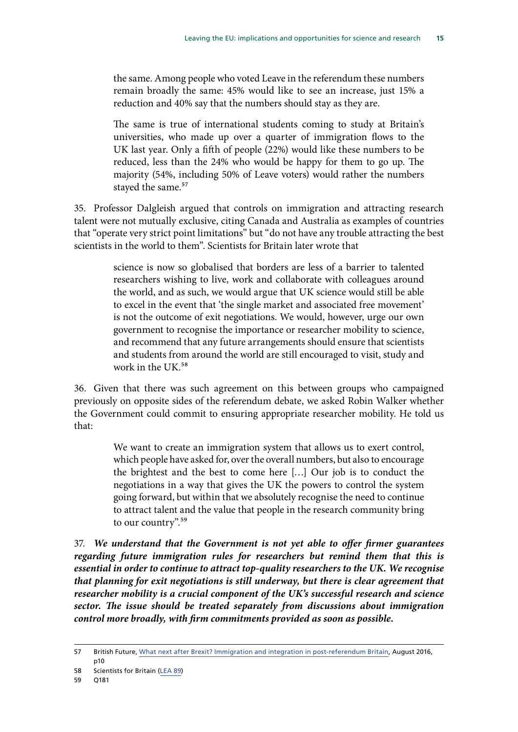> the same. Among people who voted Leave in the referendum these numbers remain broadly the same: 45% would like to see an increase, just 15% a reduction and 40% say that the numbers should stay as they are.
>
> The same is true of international students coming to study at Britain's universities, who made up over a quarter of immigration flows to the UK last year. Only a fifth of people (22%) would like these numbers to be reduced, less than the 24% who would be happy for them to go up. The majority (54%, including 50% of Leave voters) would rather the numbers stayed the same.[57]

35. Professor Dalgleish argued that controls on immigration and attracting research talent were not mutually exclusive, citing Canada and Australia as examples of countries that "operate very strict point limitations" but "do not have any trouble attracting the best scientists in the world to them". Scientists for Britain later wrote that

> science is now so globalised that borders are less of a barrier to talented researchers wishing to live, work and collaborate with colleagues around the world, and as such, we would argue that UK science would still be able to excel in the event that 'the single market and associated free movement' is not the outcome of exit negotiations. We would, however, urge our own government to recognise the importance or researcher mobility to science, and recommend that any future arrangements should ensure that scientists and students from around the world are still encouraged to visit, study and work in the UK.[58]

36. Given that there was such agreement on this between groups who campaigned previously on opposite sides of the referendum debate, we asked Robin Walker whether the Government could commit to ensuring appropriate researcher mobility. He told us that:

> We want to create an immigration system that allows us to exert control, which people have asked for, over the overall numbers, but also to encourage the brightest and the best to come here […] Our job is to conduct the negotiations in a way that gives the UK the powers to control the system going forward, but within that we absolutely recognise the need to continue to attract talent and the value that people in the research community bring to our country".[59]

37. ***We understand that the Government is not yet able to offer firmer guarantees regarding future immigration rules for researchers but remind them that this is essential in order to continue to attract top-quality researchers to the UK. We recognise that planning for exit negotiations is still underway, but there is clear agreement that researcher mobility is a crucial component of the UK's successful research and science sector. The issue should be treated separately from discussions about immigration control more broadly, with firm commitments provided as soon as possible.***

57 British Future, What next after Brexit? Immigration and integration in post-referendum Britain, August 2016, p10

58 Scientists for Britain (LEA 89)

59 Q181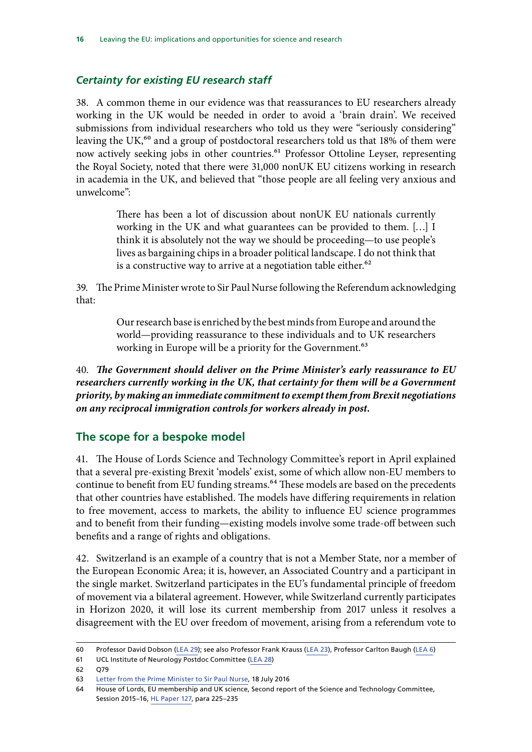### *Certainty for existing EU research staff*

38. A common theme in our evidence was that reassurances to EU researchers already working in the UK would be needed in order to avoid a 'brain drain'. We received submissions from individual researchers who told us they were "seriously considering" leaving the UK,[60] and a group of postdoctoral researchers told us that 18% of them were now actively seeking jobs in other countries.[61] Professor Ottoline Leyser, representing the Royal Society, noted that there were 31,000 nonUK EU citizens working in research in academia in the UK, and believed that "those people are all feeling very anxious and unwelcome":

> There has been a lot of discussion about nonUK EU nationals currently working in the UK and what guarantees can be provided to them. […] I think it is absolutely not the way we should be proceeding—to use people's lives as bargaining chips in a broader political landscape. I do not think that is a constructive way to arrive at a negotiation table either.[62]

39. The Prime Minister wrote to Sir Paul Nurse following the Referendum acknowledging that:

> Our research base is enriched by the best minds from Europe and around the world—providing reassurance to these individuals and to UK researchers working in Europe will be a priority for the Government.[63]

40. ***The Government should deliver on the Prime Minister's early reassurance to EU researchers currently working in the UK, that certainty for them will be a Government priority, by making an immediate commitment to exempt them from Brexit negotiations on any reciprocal immigration controls for workers already in post.***

## The scope for a bespoke model

41. The House of Lords Science and Technology Committee's report in April explained that a several pre-existing Brexit 'models' exist, some of which allow non-EU members to continue to benefit from EU funding streams.[64] These models are based on the precedents that other countries have established. The models have differing requirements in relation to free movement, access to markets, the ability to influence EU science programmes and to benefit from their funding—existing models involve some trade-off between such benefits and a range of rights and obligations.

42. Switzerland is an example of a country that is not a Member State, nor a member of the European Economic Area; it is, however, an Associated Country and a participant in the single market. Switzerland participates in the EU's fundamental principle of freedom of movement via a bilateral agreement. However, while Switzerland currently participates in Horizon 2020, it will lose its current membership from 2017 unless it resolves a disagreement with the EU over freedom of movement, arising from a referendum vote to

---

60 Professor David Dobson (LEA 29); see also Professor Frank Krauss (LEA 23), Professor Carlton Baugh (LEA 6)

61 UCL Institute of Neurology Postdoc Committee (LEA 28)

62 Q79

63 Letter from the Prime Minister to Sir Paul Nurse, 18 July 2016

64 House of Lords, EU membership and UK science, Second report of the Science and Technology Committee, Session 2015–16, HL Paper 127, para 225–235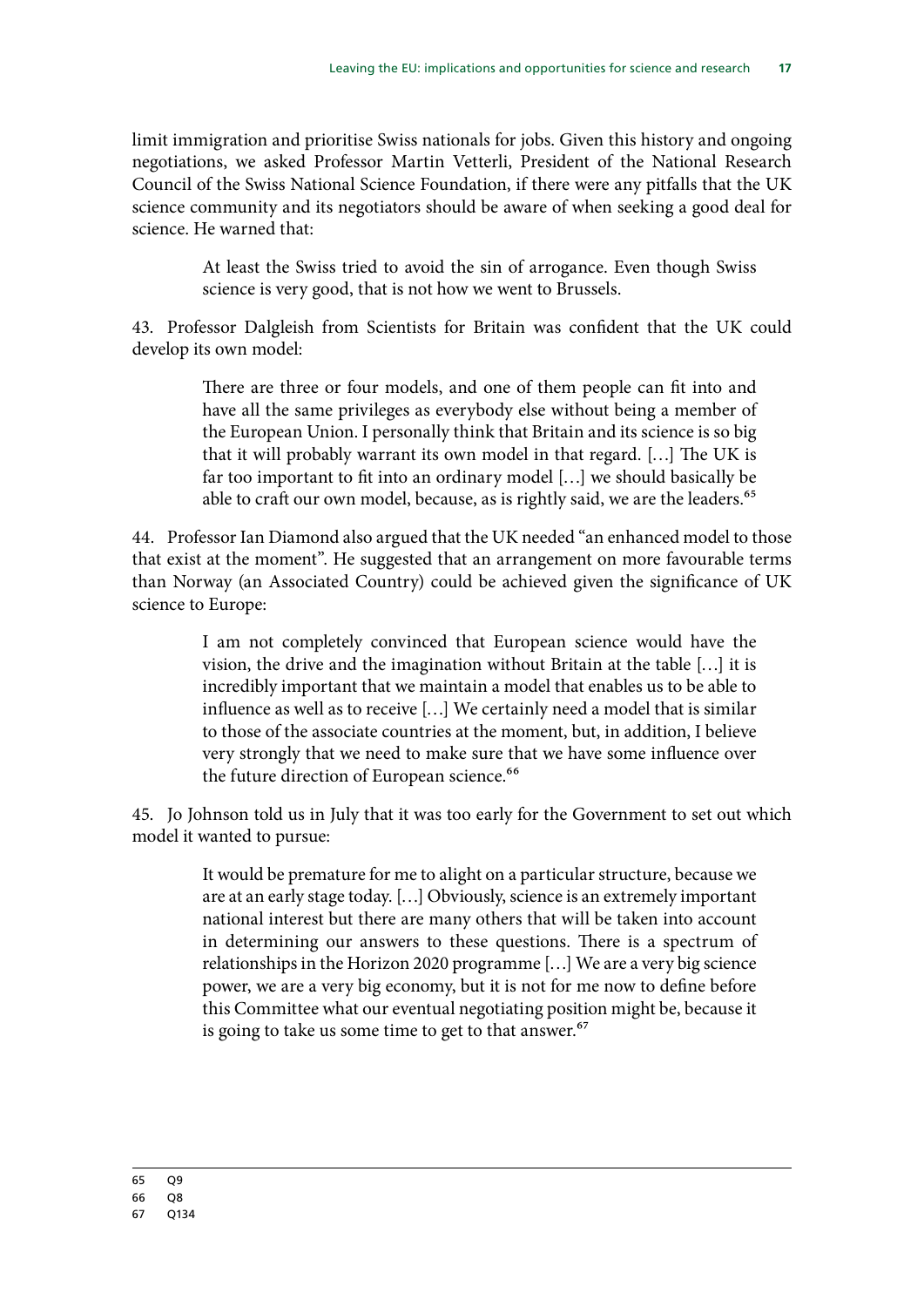limit immigration and prioritise Swiss nationals for jobs. Given this history and ongoing negotiations, we asked Professor Martin Vetterli, President of the National Research Council of the Swiss National Science Foundation, if there were any pitfalls that the UK science community and its negotiators should be aware of when seeking a good deal for science. He warned that:

> At least the Swiss tried to avoid the sin of arrogance. Even though Swiss science is very good, that is not how we went to Brussels.

43. Professor Dalgleish from Scientists for Britain was confident that the UK could develop its own model:

> There are three or four models, and one of them people can fit into and have all the same privileges as everybody else without being a member of the European Union. I personally think that Britain and its science is so big that it will probably warrant its own model in that regard. […] The UK is far too important to fit into an ordinary model […] we should basically be able to craft our own model, because, as is rightly said, we are the leaders.[65]

44. Professor Ian Diamond also argued that the UK needed "an enhanced model to those that exist at the moment". He suggested that an arrangement on more favourable terms than Norway (an Associated Country) could be achieved given the significance of UK science to Europe:

> I am not completely convinced that European science would have the vision, the drive and the imagination without Britain at the table […] it is incredibly important that we maintain a model that enables us to be able to influence as well as to receive […] We certainly need a model that is similar to those of the associate countries at the moment, but, in addition, I believe very strongly that we need to make sure that we have some influence over the future direction of European science.[66]

45. Jo Johnson told us in July that it was too early for the Government to set out which model it wanted to pursue:

> It would be premature for me to alight on a particular structure, because we are at an early stage today. […] Obviously, science is an extremely important national interest but there are many others that will be taken into account in determining our answers to these questions. There is a spectrum of relationships in the Horizon 2020 programme […] We are a very big science power, we are a very big economy, but it is not for me now to define before this Committee what our eventual negotiating position might be, because it is going to take us some time to get to that answer.[67]

65 Q9
66 Q8
67 Q134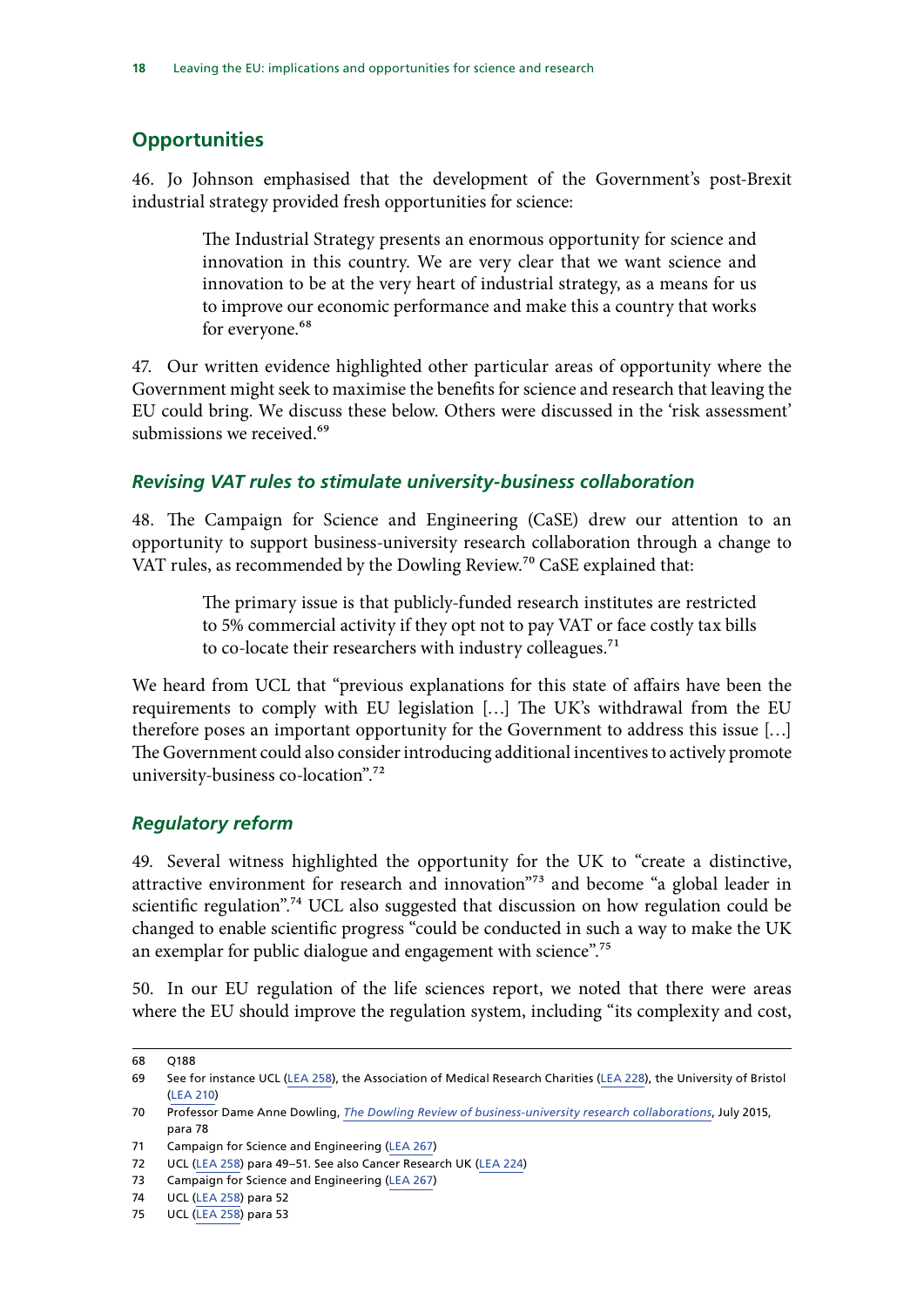## Opportunities

46. Jo Johnson emphasised that the development of the Government's post-Brexit industrial strategy provided fresh opportunities for science:

> The Industrial Strategy presents an enormous opportunity for science and innovation in this country. We are very clear that we want science and innovation to be at the very heart of industrial strategy, as a means for us to improve our economic performance and make this a country that works for everyone.[68]

47. Our written evidence highlighted other particular areas of opportunity where the Government might seek to maximise the benefits for science and research that leaving the EU could bring. We discuss these below. Others were discussed in the 'risk assessment' submissions we received.[69]

### *Revising VAT rules to stimulate university-business collaboration*

48. The Campaign for Science and Engineering (CaSE) drew our attention to an opportunity to support business-university research collaboration through a change to VAT rules, as recommended by the Dowling Review.[70] CaSE explained that:

> The primary issue is that publicly-funded research institutes are restricted to 5% commercial activity if they opt not to pay VAT or face costly tax bills to co-locate their researchers with industry colleagues.[71]

We heard from UCL that "previous explanations for this state of affairs have been the requirements to comply with EU legislation […] The UK's withdrawal from the EU therefore poses an important opportunity for the Government to address this issue […] The Government could also consider introducing additional incentives to actively promote university-business co-location".[72]

### *Regulatory reform*

49. Several witness highlighted the opportunity for the UK to "create a distinctive, attractive environment for research and innovation"[73] and become "a global leader in scientific regulation".[74] UCL also suggested that discussion on how regulation could be changed to enable scientific progress "could be conducted in such a way to make the UK an exemplar for public dialogue and engagement with science".[75]

50. In our EU regulation of the life sciences report, we noted that there were areas where the EU should improve the regulation system, including "its complexity and cost,

---

68 Q188

69 See for instance UCL (LEA 258), the Association of Medical Research Charities (LEA 228), the University of Bristol (LEA 210)

70 Professor Dame Anne Dowling, *The Dowling Review of business-university research collaborations*, July 2015, para 78

71 Campaign for Science and Engineering (LEA 267)

72 UCL (LEA 258) para 49–51. See also Cancer Research UK (LEA 224)

73 Campaign for Science and Engineering (LEA 267)

74 UCL (LEA 258) para 52

75 UCL (LEA 258) para 53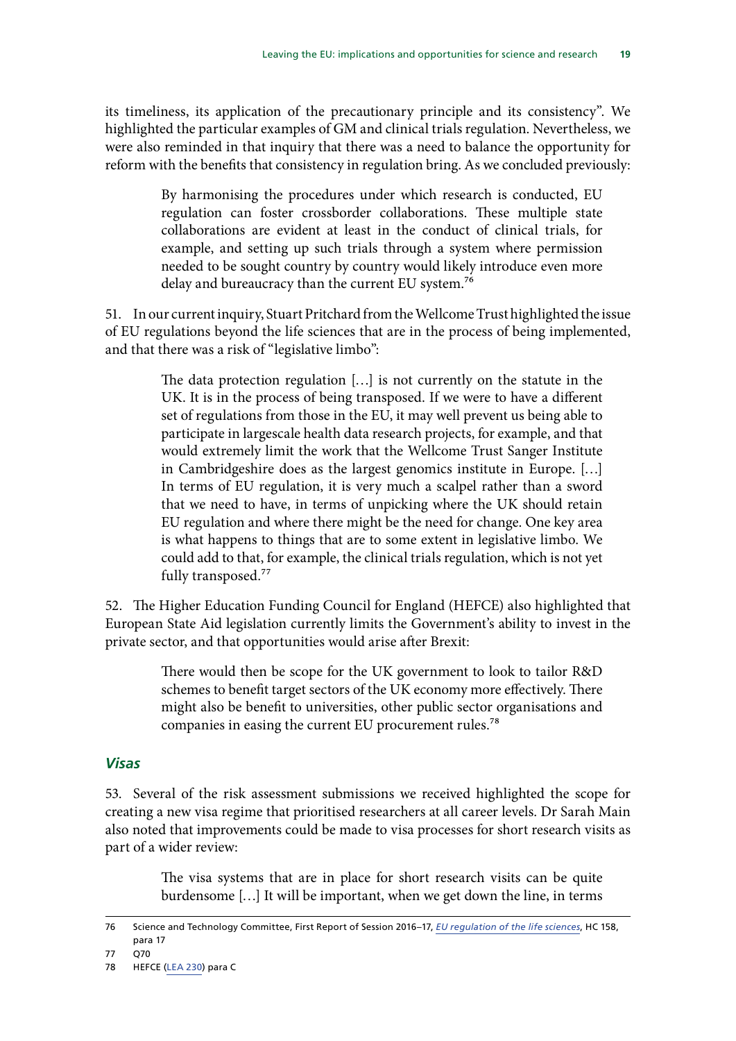its timeliness, its application of the precautionary principle and its consistency". We highlighted the particular examples of GM and clinical trials regulation. Nevertheless, we were also reminded in that inquiry that there was a need to balance the opportunity for reform with the benefits that consistency in regulation bring. As we concluded previously:

> By harmonising the procedures under which research is conducted, EU regulation can foster crossborder collaborations. These multiple state collaborations are evident at least in the conduct of clinical trials, for example, and setting up such trials through a system where permission needed to be sought country by country would likely introduce even more delay and bureaucracy than the current EU system.[76]

51. In our current inquiry, Stuart Pritchard from the Wellcome Trust highlighted the issue of EU regulations beyond the life sciences that are in the process of being implemented, and that there was a risk of "legislative limbo":

> The data protection regulation […] is not currently on the statute in the UK. It is in the process of being transposed. If we were to have a different set of regulations from those in the EU, it may well prevent us being able to participate in largescale health data research projects, for example, and that would extremely limit the work that the Wellcome Trust Sanger Institute in Cambridgeshire does as the largest genomics institute in Europe. […] In terms of EU regulation, it is very much a scalpel rather than a sword that we need to have, in terms of unpicking where the UK should retain EU regulation and where there might be the need for change. One key area is what happens to things that are to some extent in legislative limbo. We could add to that, for example, the clinical trials regulation, which is not yet fully transposed.[77]

52. The Higher Education Funding Council for England (HEFCE) also highlighted that European State Aid legislation currently limits the Government's ability to invest in the private sector, and that opportunities would arise after Brexit:

> There would then be scope for the UK government to look to tailor R&D schemes to benefit target sectors of the UK economy more effectively. There might also be benefit to universities, other public sector organisations and companies in easing the current EU procurement rules.[78]

### *Visas*

53. Several of the risk assessment submissions we received highlighted the scope for creating a new visa regime that prioritised researchers at all career levels. Dr Sarah Main also noted that improvements could be made to visa processes for short research visits as part of a wider review:

> The visa systems that are in place for short research visits can be quite burdensome […] It will be important, when we get down the line, in terms

---

76 Science and Technology Committee, First Report of Session 2016–17, *EU regulation of the life sciences*, HC 158, para 17

77 Q70

78 HEFCE (LEA 230) para C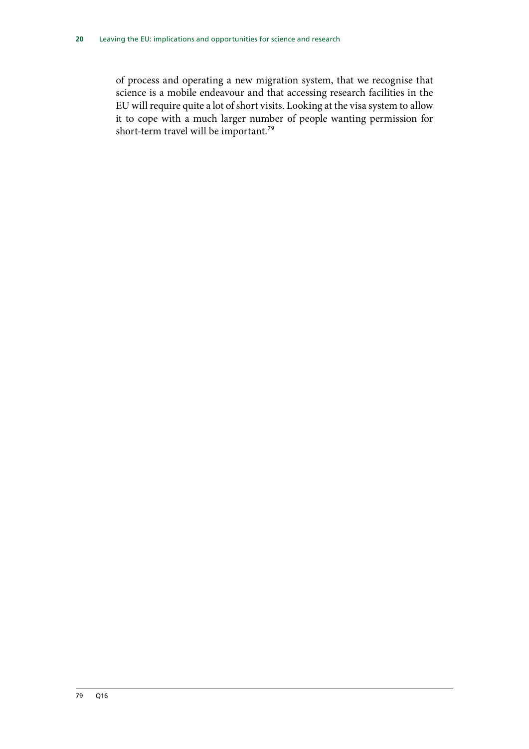of process and operating a new migration system, that we recognise that science is a mobile endeavour and that accessing research facilities in the EU will require quite a lot of short visits. Looking at the visa system to allow it to cope with a much larger number of people wanting permission for short-term travel will be important.[79]

79 Q16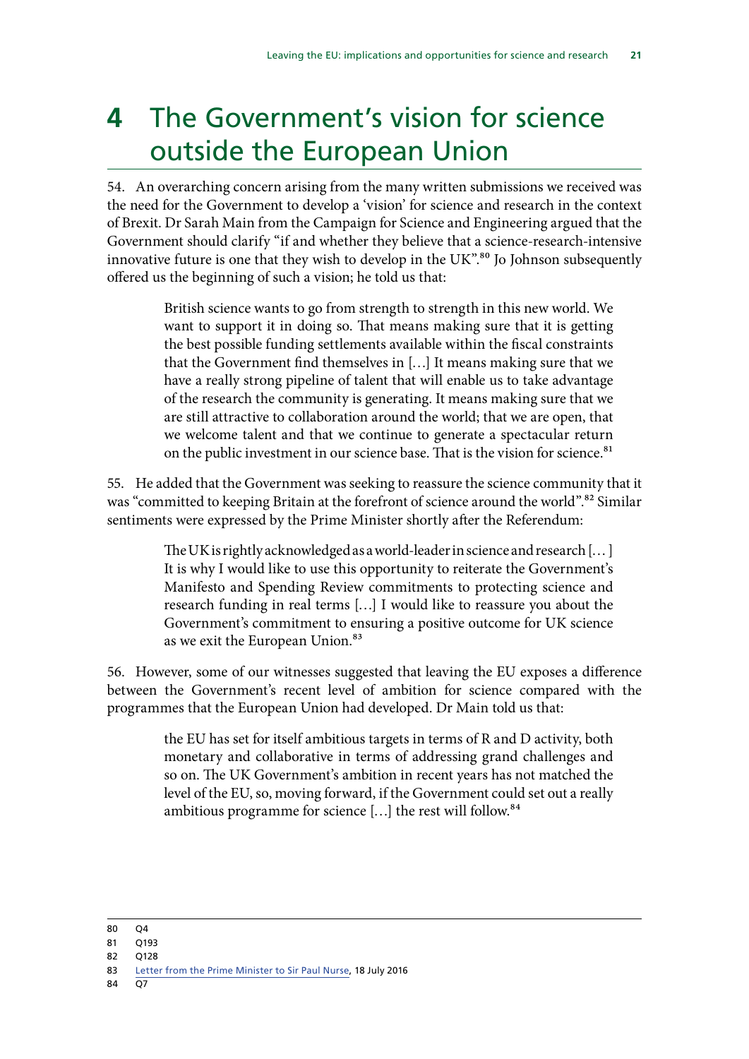# 4 The Government's vision for science outside the European Union

54. An overarching concern arising from the many written submissions we received was the need for the Government to develop a 'vision' for science and research in the context of Brexit. Dr Sarah Main from the Campaign for Science and Engineering argued that the Government should clarify "if and whether they believe that a science-research-intensive innovative future is one that they wish to develop in the UK".[80] Jo Johnson subsequently offered us the beginning of such a vision; he told us that:

> British science wants to go from strength to strength in this new world. We want to support it in doing so. That means making sure that it is getting the best possible funding settlements available within the fiscal constraints that the Government find themselves in […] It means making sure that we have a really strong pipeline of talent that will enable us to take advantage of the research the community is generating. It means making sure that we are still attractive to collaboration around the world; that we are open, that we welcome talent and that we continue to generate a spectacular return on the public investment in our science base. That is the vision for science.[81]

55. He added that the Government was seeking to reassure the science community that it was "committed to keeping Britain at the forefront of science around the world".[82] Similar sentiments were expressed by the Prime Minister shortly after the Referendum:

> The UK is rightly acknowledged as a world-leader in science and research [… ] It is why I would like to use this opportunity to reiterate the Government's Manifesto and Spending Review commitments to protecting science and research funding in real terms […] I would like to reassure you about the Government's commitment to ensuring a positive outcome for UK science as we exit the European Union.[83]

56. However, some of our witnesses suggested that leaving the EU exposes a difference between the Government's recent level of ambition for science compared with the programmes that the European Union had developed. Dr Main told us that:

> the EU has set for itself ambitious targets in terms of R and D activity, both monetary and collaborative in terms of addressing grand challenges and so on. The UK Government's ambition in recent years has not matched the level of the EU, so, moving forward, if the Government could set out a really ambitious programme for science […] the rest will follow.[84]

---

80 Q4

81 Q193

82 Q128

83 Letter from the Prime Minister to Sir Paul Nurse, 18 July 2016

84 Q7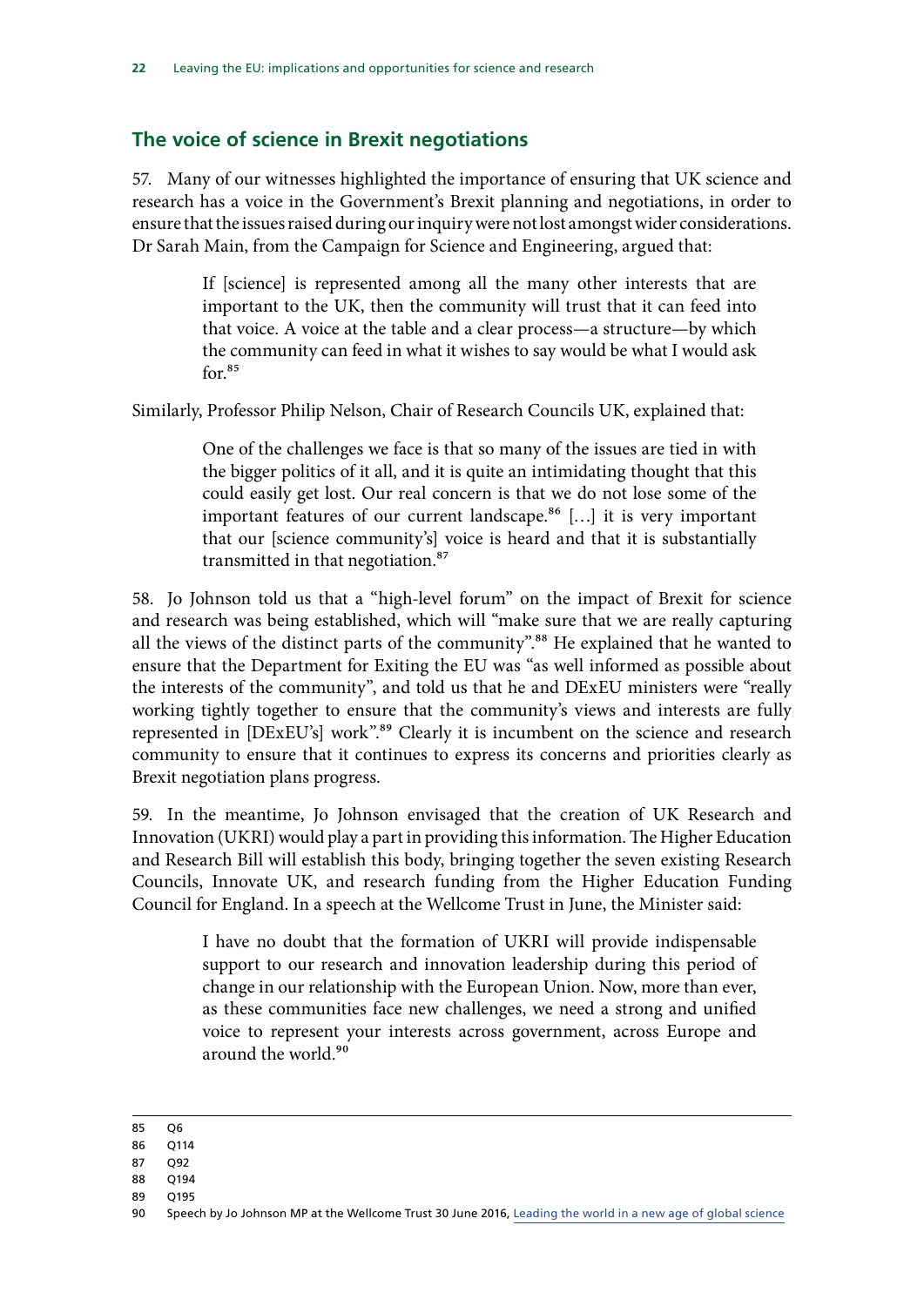## The voice of science in Brexit negotiations

57. Many of our witnesses highlighted the importance of ensuring that UK science and research has a voice in the Government's Brexit planning and negotiations, in order to ensure that the issues raised during our inquiry were not lost amongst wider considerations. Dr Sarah Main, from the Campaign for Science and Engineering, argued that:

> If [science] is represented among all the many other interests that are important to the UK, then the community will trust that it can feed into that voice. A voice at the table and a clear process—a structure—by which the community can feed in what it wishes to say would be what I would ask for.[85]

Similarly, Professor Philip Nelson, Chair of Research Councils UK, explained that:

> One of the challenges we face is that so many of the issues are tied in with the bigger politics of it all, and it is quite an intimidating thought that this could easily get lost. Our real concern is that we do not lose some of the important features of our current landscape.[86] […] it is very important that our [science community's] voice is heard and that it is substantially transmitted in that negotiation.[87]

58. Jo Johnson told us that a "high-level forum" on the impact of Brexit for science and research was being established, which will "make sure that we are really capturing all the views of the distinct parts of the community".[88] He explained that he wanted to ensure that the Department for Exiting the EU was "as well informed as possible about the interests of the community", and told us that he and DExEU ministers were "really working tightly together to ensure that the community's views and interests are fully represented in [DExEU's] work".[89] Clearly it is incumbent on the science and research community to ensure that it continues to express its concerns and priorities clearly as Brexit negotiation plans progress.

59. In the meantime, Jo Johnson envisaged that the creation of UK Research and Innovation (UKRI) would play a part in providing this information. The Higher Education and Research Bill will establish this body, bringing together the seven existing Research Councils, Innovate UK, and research funding from the Higher Education Funding Council for England. In a speech at the Wellcome Trust in June, the Minister said:

> I have no doubt that the formation of UKRI will provide indispensable support to our research and innovation leadership during this period of change in our relationship with the European Union. Now, more than ever, as these communities face new challenges, we need a strong and unified voice to represent your interests across government, across Europe and around the world.[90]

---

85 Q6

86 Q114

87 Q92

88 Q194

89 Q195

90 Speech by Jo Johnson MP at the Wellcome Trust 30 June 2016, Leading the world in a new age of global science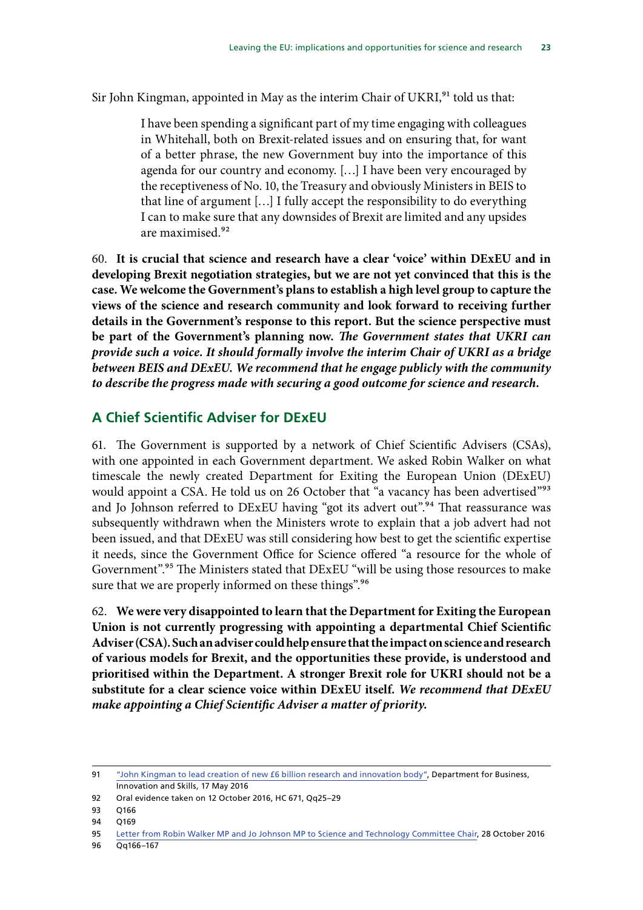Sir John Kingman, appointed in May as the interim Chair of UKRI,[91] told us that:

> I have been spending a significant part of my time engaging with colleagues in Whitehall, both on Brexit-related issues and on ensuring that, for want of a better phrase, the new Government buy into the importance of this agenda for our country and economy. […] I have been very encouraged by the receptiveness of No. 10, the Treasury and obviously Ministers in BEIS to that line of argument […] I fully accept the responsibility to do everything I can to make sure that any downsides of Brexit are limited and any upsides are maximised.[92]

60. **It is crucial that science and research have a clear 'voice' within DExEU and in developing Brexit negotiation strategies, but we are not yet convinced that this is the case. We welcome the Government's plans to establish a high level group to capture the views of the science and research community and look forward to receiving further details in the Government's response to this report. But the science perspective must be part of the Government's planning now.** ***The Government states that UKRI can provide such a voice. It should formally involve the interim Chair of UKRI as a bridge between BEIS and DExEU. We recommend that he engage publicly with the community to describe the progress made with securing a good outcome for science and research.***

## A Chief Scientific Adviser for DExEU

61. The Government is supported by a network of Chief Scientific Advisers (CSAs), with one appointed in each Government department. We asked Robin Walker on what timescale the newly created Department for Exiting the European Union (DExEU) would appoint a CSA. He told us on 26 October that "a vacancy has been advertised"[93] and Jo Johnson referred to DExEU having "got its advert out".[94] That reassurance was subsequently withdrawn when the Ministers wrote to explain that a job advert had not been issued, and that DExEU was still considering how best to get the scientific expertise it needs, since the Government Office for Science offered "a resource for the whole of Government".[95] The Ministers stated that DExEU "will be using those resources to make sure that we are properly informed on these things".[96]

62. **We were very disappointed to learn that the Department for Exiting the European Union is not currently progressing with appointing a departmental Chief Scientific Adviser (CSA). Such an adviser could help ensure that the impact on science and research of various models for Brexit, and the opportunities these provide, is understood and prioritised within the Department. A stronger Brexit role for UKRI should not be a substitute for a clear science voice within DExEU itself.** ***We recommend that DExEU make appointing a Chief Scientific Adviser a matter of priority.***

---

91 "John Kingman to lead creation of new £6 billion research and innovation body", Department for Business, Innovation and Skills, 17 May 2016

92 Oral evidence taken on 12 October 2016, HC 671, Qq25–29

93 Q166

94 Q169

95 Letter from Robin Walker MP and Jo Johnson MP to Science and Technology Committee Chair, 28 October 2016

96 Qq166–167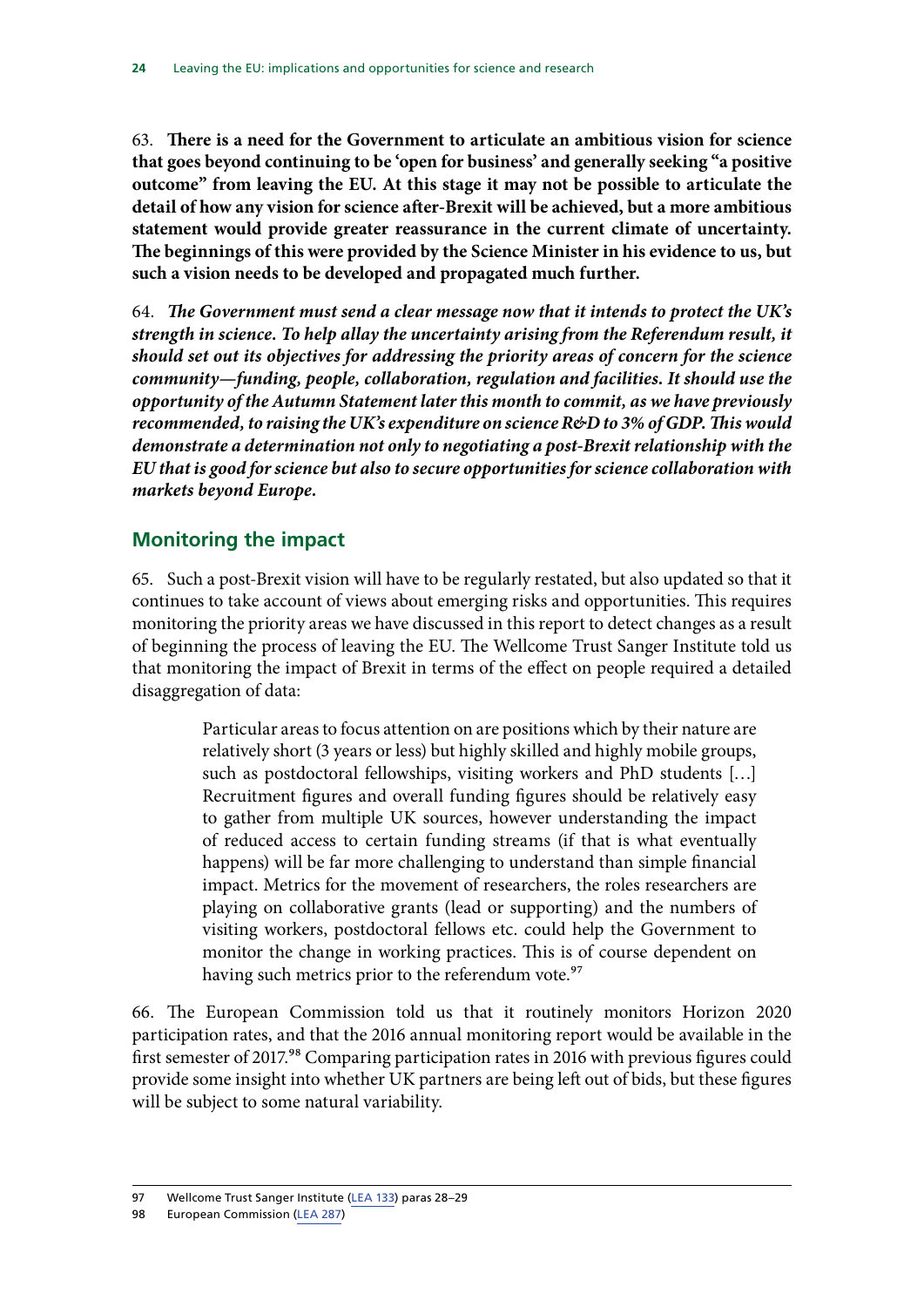63. **There is a need for the Government to articulate an ambitious vision for science that goes beyond continuing to be 'open for business' and generally seeking "a positive outcome" from leaving the EU. At this stage it may not be possible to articulate the detail of how any vision for science after-Brexit will be achieved, but a more ambitious statement would provide greater reassurance in the current climate of uncertainty. The beginnings of this were provided by the Science Minister in his evidence to us, but such a vision needs to be developed and propagated much further.**

64. ***The Government must send a clear message now that it intends to protect the UK's strength in science. To help allay the uncertainty arising from the Referendum result, it should set out its objectives for addressing the priority areas of concern for the science community—funding, people, collaboration, regulation and facilities. It should use the opportunity of the Autumn Statement later this month to commit, as we have previously recommended, to raising the UK's expenditure on science R&D to 3% of GDP. This would demonstrate a determination not only to negotiating a post-Brexit relationship with the EU that is good for science but also to secure opportunities for science collaboration with markets beyond Europe.***

## Monitoring the impact

65. Such a post-Brexit vision will have to be regularly restated, but also updated so that it continues to take account of views about emerging risks and opportunities. This requires monitoring the priority areas we have discussed in this report to detect changes as a result of beginning the process of leaving the EU. The Wellcome Trust Sanger Institute told us that monitoring the impact of Brexit in terms of the effect on people required a detailed disaggregation of data:

> Particular areas to focus attention on are positions which by their nature are relatively short (3 years or less) but highly skilled and highly mobile groups, such as postdoctoral fellowships, visiting workers and PhD students […] Recruitment figures and overall funding figures should be relatively easy to gather from multiple UK sources, however understanding the impact of reduced access to certain funding streams (if that is what eventually happens) will be far more challenging to understand than simple financial impact. Metrics for the movement of researchers, the roles researchers are playing on collaborative grants (lead or supporting) and the numbers of visiting workers, postdoctoral fellows etc. could help the Government to monitor the change in working practices. This is of course dependent on having such metrics prior to the referendum vote.[97]

66. The European Commission told us that it routinely monitors Horizon 2020 participation rates, and that the 2016 annual monitoring report would be available in the first semester of 2017.[98] Comparing participation rates in 2016 with previous figures could provide some insight into whether UK partners are being left out of bids, but these figures will be subject to some natural variability.

---

97 Wellcome Trust Sanger Institute (LEA 133) paras 28–29

98 European Commission (LEA 287)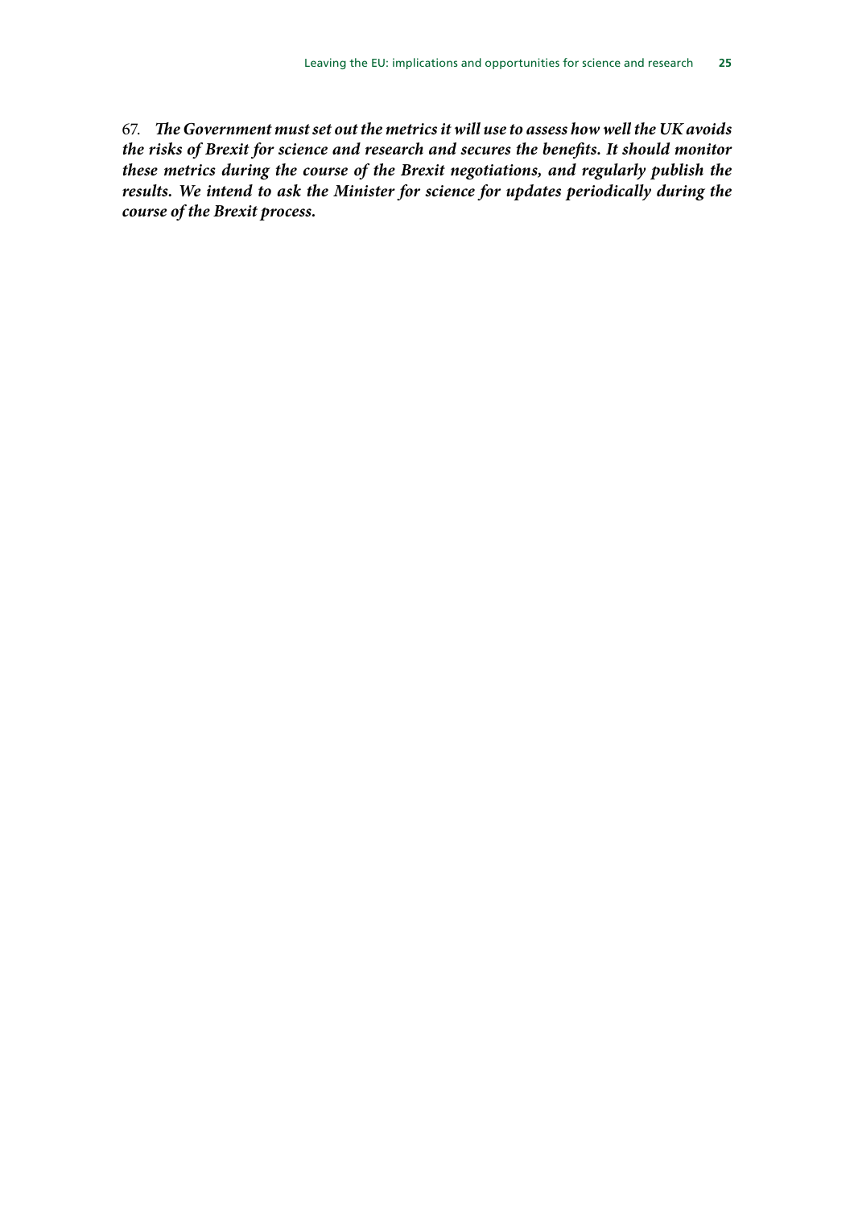67. ***The Government must set out the metrics it will use to assess how well the UK avoids the risks of Brexit for science and research and secures the benefits. It should monitor these metrics during the course of the Brexit negotiations, and regularly publish the results. We intend to ask the Minister for science for updates periodically during the course of the Brexit process.***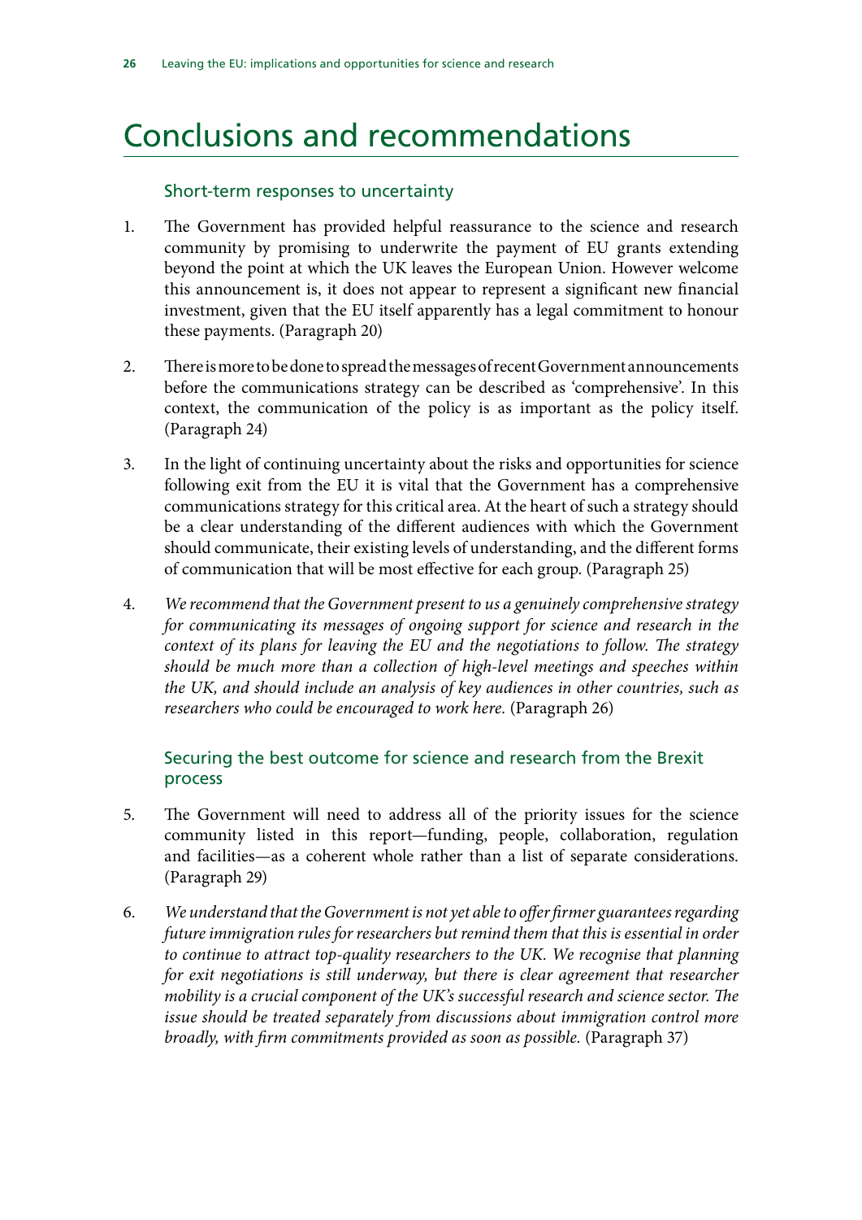# Conclusions and recommendations

## Short-term responses to uncertainty

1. The Government has provided helpful reassurance to the science and research community by promising to underwrite the payment of EU grants extending beyond the point at which the UK leaves the European Union. However welcome this announcement is, it does not appear to represent a significant new financial investment, given that the EU itself apparently has a legal commitment to honour these payments. (Paragraph 20)

2. There is more to be done to spread the messages of recent Government announcements before the communications strategy can be described as 'comprehensive'. In this context, the communication of the policy is as important as the policy itself. (Paragraph 24)

3. In the light of continuing uncertainty about the risks and opportunities for science following exit from the EU it is vital that the Government has a comprehensive communications strategy for this critical area. At the heart of such a strategy should be a clear understanding of the different audiences with which the Government should communicate, their existing levels of understanding, and the different forms of communication that will be most effective for each group. (Paragraph 25)

4. *We recommend that the Government present to us a genuinely comprehensive strategy for communicating its messages of ongoing support for science and research in the context of its plans for leaving the EU and the negotiations to follow. The strategy should be much more than a collection of high-level meetings and speeches within the UK, and should include an analysis of key audiences in other countries, such as researchers who could be encouraged to work here.* (Paragraph 26)

## Securing the best outcome for science and research from the Brexit process

5. The Government will need to address all of the priority issues for the science community listed in this report—funding, people, collaboration, regulation and facilities—as a coherent whole rather than a list of separate considerations. (Paragraph 29)

6. *We understand that the Government is not yet able to offer firmer guarantees regarding future immigration rules for researchers but remind them that this is essential in order to continue to attract top-quality researchers to the UK. We recognise that planning for exit negotiations is still underway, but there is clear agreement that researcher mobility is a crucial component of the UK's successful research and science sector. The issue should be treated separately from discussions about immigration control more broadly, with firm commitments provided as soon as possible.* (Paragraph 37)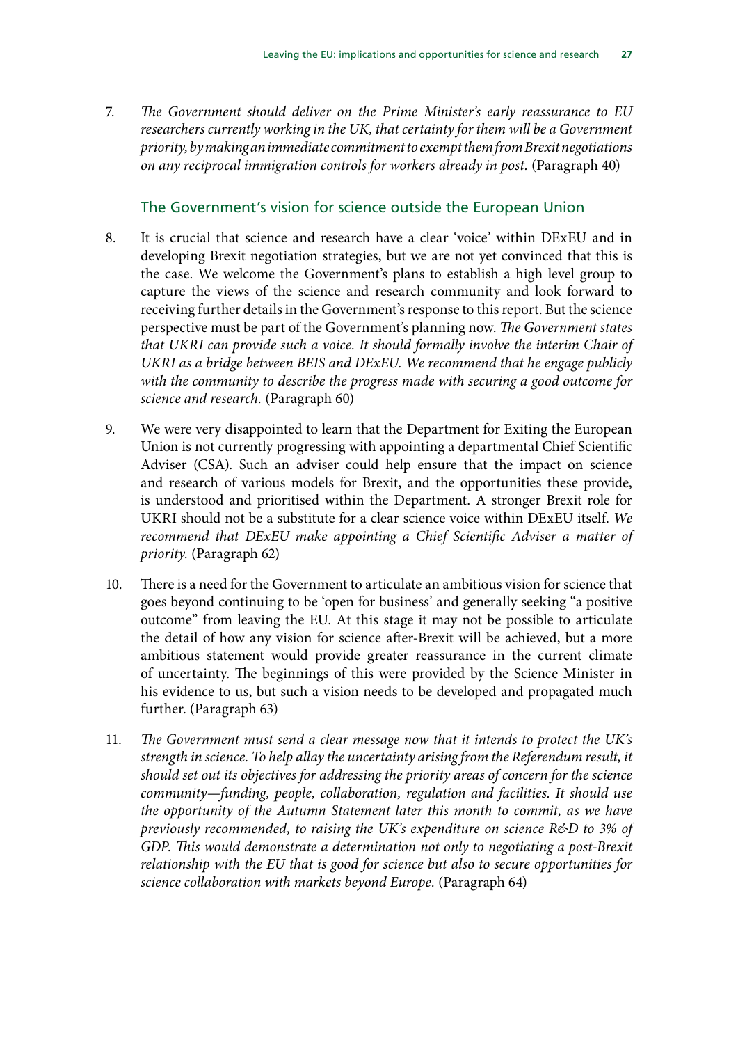7. *The Government should deliver on the Prime Minister's early reassurance to EU researchers currently working in the UK, that certainty for them will be a Government priority, by making an immediate commitment to exempt them from Brexit negotiations on any reciprocal immigration controls for workers already in post.* (Paragraph 40)

## The Government's vision for science outside the European Union

8. It is crucial that science and research have a clear 'voice' within DExEU and in developing Brexit negotiation strategies, but we are not yet convinced that this is the case. We welcome the Government's plans to establish a high level group to capture the views of the science and research community and look forward to receiving further details in the Government's response to this report. But the science perspective must be part of the Government's planning now. *The Government states that UKRI can provide such a voice. It should formally involve the interim Chair of UKRI as a bridge between BEIS and DExEU. We recommend that he engage publicly with the community to describe the progress made with securing a good outcome for science and research.* (Paragraph 60)

9. We were very disappointed to learn that the Department for Exiting the European Union is not currently progressing with appointing a departmental Chief Scientific Adviser (CSA). Such an adviser could help ensure that the impact on science and research of various models for Brexit, and the opportunities these provide, is understood and prioritised within the Department. A stronger Brexit role for UKRI should not be a substitute for a clear science voice within DExEU itself. *We recommend that DExEU make appointing a Chief Scientific Adviser a matter of priority.* (Paragraph 62)

10. There is a need for the Government to articulate an ambitious vision for science that goes beyond continuing to be 'open for business' and generally seeking "a positive outcome" from leaving the EU. At this stage it may not be possible to articulate the detail of how any vision for science after-Brexit will be achieved, but a more ambitious statement would provide greater reassurance in the current climate of uncertainty. The beginnings of this were provided by the Science Minister in his evidence to us, but such a vision needs to be developed and propagated much further. (Paragraph 63)

11. *The Government must send a clear message now that it intends to protect the UK's strength in science. To help allay the uncertainty arising from the Referendum result, it should set out its objectives for addressing the priority areas of concern for the science community—funding, people, collaboration, regulation and facilities. It should use the opportunity of the Autumn Statement later this month to commit, as we have previously recommended, to raising the UK's expenditure on science R&D to 3% of GDP. This would demonstrate a determination not only to negotiating a post-Brexit relationship with the EU that is good for science but also to secure opportunities for science collaboration with markets beyond Europe.* (Paragraph 64)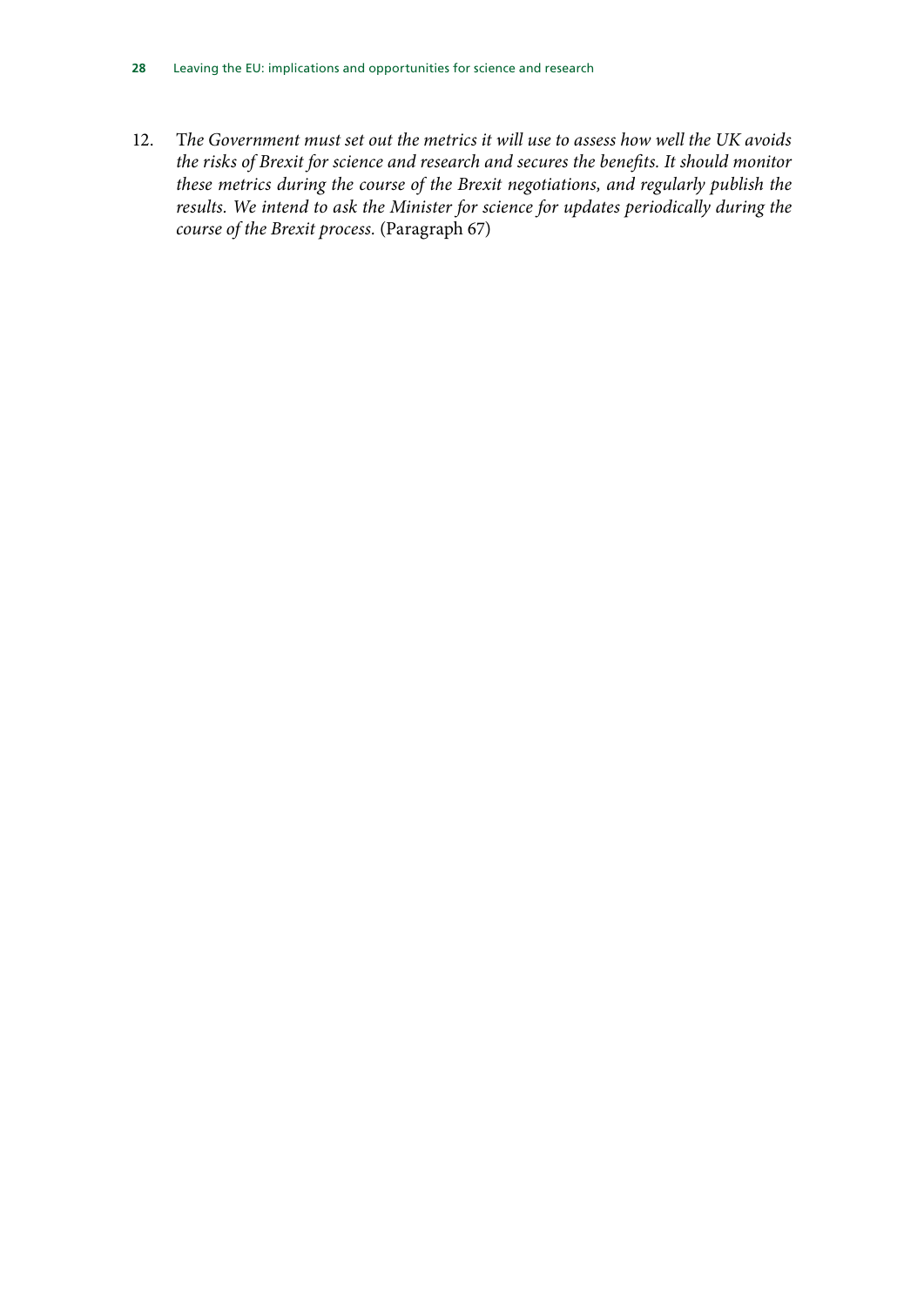12. *The Government must set out the metrics it will use to assess how well the UK avoids the risks of Brexit for science and research and secures the benefits. It should monitor these metrics during the course of the Brexit negotiations, and regularly publish the results. We intend to ask the Minister for science for updates periodically during the course of the Brexit process.* (Paragraph 67)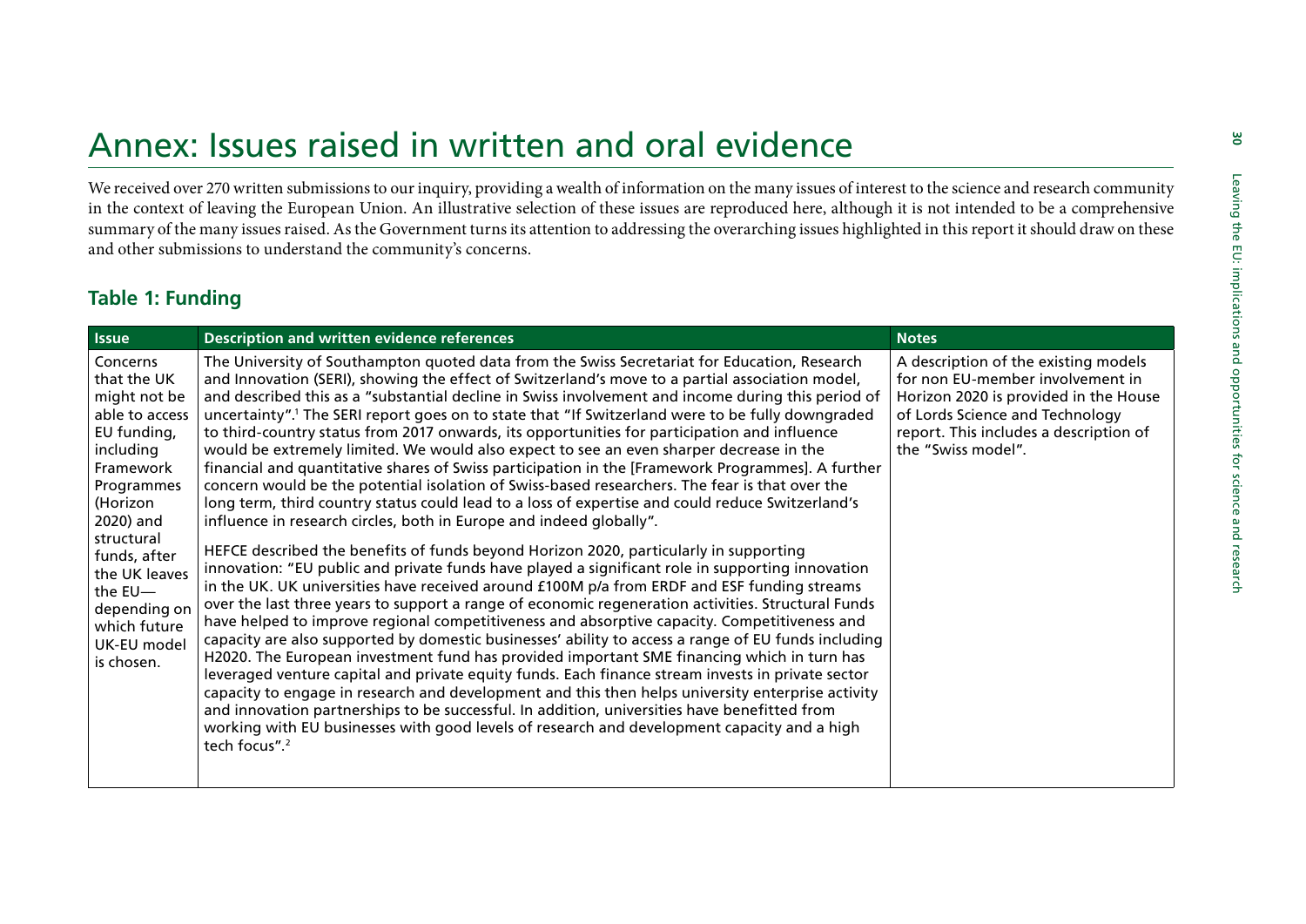# Annex: Issues raised in written and oral evidence

We received over 270 written submissions to our inquiry, providing a wealth of information on the many issues of interest to the science and research community in the context of leaving the European Union. An illustrative selection of these issues are reproduced here, although it is not intended to be a comprehensive summary of the many issues raised. As the Government turns its attention to addressing the overarching issues highlighted in this report it should draw on these and other submissions to understand the community's concerns.

## Table 1: Funding

| Issue | Description and written evidence references | Notes |
|---|---|---|
| Concerns that the UK might not be able to access EU funding, including Framework Programmes (Horizon 2020) and structural funds, after the UK leaves the EU—depending on which future UK-EU model is chosen. | The University of Southampton quoted data from the Swiss Secretariat for Education, Research and Innovation (SERI), showing the effect of Switzerland's move to a partial association model, and described this as a "substantial decline in Swiss involvement and income during this period of uncertainty".[1] The SERI report goes on to state that "If Switzerland were to be fully downgraded to third-country status from 2017 onwards, its opportunities for participation and influence would be extremely limited. We would also expect to see an even sharper decrease in the financial and quantitative shares of Swiss participation in the [Framework Programmes]. A further concern would be the potential isolation of Swiss-based researchers. The fear is that over the long term, third country status could lead to a loss of expertise and could reduce Switzerland's influence in research circles, both in Europe and indeed globally".<br><br>HEFCE described the benefits of funds beyond Horizon 2020, particularly in supporting innovation: "EU public and private funds have played a significant role in supporting innovation in the UK. UK universities have received around £100M p/a from ERDF and ESF funding streams over the last three years to support a range of economic regeneration activities. Structural Funds have helped to improve regional competitiveness and absorptive capacity. Competitiveness and capacity are also supported by domestic businesses' ability to access a range of EU funds including H2020. The European investment fund has provided important SME financing which in turn has leveraged venture capital and private equity funds. Each finance stream invests in private sector capacity to engage in research and development and this then helps university enterprise activity and innovation partnerships to be successful. In addition, universities have benefitted from working with EU businesses with good levels of research and development capacity and a high tech focus".[2] | A description of the existing models for non EU-member involvement in Horizon 2020 is provided in the House of Lords Science and Technology report. This includes a description of the "Swiss model". |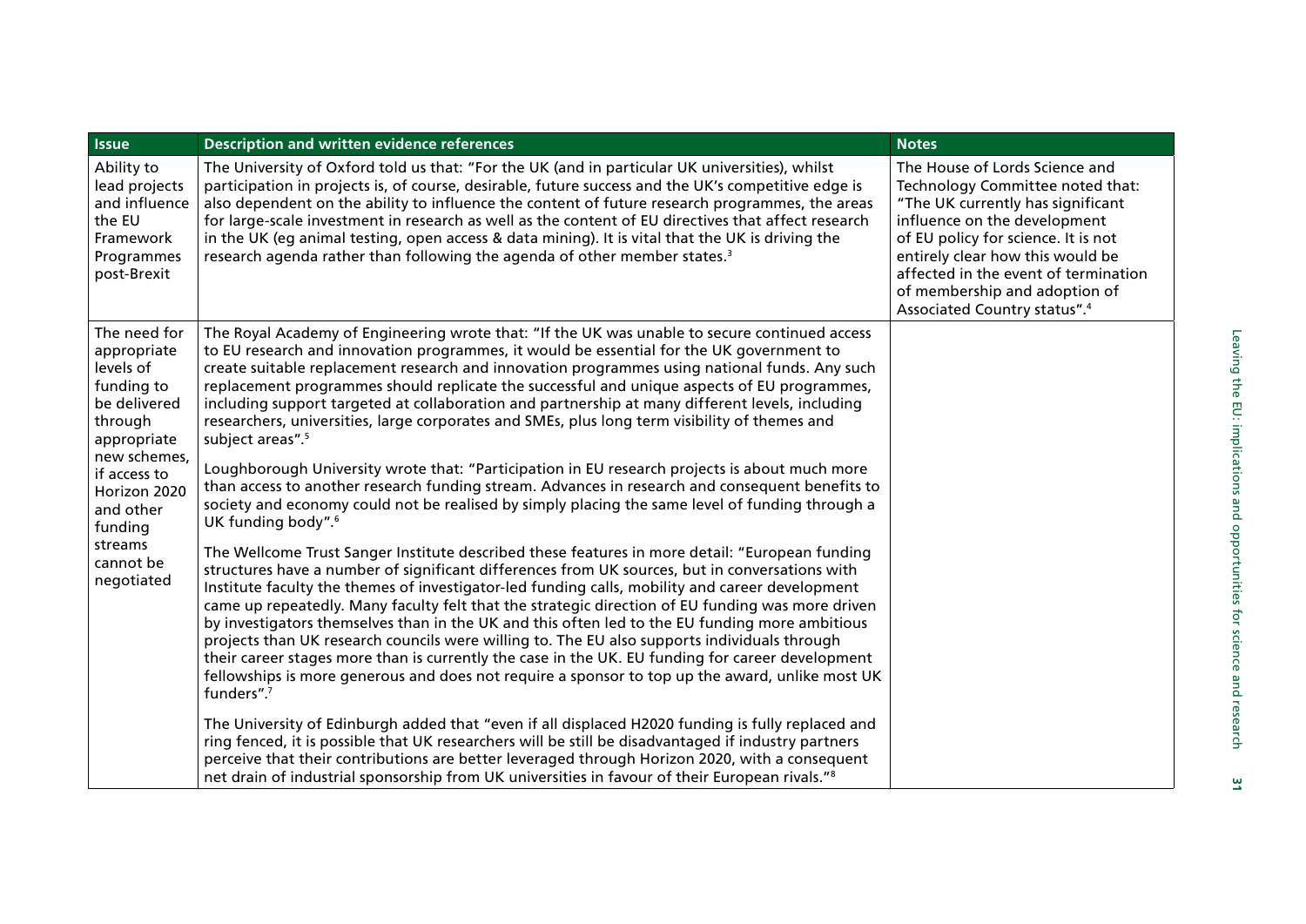| Issue | Description and written evidence references | Notes |
|---|---|---|
| Ability to lead projects and influence the EU Framework Programmes post-Brexit | The University of Oxford told us that: "For the UK (and in particular UK universities), whilst participation in projects is, of course, desirable, future success and the UK's competitive edge is also dependent on the ability to influence the content of future research programmes, the areas for large-scale investment in research as well as the content of EU directives that affect research in the UK (eg animal testing, open access & data mining). It is vital that the UK is driving the research agenda rather than following the agenda of other member states.[3] | The House of Lords Science and Technology Committee noted that: "The UK currently has significant influence on the development of EU policy for science. It is not entirely clear how this would be affected in the event of termination of membership and adoption of Associated Country status".[4] |
| The need for appropriate levels of funding to be delivered through appropriate new schemes, if access to Horizon 2020 and other funding streams cannot be negotiated | The Royal Academy of Engineering wrote that: "If the UK was unable to secure continued access to EU research and innovation programmes, it would be essential for the UK government to create suitable replacement research and innovation programmes using national funds. Any such replacement programmes should replicate the successful and unique aspects of EU programmes, including support targeted at collaboration and partnership at many different levels, including researchers, universities, large corporates and SMEs, plus long term visibility of themes and subject areas".[5]<br><br>Loughborough University wrote that: "Participation in EU research projects is about much more than access to another research funding stream. Advances in research and consequent benefits to society and economy could not be realised by simply placing the same level of funding through a UK funding body".[6]<br><br>The Wellcome Trust Sanger Institute described these features in more detail: "European funding structures have a number of significant differences from UK sources, but in conversations with Institute faculty the themes of investigator-led funding calls, mobility and career development came up repeatedly. Many faculty felt that the strategic direction of EU funding was more driven by investigators themselves than in the UK and this often led to the EU funding more ambitious projects than UK research councils were willing to. The EU also supports individuals through their career stages more than is currently the case in the UK. EU funding for career development fellowships is more generous and does not require a sponsor to top up the award, unlike most UK funders".[7]<br><br>The University of Edinburgh added that "even if all displaced H2020 funding is fully replaced and ring fenced, it is possible that UK researchers will be still be disadvantaged if industry partners perceive that their contributions are better leveraged through Horizon 2020, with a consequent net drain of industrial sponsorship from UK universities in favour of their European rivals."[8] | |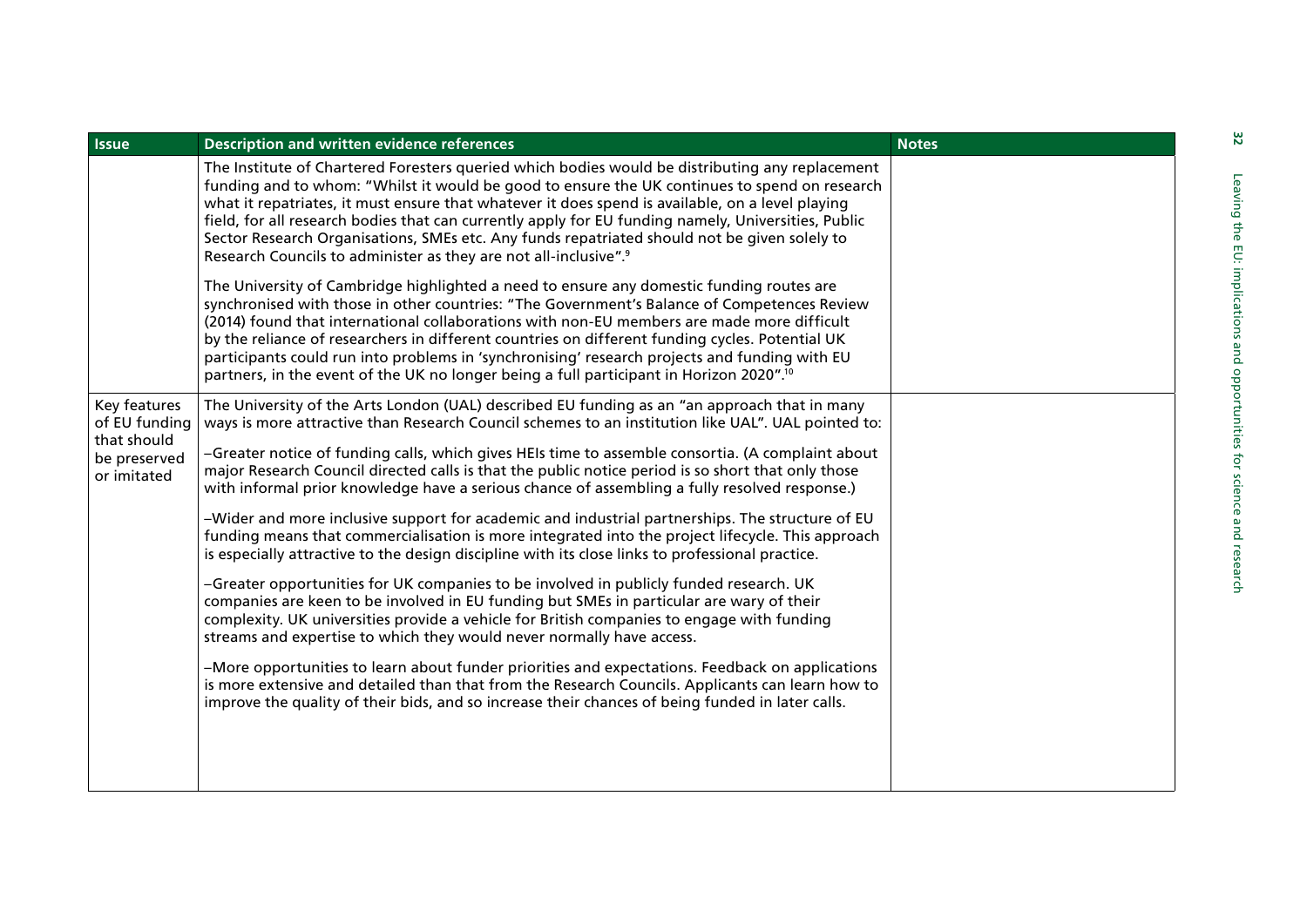| Issue | Description and written evidence references | Notes |
|---|---|---|
| | The Institute of Chartered Foresters queried which bodies would be distributing any replacement funding and to whom: "Whilst it would be good to ensure the UK continues to spend on research what it repatriates, it must ensure that whatever it does spend is available, on a level playing field, for all research bodies that can currently apply for EU funding namely, Universities, Public Sector Research Organisations, SMEs etc. Any funds repatriated should not be given solely to Research Councils to administer as they are not all-inclusive".[9]<br><br>The University of Cambridge highlighted a need to ensure any domestic funding routes are synchronised with those in other countries: "The Government's Balance of Competences Review (2014) found that international collaborations with non-EU members are made more difficult by the reliance of researchers in different countries on different funding cycles. Potential UK participants could run into problems in 'synchronising' research projects and funding with EU partners, in the event of the UK no longer being a full participant in Horizon 2020".[10] | |
| Key features of EU funding that should be preserved or imitated | The University of the Arts London (UAL) described EU funding as an "an approach that in many ways is more attractive than Research Council schemes to an institution like UAL". UAL pointed to:<br><br>–Greater notice of funding calls, which gives HEIs time to assemble consortia. (A complaint about major Research Council directed calls is that the public notice period is so short that only those with informal prior knowledge have a serious chance of assembling a fully resolved response.)<br><br>–Wider and more inclusive support for academic and industrial partnerships. The structure of EU funding means that commercialisation is more integrated into the project lifecycle. This approach is especially attractive to the design discipline with its close links to professional practice.<br><br>–Greater opportunities for UK companies to be involved in publicly funded research. UK companies are keen to be involved in EU funding but SMEs in particular are wary of their complexity. UK universities provide a vehicle for British companies to engage with funding streams and expertise to which they would never normally have access.<br><br>–More opportunities to learn about funder priorities and expectations. Feedback on applications is more extensive and detailed than that from the Research Councils. Applicants can learn how to improve the quality of their bids, and so increase their chances of being funded in later calls. | |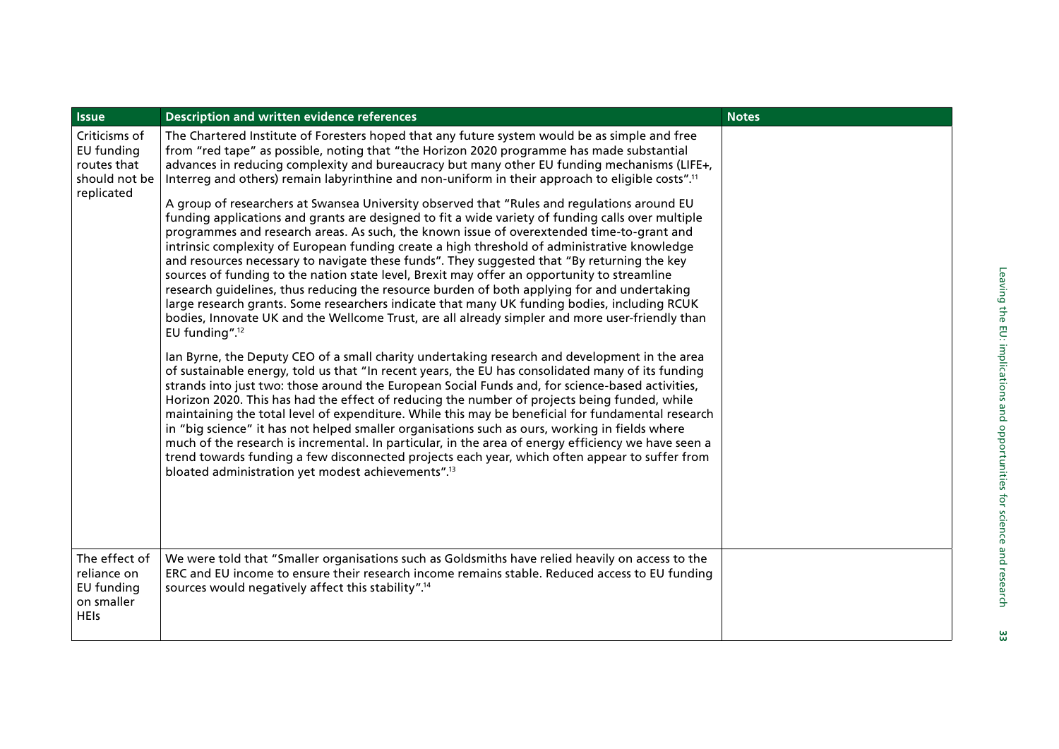| Issue | Description and written evidence references | Notes |
| --- | --- | --- |
| Criticisms of EU funding routes that should not be replicated | The Chartered Institute of Foresters hoped that any future system would be as simple and free from "red tape" as possible, noting that "the Horizon 2020 programme has made substantial advances in reducing complexity and bureaucracy but many other EU funding mechanisms (LIFE+, Interreg and others) remain labyrinthine and non-uniform in their approach to eligible costs".[11]<br><br>A group of researchers at Swansea University observed that "Rules and regulations around EU funding applications and grants are designed to fit a wide variety of funding calls over multiple programmes and research areas. As such, the known issue of overextended time-to-grant and intrinsic complexity of European funding create a high threshold of administrative knowledge and resources necessary to navigate these funds". They suggested that "By returning the key sources of funding to the nation state level, Brexit may offer an opportunity to streamline research guidelines, thus reducing the resource burden of both applying for and undertaking large research grants. Some researchers indicate that many UK funding bodies, including RCUK bodies, Innovate UK and the Wellcome Trust, are all already simpler and more user-friendly than EU funding".[12]<br><br>Ian Byrne, the Deputy CEO of a small charity undertaking research and development in the area of sustainable energy, told us that "In recent years, the EU has consolidated many of its funding strands into just two: those around the European Social Funds and, for science-based activities, Horizon 2020. This has had the effect of reducing the number of projects being funded, while maintaining the total level of expenditure. While this may be beneficial for fundamental research in "big science" it has not helped smaller organisations such as ours, working in fields where much of the research is incremental. In particular, in the area of energy efficiency we have seen a trend towards funding a few disconnected projects each year, which often appear to suffer from bloated administration yet modest achievements".[13] | |
| The effect of reliance on EU funding on smaller HEIs | We were told that "Smaller organisations such as Goldsmiths have relied heavily on access to the ERC and EU income to ensure their research income remains stable. Reduced access to EU funding sources would negatively affect this stability".[14] | |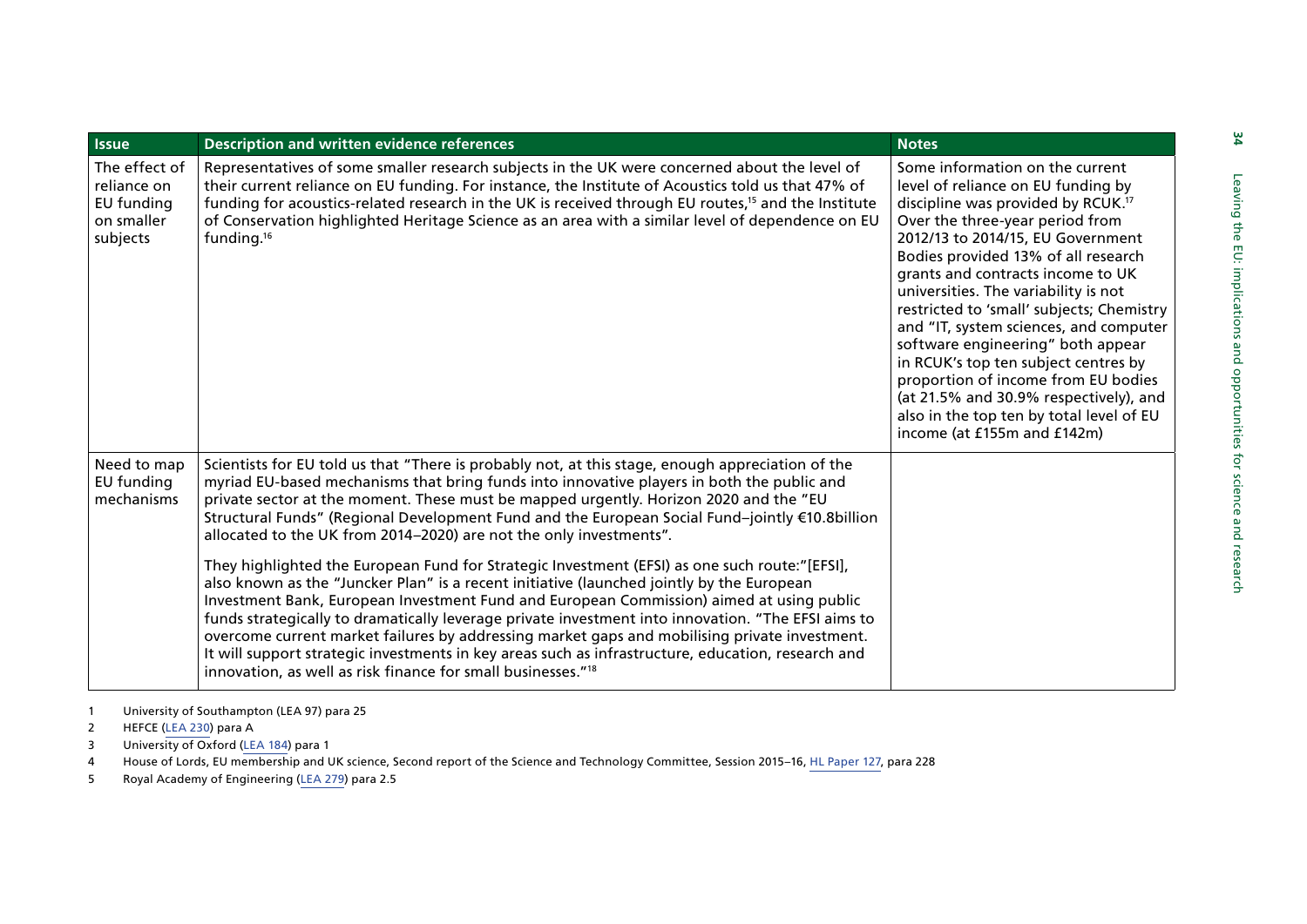| Issue | Description and written evidence references | Notes |
| --- | --- | --- |
| The effect of reliance on EU funding on smaller subjects | Representatives of some smaller research subjects in the UK were concerned about the level of their current reliance on EU funding. For instance, the Institute of Acoustics told us that 47% of funding for acoustics-related research in the UK is received through EU routes,[15] and the Institute of Conservation highlighted Heritage Science as an area with a similar level of dependence on EU funding.[16] | Some information on the current level of reliance on EU funding by discipline was provided by RCUK.[17] Over the three-year period from 2012/13 to 2014/15, EU Government Bodies provided 13% of all research grants and contracts income to UK universities. The variability is not restricted to 'small' subjects; Chemistry and "IT, system sciences, and computer software engineering" both appear in RCUK's top ten subject centres by proportion of income from EU bodies (at 21.5% and 30.9% respectively), and also in the top ten by total level of EU income (at £155m and £142m) |
| Need to map EU funding mechanisms | Scientists for EU told us that "There is probably not, at this stage, enough appreciation of the myriad EU-based mechanisms that bring funds into innovative players in both the public and private sector at the moment. These must be mapped urgently. Horizon 2020 and the "EU Structural Funds" (Regional Development Fund and the European Social Fund–jointly €10.8billion allocated to the UK from 2014–2020) are not the only investments".<br><br>They highlighted the European Fund for Strategic Investment (EFSI) as one such route:"[EFSI], also known as the "Juncker Plan" is a recent initiative (launched jointly by the European Investment Bank, European Investment Fund and European Commission) aimed at using public funds strategically to dramatically leverage private investment into innovation. "The EFSI aims to overcome current market failures by addressing market gaps and mobilising private investment. It will support strategic investments in key areas such as infrastructure, education, research and innovation, as well as risk finance for small businesses."[18] | |

1 University of Southampton (LEA 97) para 25

2 HEFCE (LEA 230) para A

3 University of Oxford (LEA 184) para 1

4 House of Lords, EU membership and UK science, Second report of the Science and Technology Committee, Session 2015–16, HL Paper 127, para 228

5 Royal Academy of Engineering (LEA 279) para 2.5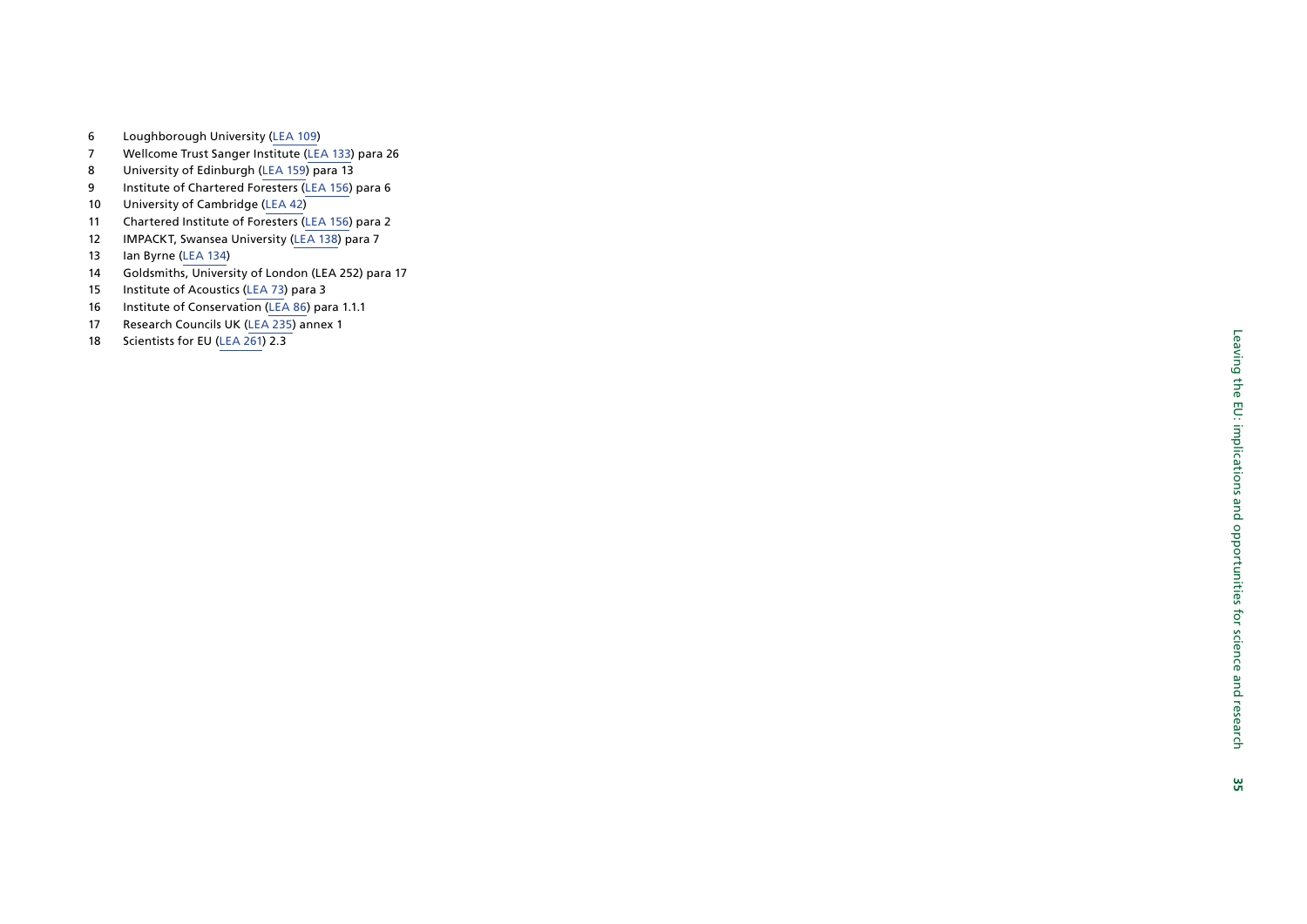6 Loughborough University (LEA 109)
7 Wellcome Trust Sanger Institute (LEA 133) para 26
8 University of Edinburgh (LEA 159) para 13
9 Institute of Chartered Foresters (LEA 156) para 6
10 University of Cambridge (LEA 42)
11 Chartered Institute of Foresters (LEA 156) para 2
12 IMPACKT, Swansea University (LEA 138) para 7
13 Ian Byrne (LEA 134)
14 Goldsmiths, University of London (LEA 252) para 17
15 Institute of Acoustics (LEA 73) para 3
16 Institute of Conservation (LEA 86) para 1.1.1
17 Research Councils UK (LEA 235) annex 1
18 Scientists for EU (LEA 261) 2.3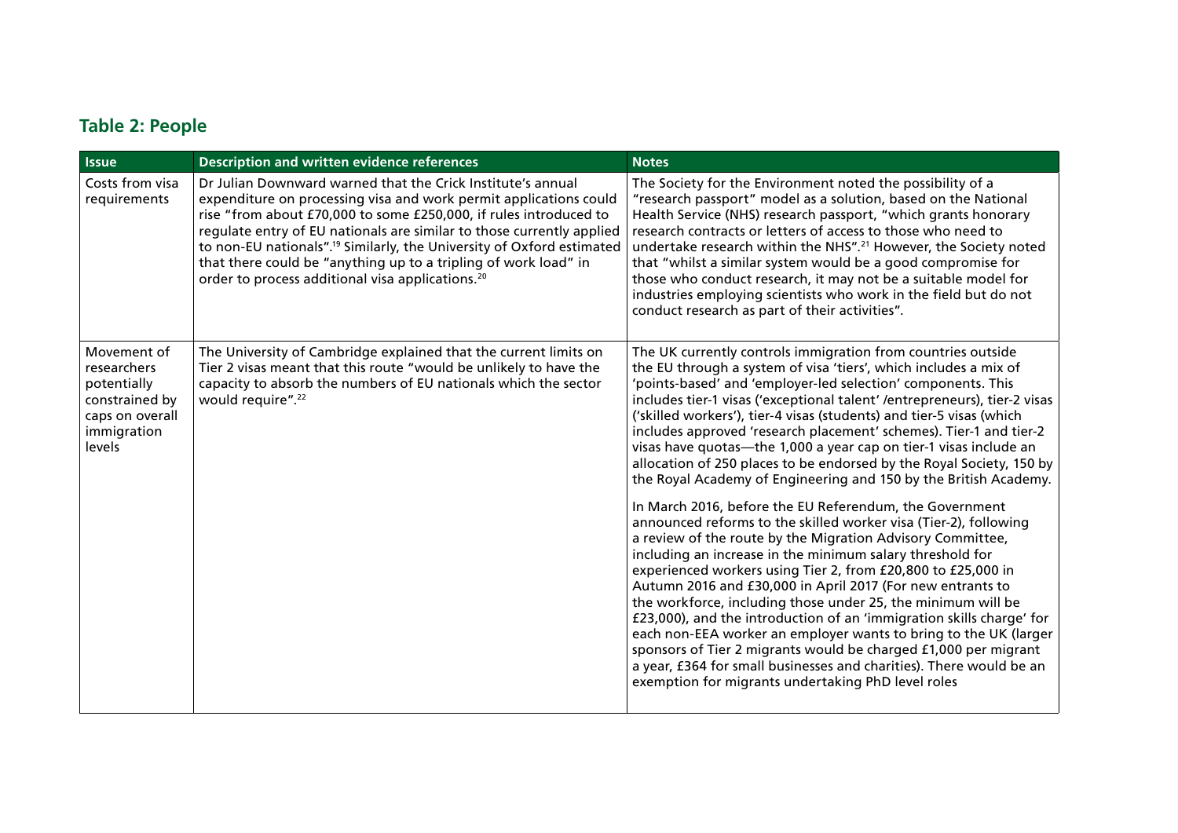## Table 2: People

| Issue | Description and written evidence references | Notes |
|---|---|---|
| Costs from visa requirements | Dr Julian Downward warned that the Crick Institute's annual expenditure on processing visa and work permit applications could rise "from about £70,000 to some £250,000, if rules introduced to regulate entry of EU nationals are similar to those currently applied to non-EU nationals".[19] Similarly, the University of Oxford estimated that there could be "anything up to a tripling of work load" in order to process additional visa applications.[20] | The Society for the Environment noted the possibility of a "research passport" model as a solution, based on the National Health Service (NHS) research passport, "which grants honorary research contracts or letters of access to those who need to undertake research within the NHS".[21] However, the Society noted that "whilst a similar system would be a good compromise for those who conduct research, it may not be a suitable model for industries employing scientists who work in the field but do not conduct research as part of their activities". |
| Movement of researchers potentially constrained by caps on overall immigration levels | The University of Cambridge explained that the current limits on Tier 2 visas meant that this route "would be unlikely to have the capacity to absorb the numbers of EU nationals which the sector would require".[22] | The UK currently controls immigration from countries outside the EU through a system of visa 'tiers', which includes a mix of 'points-based' and 'employer-led selection' components. This includes tier-1 visas ('exceptional talent' /entrepreneurs), tier-2 visas ('skilled workers'), tier-4 visas (students) and tier-5 visas (which includes approved 'research placement' schemes). Tier-1 and tier-2 visas have quotas—the 1,000 a year cap on tier-1 visas include an allocation of 250 places to be endorsed by the Royal Society, 150 by the Royal Academy of Engineering and 150 by the British Academy.<br><br>In March 2016, before the EU Referendum, the Government announced reforms to the skilled worker visa (Tier-2), following a review of the route by the Migration Advisory Committee, including an increase in the minimum salary threshold for experienced workers using Tier 2, from £20,800 to £25,000 in Autumn 2016 and £30,000 in April 2017 (For new entrants to the workforce, including those under 25, the minimum will be £23,000), and the introduction of an 'immigration skills charge' for each non-EEA worker an employer wants to bring to the UK (larger sponsors of Tier 2 migrants would be charged £1,000 per migrant a year, £364 for small businesses and charities). There would be an exemption for migrants undertaking PhD level roles |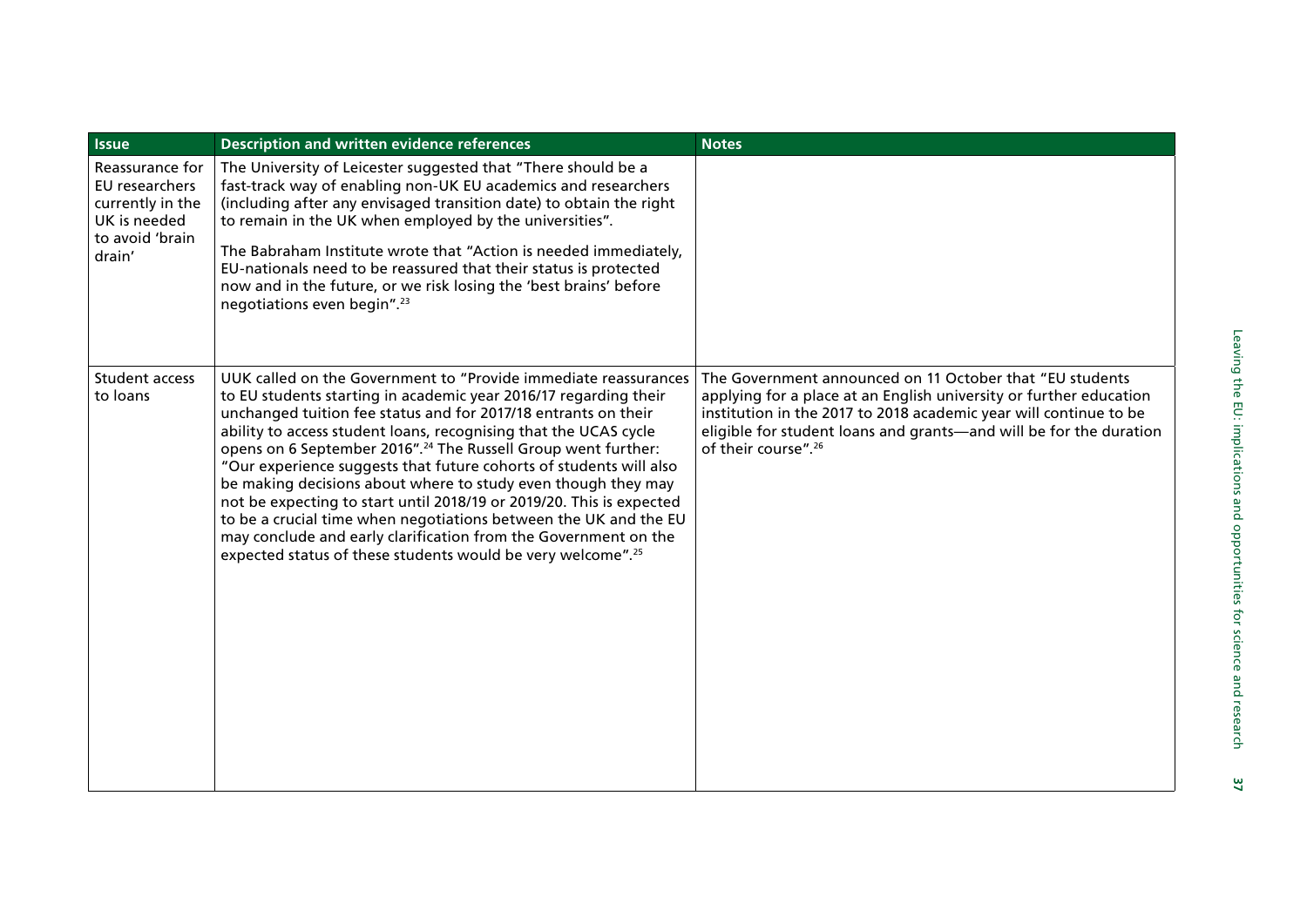| Issue | Description and written evidence references | Notes |
| --- | --- | --- |
| Reassurance for EU researchers currently in the UK is needed to avoid 'brain drain' | The University of Leicester suggested that "There should be a fast-track way of enabling non-UK EU academics and researchers (including after any envisaged transition date) to obtain the right to remain in the UK when employed by the universities". The Babraham Institute wrote that "Action is needed immediately, EU-nationals need to be reassured that their status is protected now and in the future, or we risk losing the 'best brains' before negotiations even begin".[23] | |
| Student access to loans | UUK called on the Government to "Provide immediate reassurances to EU students starting in academic year 2016/17 regarding their unchanged tuition fee status and for 2017/18 entrants on their ability to access student loans, recognising that the UCAS cycle opens on 6 September 2016".[24] The Russell Group went further: "Our experience suggests that future cohorts of students will also be making decisions about where to study even though they may not be expecting to start until 2018/19 or 2019/20. This is expected to be a crucial time when negotiations between the UK and the EU may conclude and early clarification from the Government on the expected status of these students would be very welcome".[25] | The Government announced on 11 October that "EU students applying for a place at an English university or further education institution in the 2017 to 2018 academic year will continue to be eligible for student loans and grants—and will be for the duration of their course".[26] |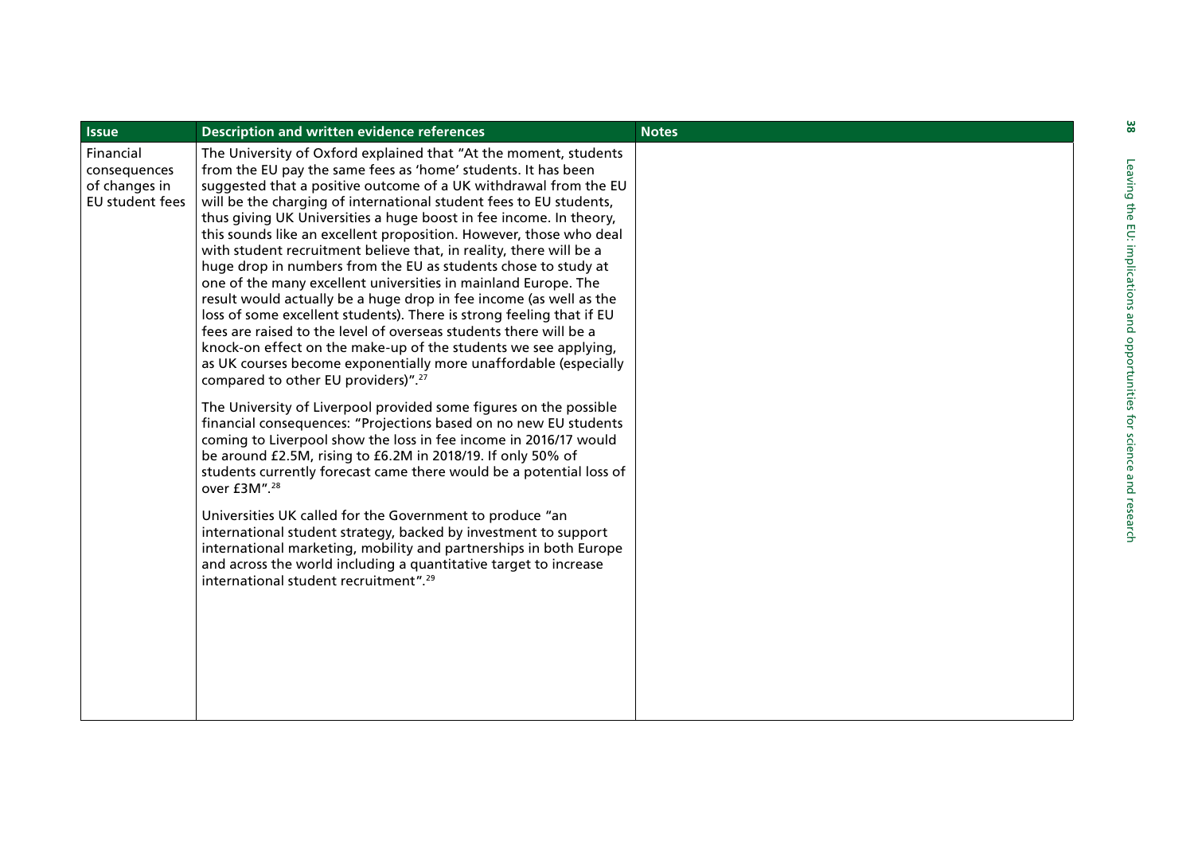| Issue | Description and written evidence references | Notes |
| --- | --- | --- |
| Financial consequences of changes in EU student fees | The University of Oxford explained that "At the moment, students from the EU pay the same fees as 'home' students. It has been suggested that a positive outcome of a UK withdrawal from the EU will be the charging of international student fees to EU students, thus giving UK Universities a huge boost in fee income. In theory, this sounds like an excellent proposition. However, those who deal with student recruitment believe that, in reality, there will be a huge drop in numbers from the EU as students chose to study at one of the many excellent universities in mainland Europe. The result would actually be a huge drop in fee income (as well as the loss of some excellent students). There is strong feeling that if EU fees are raised to the level of overseas students there will be a knock-on effect on the make-up of the students we see applying, as UK courses become exponentially more unaffordable (especially compared to other EU providers)".[27]<br><br>The University of Liverpool provided some figures on the possible financial consequences: "Projections based on no new EU students coming to Liverpool show the loss in fee income in 2016/17 would be around £2.5M, rising to £6.2M in 2018/19. If only 50% of students currently forecast came there would be a potential loss of over £3M".[28]<br><br>Universities UK called for the Government to produce "an international student strategy, backed by investment to support international marketing, mobility and partnerships in both Europe and across the world including a quantitative target to increase international student recruitment".[29] | |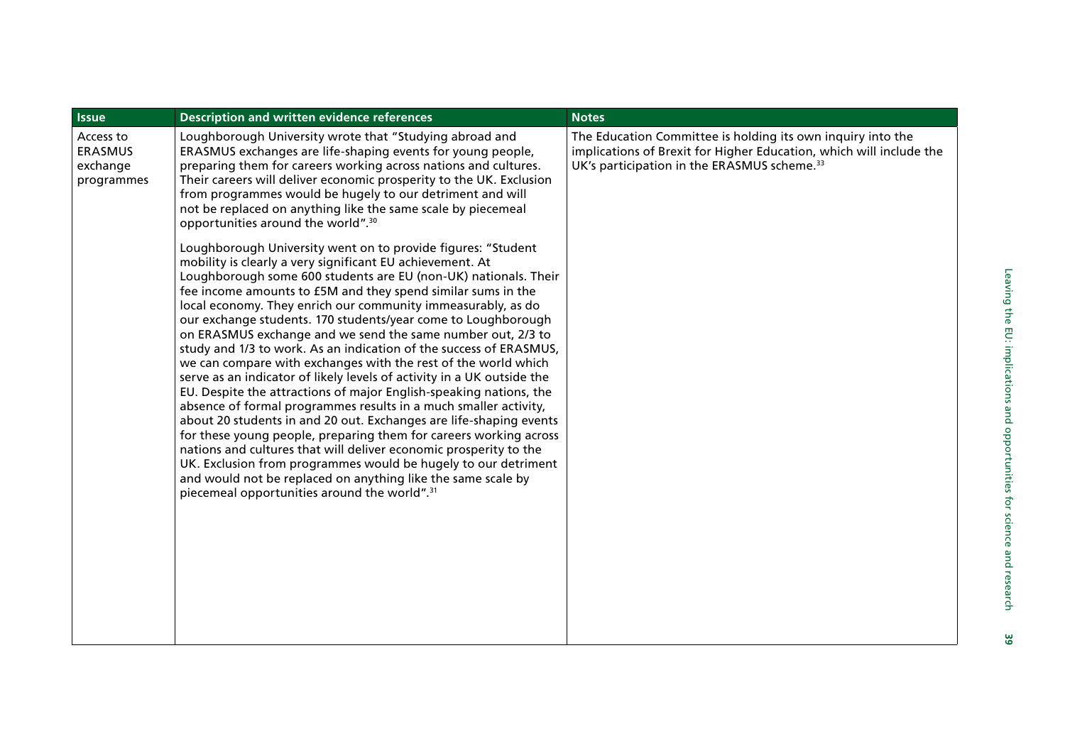| Issue | Description and written evidence references | Notes |
|---|---|---|
| Access to ERASMUS exchange programmes | Loughborough University wrote that "Studying abroad and ERASMUS exchanges are life-shaping events for young people, preparing them for careers working across nations and cultures. Their careers will deliver economic prosperity to the UK. Exclusion from programmes would be hugely to our detriment and will not be replaced on anything like the same scale by piecemeal opportunities around the world".[30]<br><br>Loughborough University went on to provide figures: "Student mobility is clearly a very significant EU achievement. At Loughborough some 600 students are EU (non-UK) nationals. Their fee income amounts to £5M and they spend similar sums in the local economy. They enrich our community immeasurably, as do our exchange students. 170 students/year come to Loughborough on ERASMUS exchange and we send the same number out, 2/3 to study and 1/3 to work. As an indication of the success of ERASMUS, we can compare with exchanges with the rest of the world which serve as an indicator of likely levels of activity in a UK outside the EU. Despite the attractions of major English-speaking nations, the absence of formal programmes results in a much smaller activity, about 20 students in and 20 out. Exchanges are life-shaping events for these young people, preparing them for careers working across nations and cultures that will deliver economic prosperity to the UK. Exclusion from programmes would be hugely to our detriment and would not be replaced on anything like the same scale by piecemeal opportunities around the world".[31] | The Education Committee is holding its own inquiry into the implications of Brexit for Higher Education, which will include the UK's participation in the ERASMUS scheme.[33] |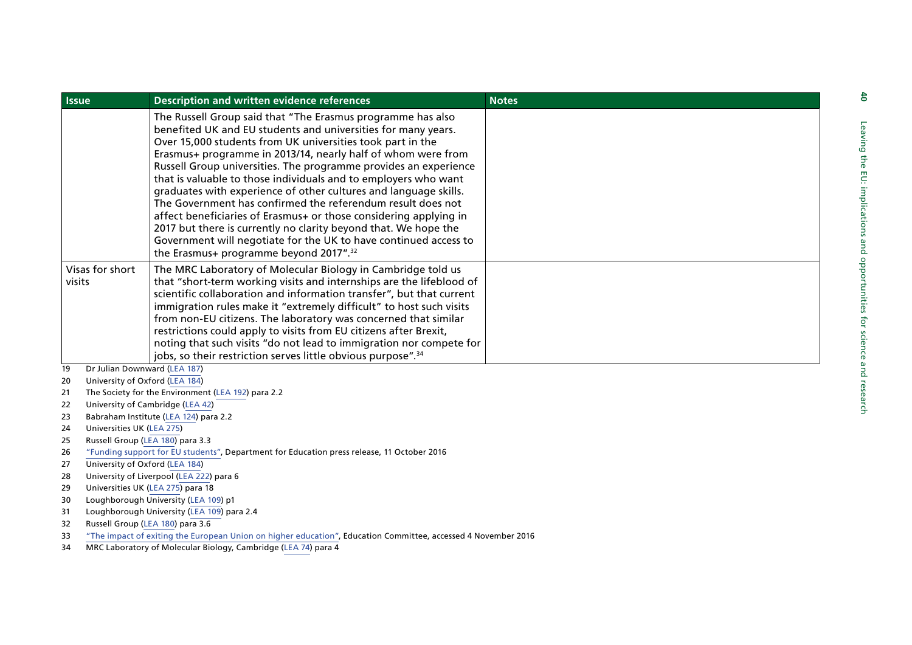| Issue | Description and written evidence references | Notes |
|---|---|---|
| | The Russell Group said that "The Erasmus programme has also benefited UK and EU students and universities for many years. Over 15,000 students from UK universities took part in the Erasmus+ programme in 2013/14, nearly half of whom were from Russell Group universities. The programme provides an experience that is valuable to those individuals and to employers who want graduates with experience of other cultures and language skills. The Government has confirmed the referendum result does not affect beneficiaries of Erasmus+ or those considering applying in 2017 but there is currently no clarity beyond that. We hope the Government will negotiate for the UK to have continued access to the Erasmus+ programme beyond 2017".[32] | |
| Visas for short visits | The MRC Laboratory of Molecular Biology in Cambridge told us that "short-term working visits and internships are the lifeblood of scientific collaboration and information transfer", but that current immigration rules make it "extremely difficult" to host such visits from non-EU citizens. The laboratory was concerned that similar restrictions could apply to visits from EU citizens after Brexit, noting that such visits "do not lead to immigration nor compete for jobs, so their restriction serves little obvious purpose".[34] | |

19 Dr Julian Downward (LEA 187)
20 University of Oxford (LEA 184)
21 The Society for the Environment (LEA 192) para 2.2
22 University of Cambridge (LEA 42)
23 Babraham Institute (LEA 124) para 2.2
24 Universities UK (LEA 275)
25 Russell Group (LEA 180) para 3.3
26 "Funding support for EU students", Department for Education press release, 11 October 2016
27 University of Oxford (LEA 184)
28 University of Liverpool (LEA 222) para 6
29 Universities UK (LEA 275) para 18
30 Loughborough University (LEA 109) p1
31 Loughborough University (LEA 109) para 2.4
32 Russell Group (LEA 180) para 3.6
33 "The impact of exiting the European Union on higher education", Education Committee, accessed 4 November 2016
34 MRC Laboratory of Molecular Biology, Cambridge (LEA 74) para 4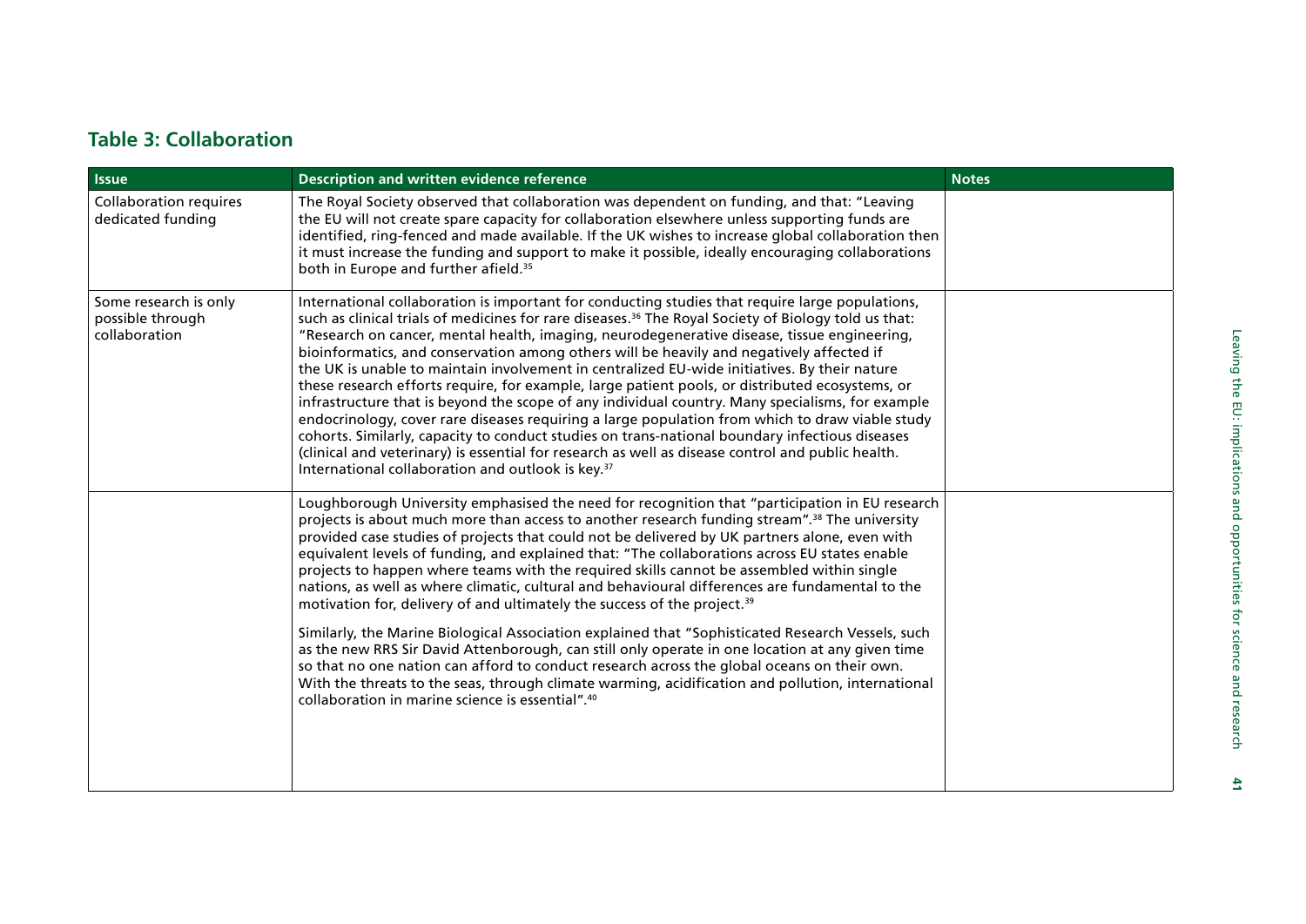## Table 3: Collaboration

| Issue | Description and written evidence reference | Notes |
|---|---|---|
| Collaboration requires dedicated funding | The Royal Society observed that collaboration was dependent on funding, and that: "Leaving the EU will not create spare capacity for collaboration elsewhere unless supporting funds are identified, ring-fenced and made available. If the UK wishes to increase global collaboration then it must increase the funding and support to make it possible, ideally encouraging collaborations both in Europe and further afield.[35] | |
| Some research is only possible through collaboration | International collaboration is important for conducting studies that require large populations, such as clinical trials of medicines for rare diseases.[36] The Royal Society of Biology told us that: "Research on cancer, mental health, imaging, neurodegenerative disease, tissue engineering, bioinformatics, and conservation among others will be heavily and negatively affected if the UK is unable to maintain involvement in centralized EU-wide initiatives. By their nature these research efforts require, for example, large patient pools, or distributed ecosystems, or infrastructure that is beyond the scope of any individual country. Many specialisms, for example endocrinology, cover rare diseases requiring a large population from which to draw viable study cohorts. Similarly, capacity to conduct studies on trans-national boundary infectious diseases (clinical and veterinary) is essential for research as well as disease control and public health. International collaboration and outlook is key.[37] | |
| | Loughborough University emphasised the need for recognition that "participation in EU research projects is about much more than access to another research funding stream".[38] The university provided case studies of projects that could not be delivered by UK partners alone, even with equivalent levels of funding, and explained that: "The collaborations across EU states enable projects to happen where teams with the required skills cannot be assembled within single nations, as well as where climatic, cultural and behavioural differences are fundamental to the motivation for, delivery of and ultimately the success of the project.[39]<br><br>Similarly, the Marine Biological Association explained that "Sophisticated Research Vessels, such as the new RRS Sir David Attenborough, can still only operate in one location at any given time so that no one nation can afford to conduct research across the global oceans on their own. With the threats to the seas, through climate warming, acidification and pollution, international collaboration in marine science is essential".[40] | |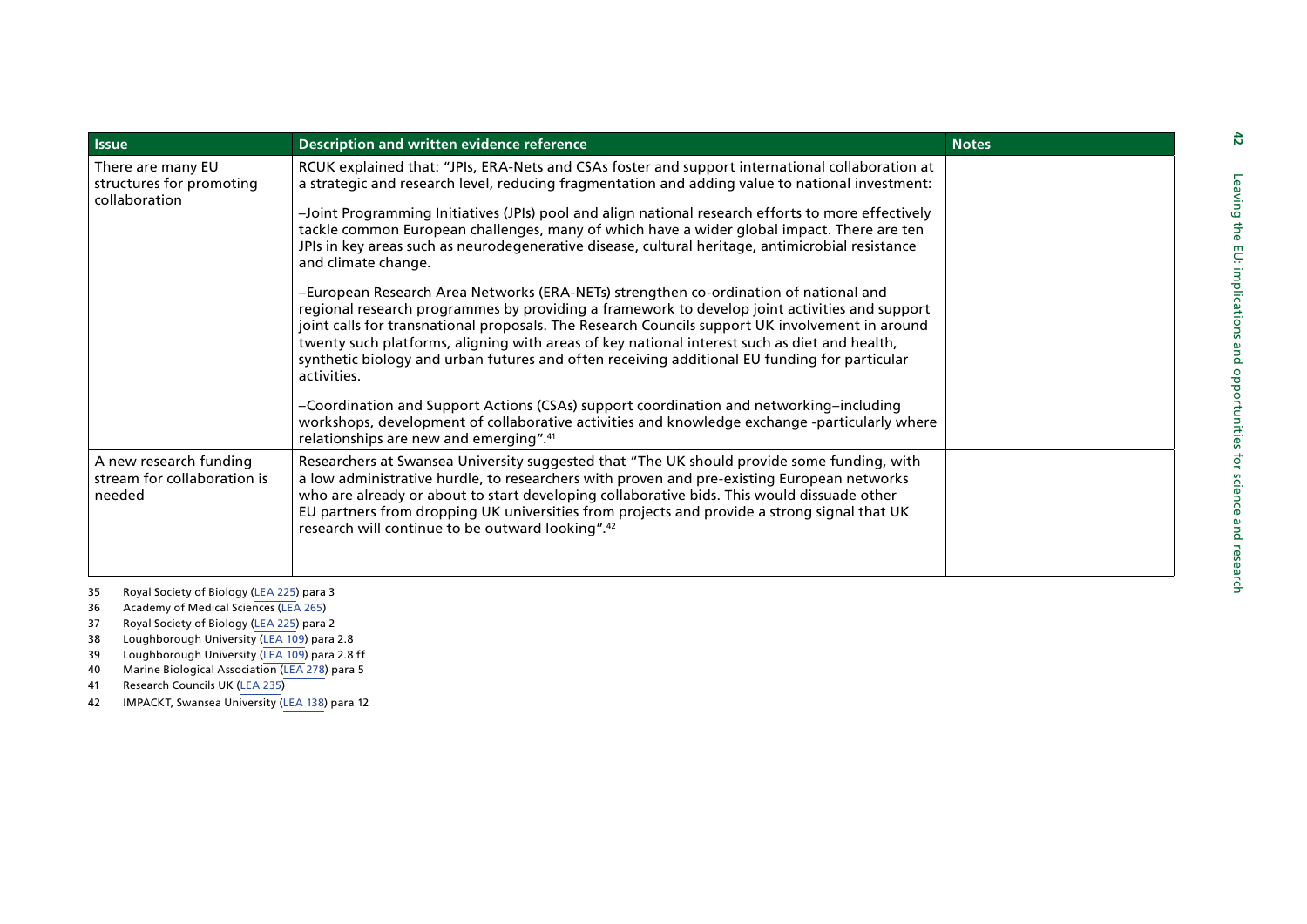| Issue | Description and written evidence reference | Notes |
|---|---|---|
| There are many EU structures for promoting collaboration | RCUK explained that: "JPIs, ERA-Nets and CSAs foster and support international collaboration at a strategic and research level, reducing fragmentation and adding value to national investment:<br><br>–Joint Programming Initiatives (JPIs) pool and align national research efforts to more effectively tackle common European challenges, many of which have a wider global impact. There are ten JPIs in key areas such as neurodegenerative disease, cultural heritage, antimicrobial resistance and climate change.<br><br>–European Research Area Networks (ERA-NETs) strengthen co-ordination of national and regional research programmes by providing a framework to develop joint activities and support joint calls for transnational proposals. The Research Councils support UK involvement in around twenty such platforms, aligning with areas of key national interest such as diet and health, synthetic biology and urban futures and often receiving additional EU funding for particular activities.<br><br>–Coordination and Support Actions (CSAs) support coordination and networking–including workshops, development of collaborative activities and knowledge exchange -particularly where relationships are new and emerging".[41] | |
| A new research funding stream for collaboration is needed | Researchers at Swansea University suggested that "The UK should provide some funding, with a low administrative hurdle, to researchers with proven and pre-existing European networks who are already or about to start developing collaborative bids. This would dissuade other EU partners from dropping UK universities from projects and provide a strong signal that UK research will continue to be outward looking".[42] | |

35 Royal Society of Biology (LEA 225) para 3
36 Academy of Medical Sciences (LEA 265)
37 Royal Society of Biology (LEA 225) para 2
38 Loughborough University (LEA 109) para 2.8
39 Loughborough University (LEA 109) para 2.8 ff
40 Marine Biological Association (LEA 278) para 5
41 Research Councils UK (LEA 235)
42 IMPACKT, Swansea University (LEA 138) para 12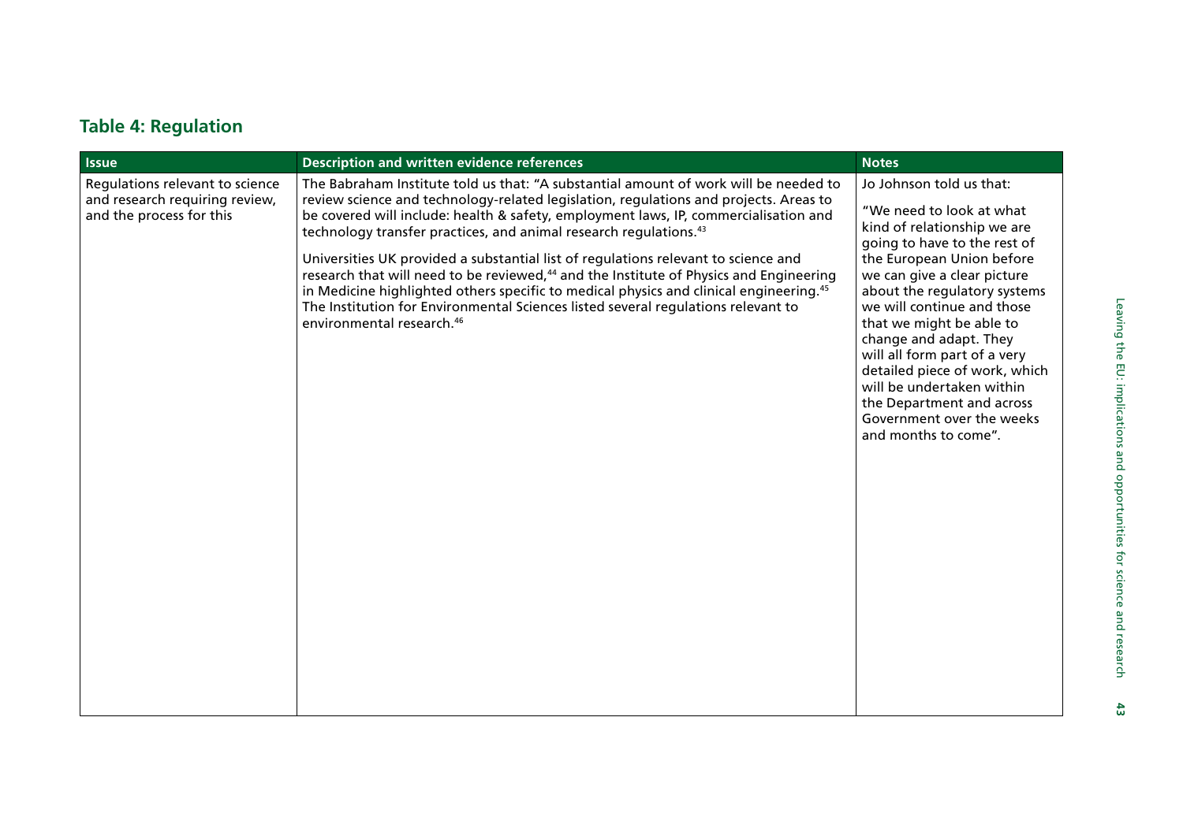## Table 4: Regulation

| Issue | Description and written evidence references | Notes |
| --- | --- | --- |
| Regulations relevant to science and research requiring review, and the process for this | The Babraham Institute told us that: "A substantial amount of work will be needed to review science and technology-related legislation, regulations and projects. Areas to be covered will include: health & safety, employment laws, IP, commercialisation and technology transfer practices, and animal research regulations.[43] <br><br> Universities UK provided a substantial list of regulations relevant to science and research that will need to be reviewed,[44] and the Institute of Physics and Engineering in Medicine highlighted others specific to medical physics and clinical engineering.[45] The Institution for Environmental Sciences listed several regulations relevant to environmental research.[46] | Jo Johnson told us that: <br><br> "We need to look at what kind of relationship we are going to have to the rest of the European Union before we can give a clear picture about the regulatory systems we will continue and those that we might be able to change and adapt. They will all form part of a very detailed piece of work, which will be undertaken within the Department and across Government over the weeks and months to come". |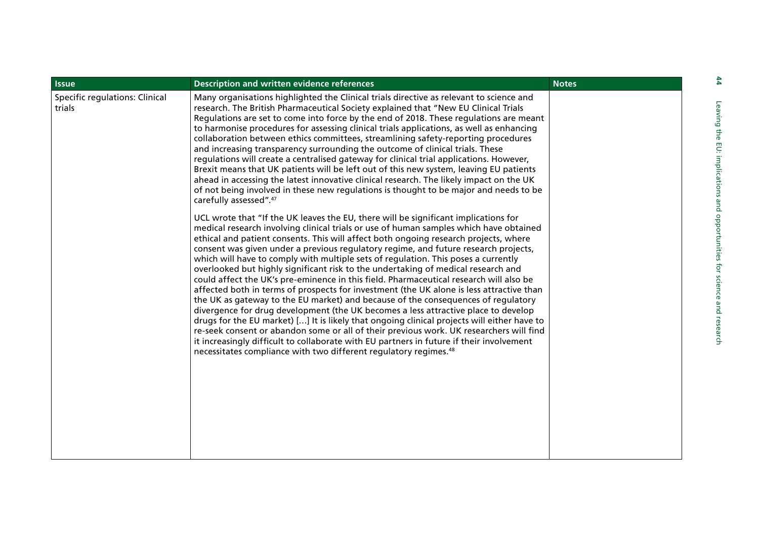| Issue | Description and written evidence references | Notes |
| --- | --- | --- |
| Specific regulations: Clinical trials | Many organisations highlighted the Clinical trials directive as relevant to science and research. The British Pharmaceutical Society explained that "New EU Clinical Trials Regulations are set to come into force by the end of 2018. These regulations are meant to harmonise procedures for assessing clinical trials applications, as well as enhancing collaboration between ethics committees, streamlining safety-reporting procedures and increasing transparency surrounding the outcome of clinical trials. These regulations will create a centralised gateway for clinical trial applications. However, Brexit means that UK patients will be left out of this new system, leaving EU patients ahead in accessing the latest innovative clinical research. The likely impact on the UK of not being involved in these new regulations is thought to be major and needs to be carefully assessed".[47]<br><br>UCL wrote that "If the UK leaves the EU, there will be significant implications for medical research involving clinical trials or use of human samples which have obtained ethical and patient consents. This will affect both ongoing research projects, where consent was given under a previous regulatory regime, and future research projects, which will have to comply with multiple sets of regulation. This poses a currently overlooked but highly significant risk to the undertaking of medical research and could affect the UK's pre-eminence in this field. Pharmaceutical research will also be affected both in terms of prospects for investment (the UK alone is less attractive than the UK as gateway to the EU market) and because of the consequences of regulatory divergence for drug development (the UK becomes a less attractive place to develop drugs for the EU market) […] It is likely that ongoing clinical projects will either have to re-seek consent or abandon some or all of their previous work. UK researchers will find it increasingly difficult to collaborate with EU partners in future if their involvement necessitates compliance with two different regulatory regimes.[48] | |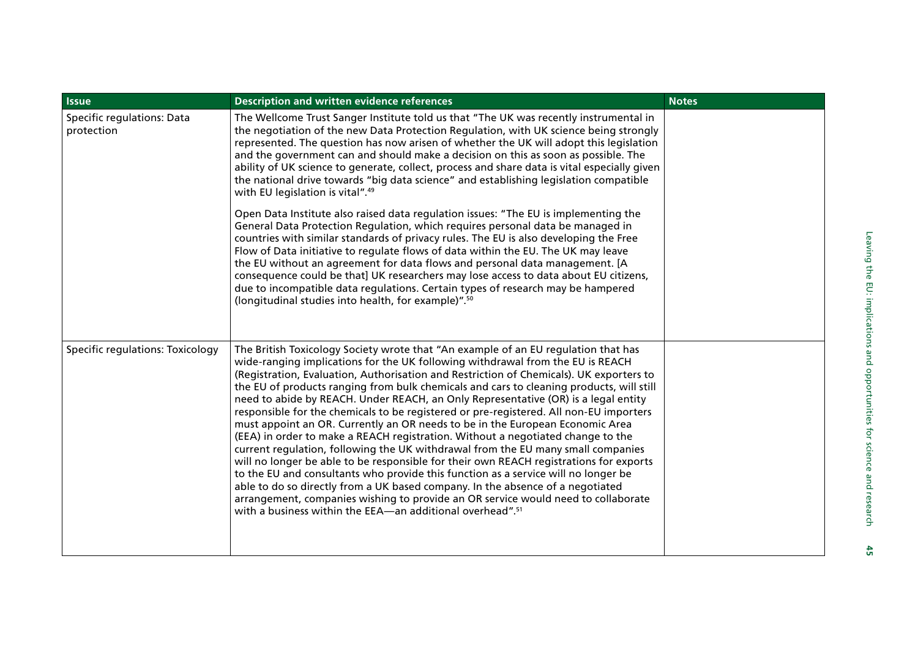| Issue | Description and written evidence references | Notes |
| --- | --- | --- |
| Specific regulations: Data protection | The Wellcome Trust Sanger Institute told us that "The UK was recently instrumental in the negotiation of the new Data Protection Regulation, with UK science being strongly represented. The question has now arisen of whether the UK will adopt this legislation and the government can and should make a decision on this as soon as possible. The ability of UK science to generate, collect, process and share data is vital especially given the national drive towards "big data science" and establishing legislation compatible with EU legislation is vital".[49]<br><br>Open Data Institute also raised data regulation issues: "The EU is implementing the General Data Protection Regulation, which requires personal data be managed in countries with similar standards of privacy rules. The EU is also developing the Free Flow of Data initiative to regulate flows of data within the EU. The UK may leave the EU without an agreement for data flows and personal data management. [A consequence could be that] UK researchers may lose access to data about EU citizens, due to incompatible data regulations. Certain types of research may be hampered (longitudinal studies into health, for example)".[50] | |
| Specific regulations: Toxicology | The British Toxicology Society wrote that "An example of an EU regulation that has wide-ranging implications for the UK following withdrawal from the EU is REACH (Registration, Evaluation, Authorisation and Restriction of Chemicals). UK exporters to the EU of products ranging from bulk chemicals and cars to cleaning products, will still need to abide by REACH. Under REACH, an Only Representative (OR) is a legal entity responsible for the chemicals to be registered or pre-registered. All non-EU importers must appoint an OR. Currently an OR needs to be in the European Economic Area (EEA) in order to make a REACH registration. Without a negotiated change to the current regulation, following the UK withdrawal from the EU many small companies will no longer be able to be responsible for their own REACH registrations for exports to the EU and consultants who provide this function as a service will no longer be able to do so directly from a UK based company. In the absence of a negotiated arrangement, companies wishing to provide an OR service would need to collaborate with a business within the EEA—an additional overhead".[51] | |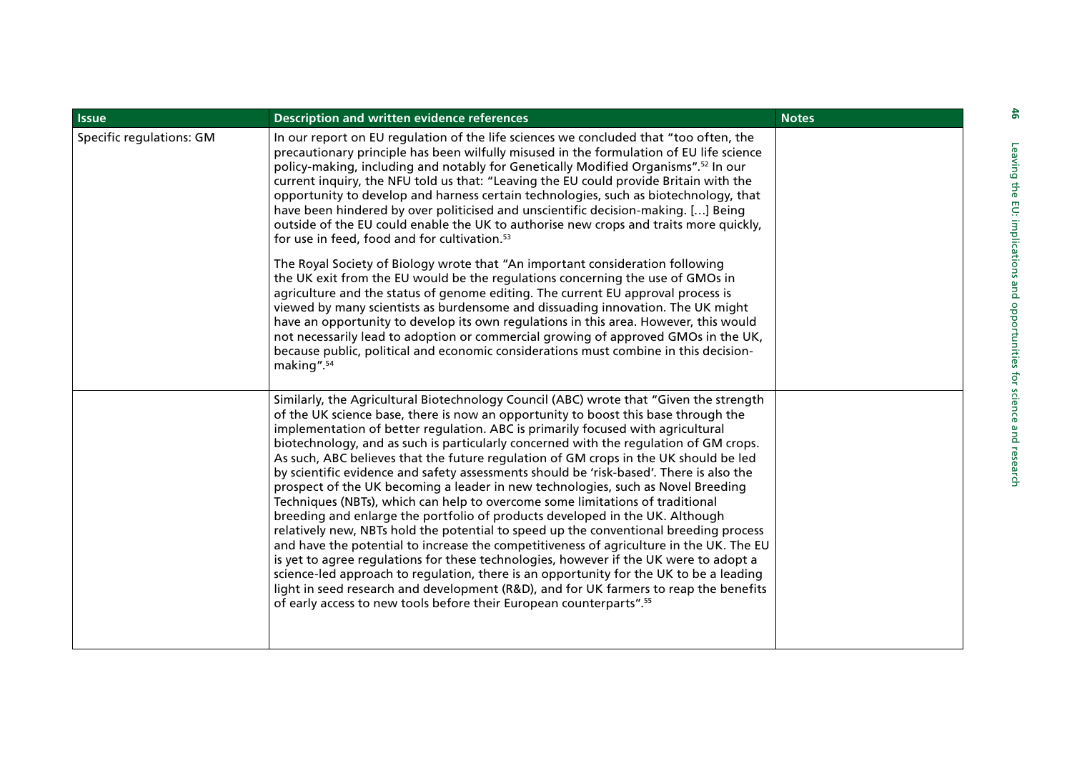| Issue | Description and written evidence references | Notes |
| --- | --- | --- |
| Specific regulations: GM | In our report on EU regulation of the life sciences we concluded that "too often, the precautionary principle has been wilfully misused in the formulation of EU life science policy-making, including and notably for Genetically Modified Organisms".[52] In our current inquiry, the NFU told us that: "Leaving the EU could provide Britain with the opportunity to develop and harness certain technologies, such as biotechnology, that have been hindered by over politicised and unscientific decision-making. […] Being outside of the EU could enable the UK to authorise new crops and traits more quickly, for use in feed, food and for cultivation.[53]<br><br>The Royal Society of Biology wrote that "An important consideration following the UK exit from the EU would be the regulations concerning the use of GMOs in agriculture and the status of genome editing. The current EU approval process is viewed by many scientists as burdensome and dissuading innovation. The UK might have an opportunity to develop its own regulations in this area. However, this would not necessarily lead to adoption or commercial growing of approved GMOs in the UK, because public, political and economic considerations must combine in this decision-making".[54] | |
| | Similarly, the Agricultural Biotechnology Council (ABC) wrote that "Given the strength of the UK science base, there is now an opportunity to boost this base through the implementation of better regulation. ABC is primarily focused with agricultural biotechnology, and as such is particularly concerned with the regulation of GM crops. As such, ABC believes that the future regulation of GM crops in the UK should be led by scientific evidence and safety assessments should be 'risk-based'. There is also the prospect of the UK becoming a leader in new technologies, such as Novel Breeding Techniques (NBTs), which can help to overcome some limitations of traditional breeding and enlarge the portfolio of products developed in the UK. Although relatively new, NBTs hold the potential to speed up the conventional breeding process and have the potential to increase the competitiveness of agriculture in the UK. The EU is yet to agree regulations for these technologies, however if the UK were to adopt a science-led approach to regulation, there is an opportunity for the UK to be a leading light in seed research and development (R&D), and for UK farmers to reap the benefits of early access to new tools before their European counterparts".[55] | |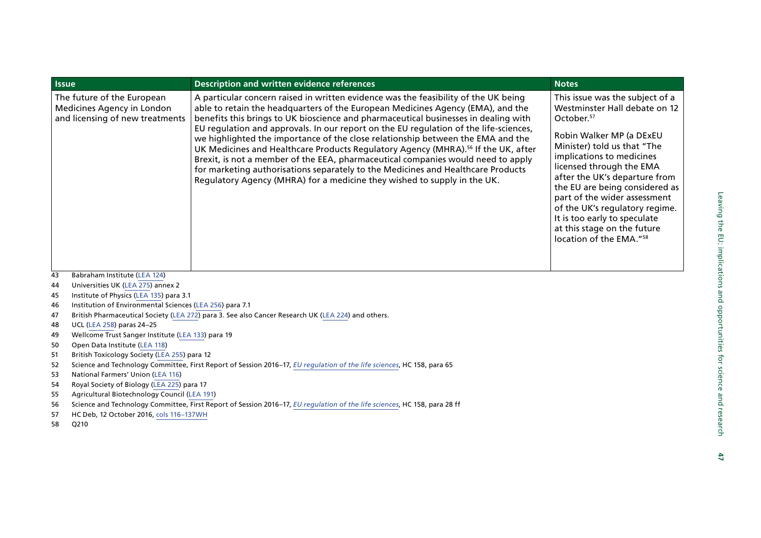| Issue | Description and written evidence references | Notes |
| --- | --- | --- |
| The future of the European Medicines Agency in London and licensing of new treatments | A particular concern raised in written evidence was the feasibility of the UK being able to retain the headquarters of the European Medicines Agency (EMA), and the benefits this brings to UK bioscience and pharmaceutical businesses in dealing with EU regulation and approvals. In our report on the EU regulation of the life-sciences, we highlighted the importance of the close relationship between the EMA and the UK Medicines and Healthcare Products Regulatory Agency (MHRA).[56] If the UK, after Brexit, is not a member of the EEA, pharmaceutical companies would need to apply for marketing authorisations separately to the Medicines and Healthcare Products Regulatory Agency (MHRA) for a medicine they wished to supply in the UK. | This issue was the subject of a Westminster Hall debate on 12 October.[57] Robin Walker MP (a DExEU Minister) told us that "The implications to medicines licensed through the EMA after the UK's departure from the EU are being considered as part of the wider assessment of the UK's regulatory regime. It is too early to speculate at this stage on the future location of the EMA."[58] |

43 Babraham Institute (LEA 124)

44 Universities UK (LEA 275) annex 2

45 Institute of Physics (LEA 135) para 3.1

46 Institution of Environmental Sciences (LEA 256) para 7.1

47 British Pharmaceutical Society (LEA 272) para 3. See also Cancer Research UK (LEA 224) and others.

48 UCL (LEA 258) paras 24–25

49 Wellcome Trust Sanger Institute (LEA 133) para 19

50 Open Data Institute (LEA 118)

51 British Toxicology Society (LEA 255) para 12

52 Science and Technology Committee, First Report of Session 2016–17, *EU regulation of the life sciences*, HC 158, para 65

53 National Farmers' Union (LEA 116)

54 Royal Society of Biology (LEA 225) para 17

55 Agricultural Biotechnology Council (LEA 191)

56 Science and Technology Committee, First Report of Session 2016–17, *EU regulation of the life sciences*, HC 158, para 28 ff

57 HC Deb, 12 October 2016, cols 116–137WH

58 Q210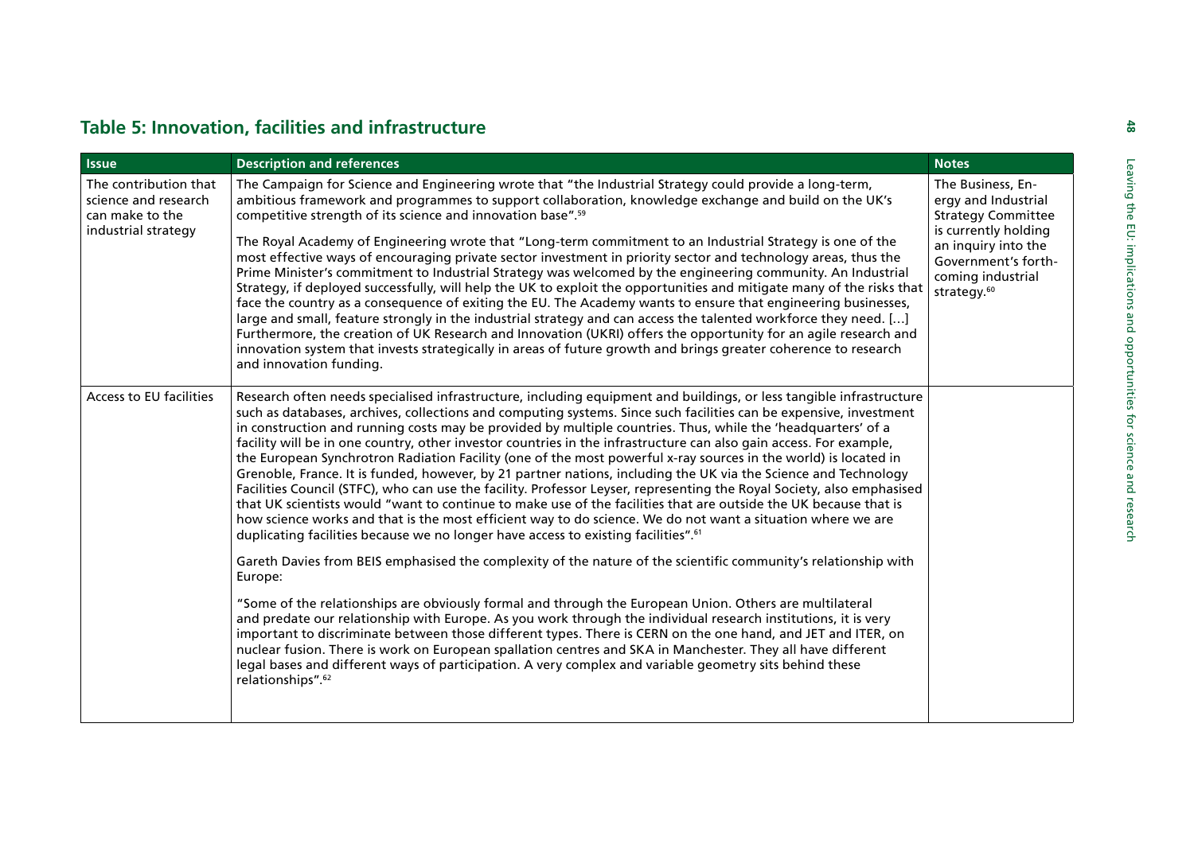## Table 5: Innovation, facilities and infrastructure

| Issue | Description and references | Notes |
|---|---|---|
| The contribution that science and research can make to the industrial strategy | The Campaign for Science and Engineering wrote that "the Industrial Strategy could provide a long-term, ambitious framework and programmes to support collaboration, knowledge exchange and build on the UK's competitive strength of its science and innovation base".[59] <br><br> The Royal Academy of Engineering wrote that "Long-term commitment to an Industrial Strategy is one of the most effective ways of encouraging private sector investment in priority sector and technology areas, thus the Prime Minister's commitment to Industrial Strategy was welcomed by the engineering community. An Industrial Strategy, if deployed successfully, will help the UK to exploit the opportunities and mitigate many of the risks that face the country as a consequence of exiting the EU. The Academy wants to ensure that engineering businesses, large and small, feature strongly in the industrial strategy and can access the talented workforce they need. […] Furthermore, the creation of UK Research and Innovation (UKRI) offers the opportunity for an agile research and innovation system that invests strategically in areas of future growth and brings greater coherence to research and innovation funding. | The Business, Energy and Industrial Strategy Committee is currently holding an inquiry into the Government's forthcoming industrial strategy.[60] |
| Access to EU facilities | Research often needs specialised infrastructure, including equipment and buildings, or less tangible infrastructure such as databases, archives, collections and computing systems. Since such facilities can be expensive, investment in construction and running costs may be provided by multiple countries. Thus, while the 'headquarters' of a facility will be in one country, other investor countries in the infrastructure can also gain access. For example, the European Synchrotron Radiation Facility (one of the most powerful x-ray sources in the world) is located in Grenoble, France. It is funded, however, by 21 partner nations, including the UK via the Science and Technology Facilities Council (STFC), who can use the facility. Professor Leyser, representing the Royal Society, also emphasised that UK scientists would "want to continue to make use of the facilities that are outside the UK because that is how science works and that is the most efficient way to do science. We do not want a situation where we are duplicating facilities because we no longer have access to existing facilities".[61] <br><br> Gareth Davies from BEIS emphasised the complexity of the nature of the scientific community's relationship with Europe: <br><br> "Some of the relationships are obviously formal and through the European Union. Others are multilateral and predate our relationship with Europe. As you work through the individual research institutions, it is very important to discriminate between those different types. There is CERN on the one hand, and JET and ITER, on nuclear fusion. There is work on European spallation centres and SKA in Manchester. They all have different legal bases and different ways of participation. A very complex and variable geometry sits behind these relationships".[62] | |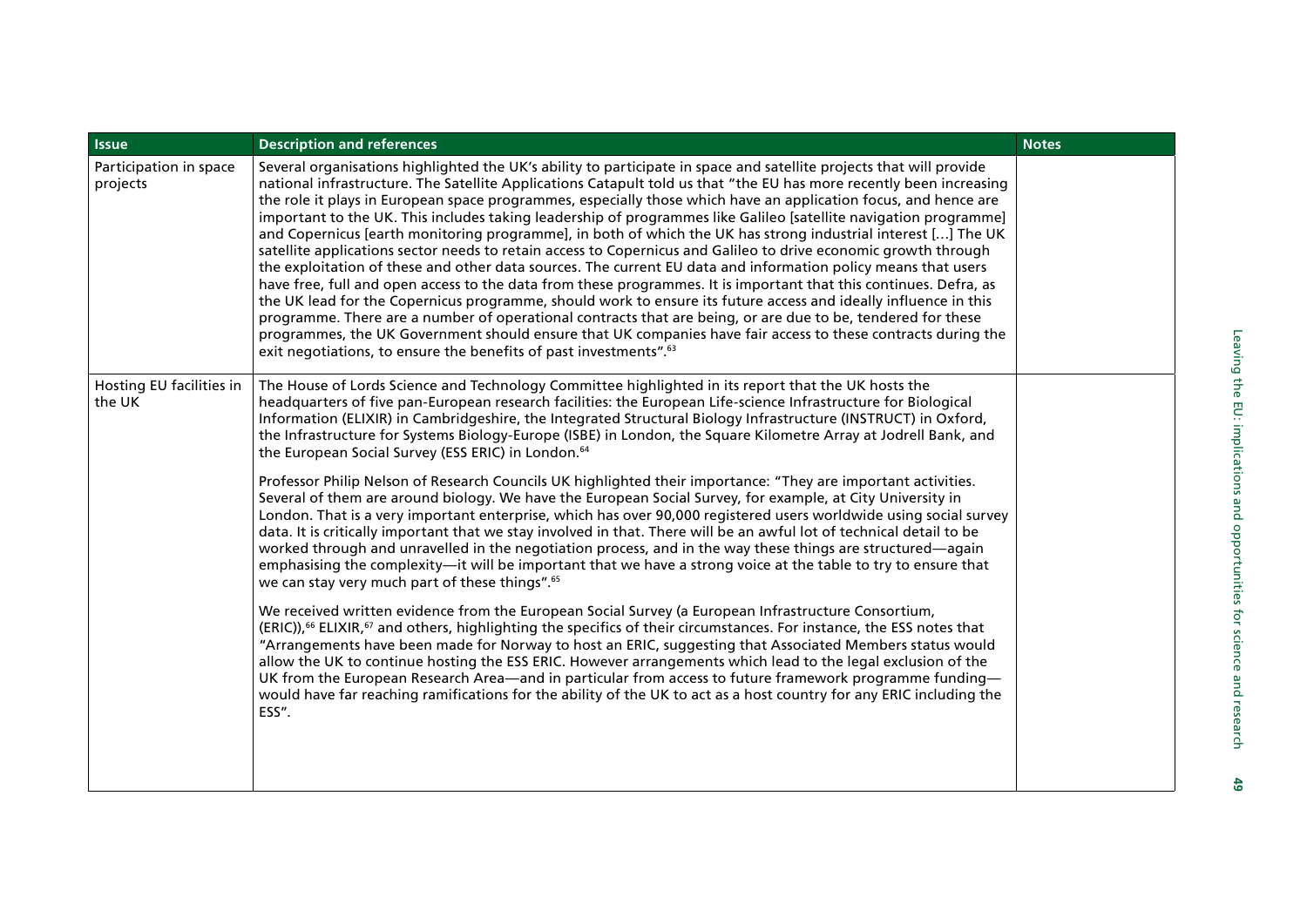| Issue | Description and references | Notes |
|---|---|---|
| Participation in space projects | Several organisations highlighted the UK's ability to participate in space and satellite projects that will provide national infrastructure. The Satellite Applications Catapult told us that "the EU has more recently been increasing the role it plays in European space programmes, especially those which have an application focus, and hence are important to the UK. This includes taking leadership of programmes like Galileo [satellite navigation programme] and Copernicus [earth monitoring programme], in both of which the UK has strong industrial interest […] The UK satellite applications sector needs to retain access to Copernicus and Galileo to drive economic growth through the exploitation of these and other data sources. The current EU data and information policy means that users have free, full and open access to the data from these programmes. It is important that this continues. Defra, as the UK lead for the Copernicus programme, should work to ensure its future access and ideally influence in this programme. There are a number of operational contracts that are being, or are due to be, tendered for these programmes, the UK Government should ensure that UK companies have fair access to these contracts during the exit negotiations, to ensure the benefits of past investments".[63] | |
| Hosting EU facilities in the UK | The House of Lords Science and Technology Committee highlighted in its report that the UK hosts the headquarters of five pan-European research facilities: the European Life-science Infrastructure for Biological Information (ELIXIR) in Cambridgeshire, the Integrated Structural Biology Infrastructure (INSTRUCT) in Oxford, the Infrastructure for Systems Biology-Europe (ISBE) in London, the Square Kilometre Array at Jodrell Bank, and the European Social Survey (ESS ERIC) in London.[64]<br><br>Professor Philip Nelson of Research Councils UK highlighted their importance: "They are important activities. Several of them are around biology. We have the European Social Survey, for example, at City University in London. That is a very important enterprise, which has over 90,000 registered users worldwide using social survey data. It is critically important that we stay involved in that. There will be an awful lot of technical detail to be worked through and unravelled in the negotiation process, and in the way these things are structured—again emphasising the complexity—it will be important that we have a strong voice at the table to try to ensure that we can stay very much part of these things".[65]<br><br>We received written evidence from the European Social Survey (a European Infrastructure Consortium, (ERIC)),[66] ELIXIR,[67] and others, highlighting the specifics of their circumstances. For instance, the ESS notes that "Arrangements have been made for Norway to host an ERIC, suggesting that Associated Members status would allow the UK to continue hosting the ESS ERIC. However arrangements which lead to the legal exclusion of the UK from the European Research Area—and in particular from access to future framework programme funding—would have far reaching ramifications for the ability of the UK to act as a host country for any ERIC including the ESS". | |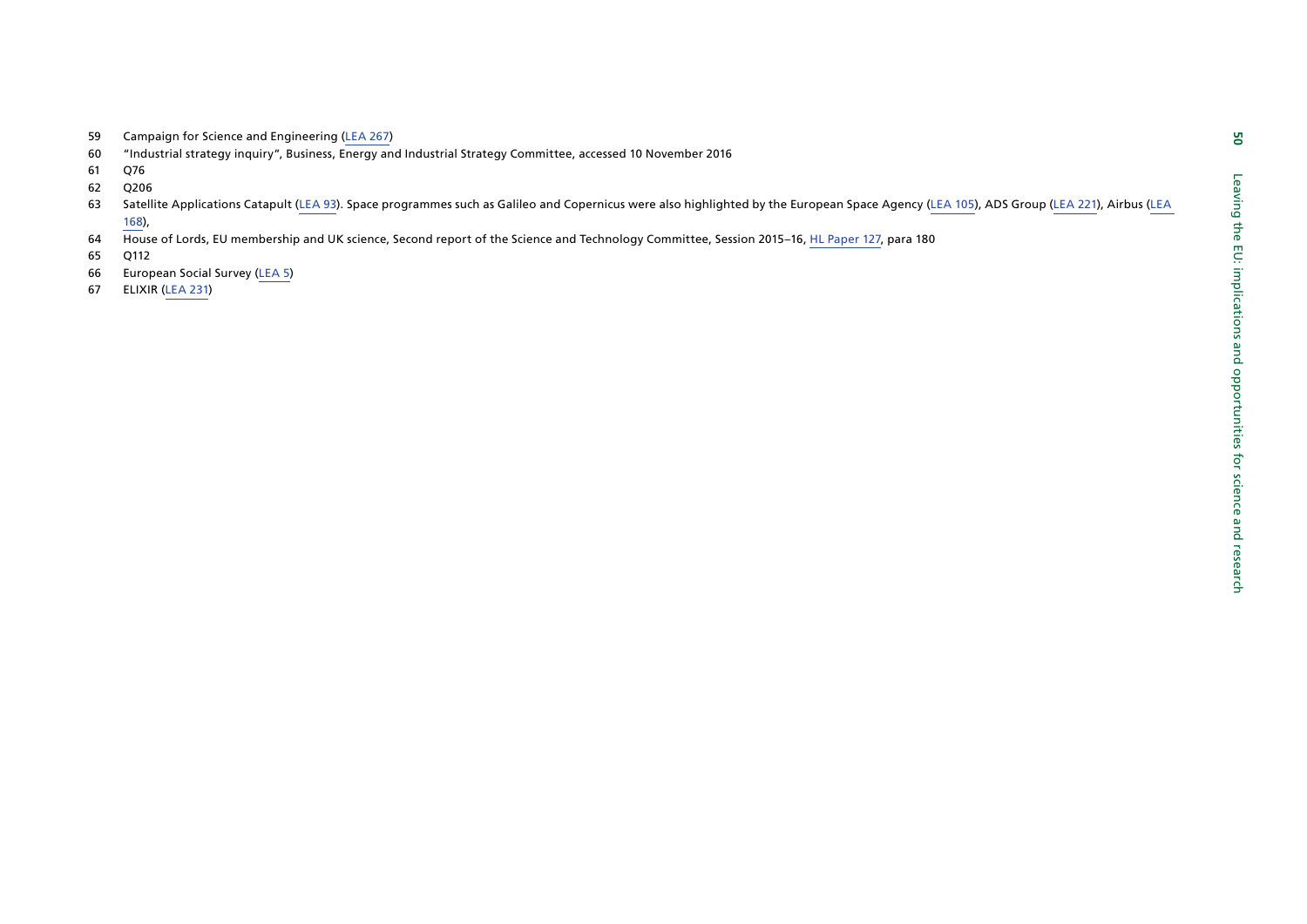59 Campaign for Science and Engineering (LEA 267)

60 "Industrial strategy inquiry", Business, Energy and Industrial Strategy Committee, accessed 10 November 2016

61 Q76

62 Q206

63 Satellite Applications Catapult (LEA 93). Space programmes such as Galileo and Copernicus were also highlighted by the European Space Agency (LEA 105), ADS Group (LEA 221), Airbus (LEA 168),

64 House of Lords, EU membership and UK science, Second report of the Science and Technology Committee, Session 2015–16, HL Paper 127, para 180

65 Q112

66 European Social Survey (LEA 5)

67 ELIXIR (LEA 231)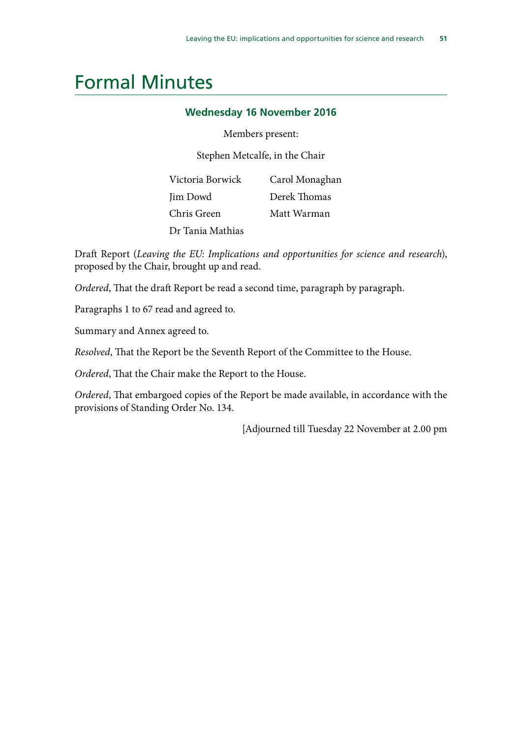# Formal Minutes

### Wednesday 16 November 2016

Members present:

Stephen Metcalfe, in the Chair

Victoria Borwick
Jim Dowd
Chris Green
Dr Tania Mathias
Carol Monaghan
Derek Thomas
Matt Warman

Draft Report (*Leaving the EU: Implications and opportunities for science and research*), proposed by the Chair, brought up and read.

*Ordered*, That the draft Report be read a second time, paragraph by paragraph.

Paragraphs 1 to 67 read and agreed to.

Summary and Annex agreed to.

*Resolved*, That the Report be the Seventh Report of the Committee to the House.

*Ordered*, That the Chair make the Report to the House.

*Ordered*, That embargoed copies of the Report be made available, in accordance with the provisions of Standing Order No. 134.

[Adjourned till Tuesday 22 November at 2.00 pm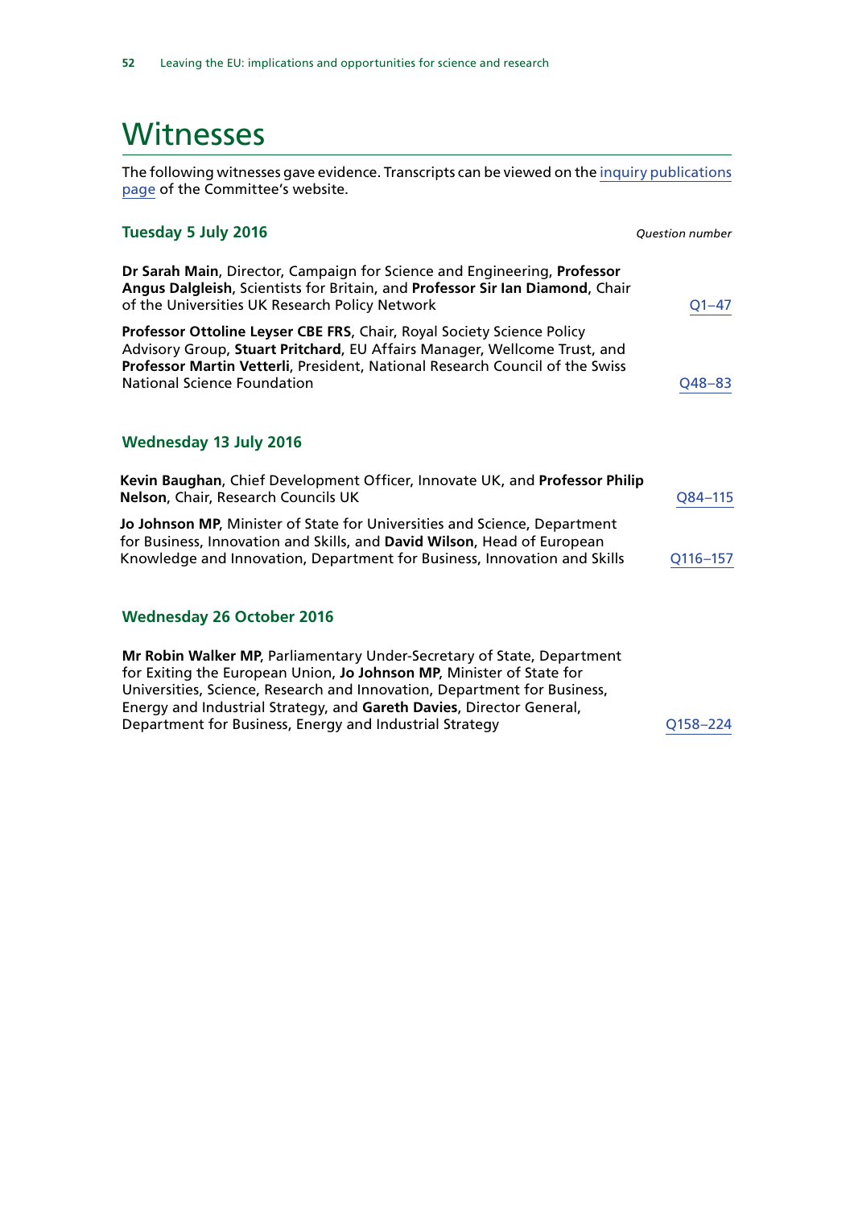# Witnesses

The following witnesses gave evidence. Transcripts can be viewed on the inquiry publications page of the Committee's website.

### Tuesday 5 July 2016

*Question number*

**Dr Sarah Main**, Director, Campaign for Science and Engineering, **Professor Angus Dalgleish**, Scientists for Britain, and **Professor Sir Ian Diamond**, Chair of the Universities UK Research Policy Network — Q1–47

**Professor Ottoline Leyser CBE FRS**, Chair, Royal Society Science Policy Advisory Group, **Stuart Pritchard**, EU Affairs Manager, Wellcome Trust, and **Professor Martin Vetterli**, President, National Research Council of the Swiss National Science Foundation — Q48–83

### Wednesday 13 July 2016

**Kevin Baughan**, Chief Development Officer, Innovate UK, and **Professor Philip Nelson**, Chair, Research Councils UK — Q84–115

**Jo Johnson MP**, Minister of State for Universities and Science, Department for Business, Innovation and Skills, and **David Wilson**, Head of European Knowledge and Innovation, Department for Business, Innovation and Skills — Q116–157

### Wednesday 26 October 2016

**Mr Robin Walker MP**, Parliamentary Under-Secretary of State, Department for Exiting the European Union, **Jo Johnson MP**, Minister of State for Universities, Science, Research and Innovation, Department for Business, Energy and Industrial Strategy, and **Gareth Davies**, Director General, Department for Business, Energy and Industrial Strategy — Q158–224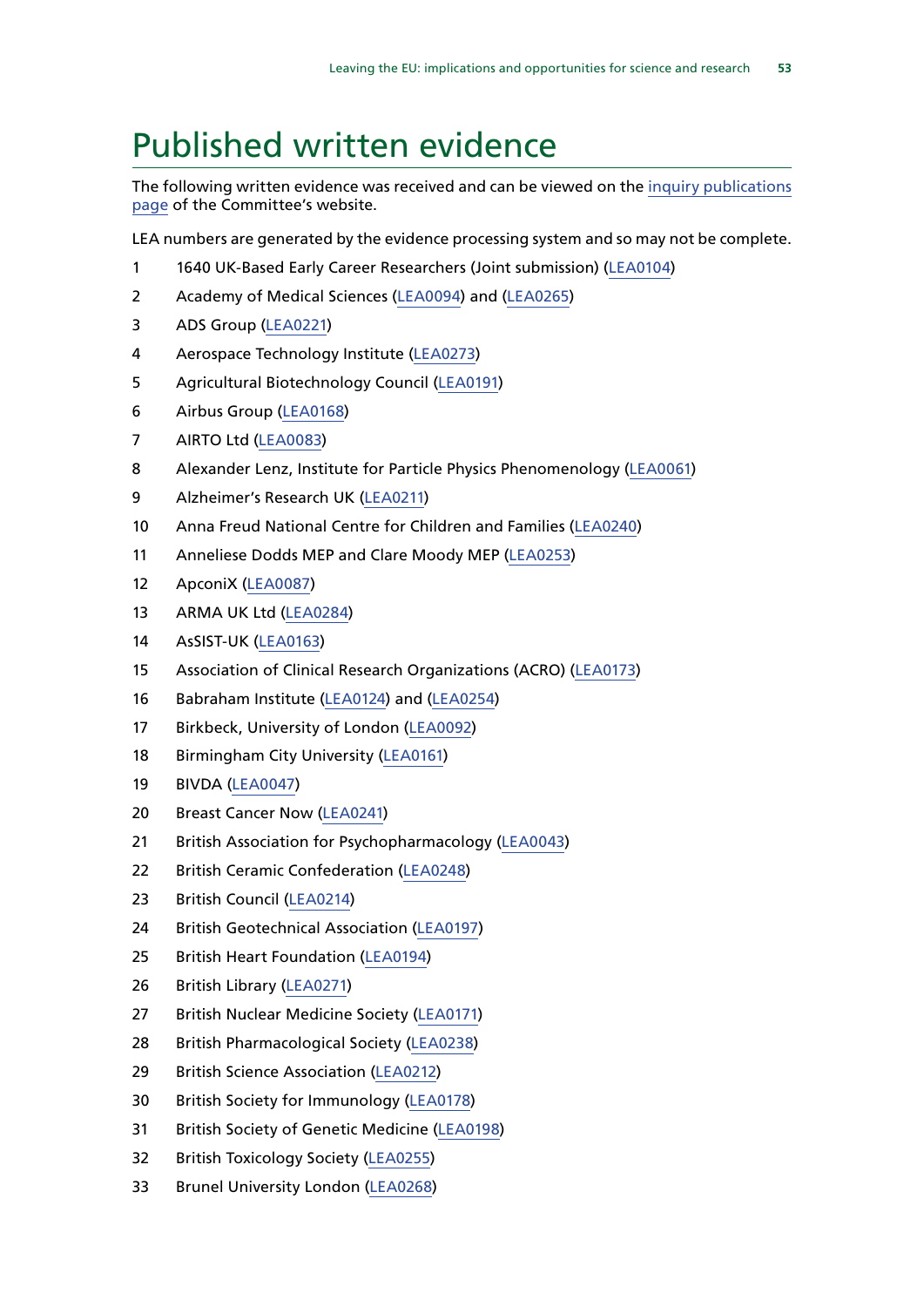# Published written evidence

The following written evidence was received and can be viewed on the inquiry publications page of the Committee's website.

LEA numbers are generated by the evidence processing system and so may not be complete.

1. 1640 UK-Based Early Career Researchers (Joint submission) (LEA0104)
2. Academy of Medical Sciences (LEA0094) and (LEA0265)
3. ADS Group (LEA0221)
4. Aerospace Technology Institute (LEA0273)
5. Agricultural Biotechnology Council (LEA0191)
6. Airbus Group (LEA0168)
7. AIRTO Ltd (LEA0083)
8. Alexander Lenz, Institute for Particle Physics Phenomenology (LEA0061)
9. Alzheimer's Research UK (LEA0211)
10. Anna Freud National Centre for Children and Families (LEA0240)
11. Anneliese Dodds MEP and Clare Moody MEP (LEA0253)
12. ApconiX (LEA0087)
13. ARMA UK Ltd (LEA0284)
14. AsSIST-UK (LEA0163)
15. Association of Clinical Research Organizations (ACRO) (LEA0173)
16. Babraham Institute (LEA0124) and (LEA0254)
17. Birkbeck, University of London (LEA0092)
18. Birmingham City University (LEA0161)
19. BIVDA (LEA0047)
20. Breast Cancer Now (LEA0241)
21. British Association for Psychopharmacology (LEA0043)
22. British Ceramic Confederation (LEA0248)
23. British Council (LEA0214)
24. British Geotechnical Association (LEA0197)
25. British Heart Foundation (LEA0194)
26. British Library (LEA0271)
27. British Nuclear Medicine Society (LEA0171)
28. British Pharmacological Society (LEA0238)
29. British Science Association (LEA0212)
30. British Society for Immunology (LEA0178)
31. British Society of Genetic Medicine (LEA0198)
32. British Toxicology Society (LEA0255)
33. Brunel University London (LEA0268)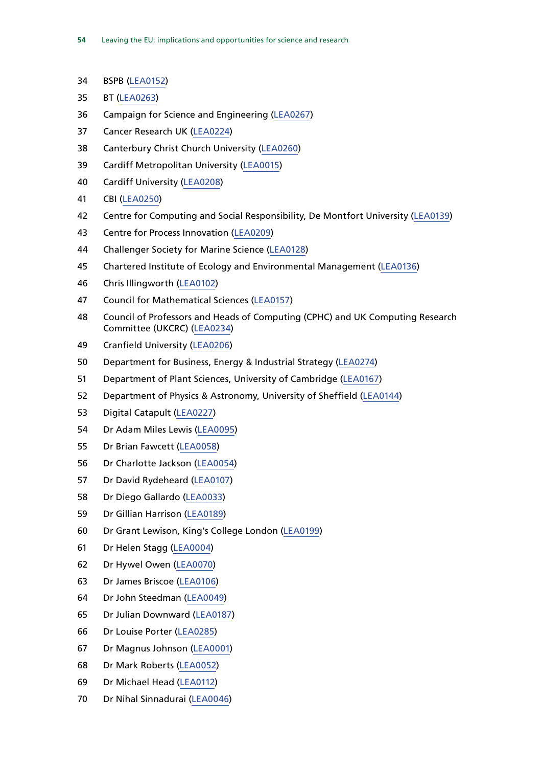34 BSPB (LEA0152)

35 BT (LEA0263)

36 Campaign for Science and Engineering (LEA0267)

37 Cancer Research UK (LEA0224)

38 Canterbury Christ Church University (LEA0260)

39 Cardiff Metropolitan University (LEA0015)

40 Cardiff University (LEA0208)

41 CBI (LEA0250)

42 Centre for Computing and Social Responsibility, De Montfort University (LEA0139)

43 Centre for Process Innovation (LEA0209)

44 Challenger Society for Marine Science (LEA0128)

45 Chartered Institute of Ecology and Environmental Management (LEA0136)

46 Chris Illingworth (LEA0102)

47 Council for Mathematical Sciences (LEA0157)

48 Council of Professors and Heads of Computing (CPHC) and UK Computing Research Committee (UKCRC) (LEA0234)

49 Cranfield University (LEA0206)

50 Department for Business, Energy & Industrial Strategy (LEA0274)

51 Department of Plant Sciences, University of Cambridge (LEA0167)

52 Department of Physics & Astronomy, University of Sheffield (LEA0144)

53 Digital Catapult (LEA0227)

54 Dr Adam Miles Lewis (LEA0095)

55 Dr Brian Fawcett (LEA0058)

56 Dr Charlotte Jackson (LEA0054)

57 Dr David Rydeheard (LEA0107)

58 Dr Diego Gallardo (LEA0033)

59 Dr Gillian Harrison (LEA0189)

60 Dr Grant Lewison, King's College London (LEA0199)

61 Dr Helen Stagg (LEA0004)

62 Dr Hywel Owen (LEA0070)

63 Dr James Briscoe (LEA0106)

64 Dr John Steedman (LEA0049)

65 Dr Julian Downward (LEA0187)

66 Dr Louise Porter (LEA0285)

67 Dr Magnus Johnson (LEA0001)

68 Dr Mark Roberts (LEA0052)

69 Dr Michael Head (LEA0112)

70 Dr Nihal Sinnadurai (LEA0046)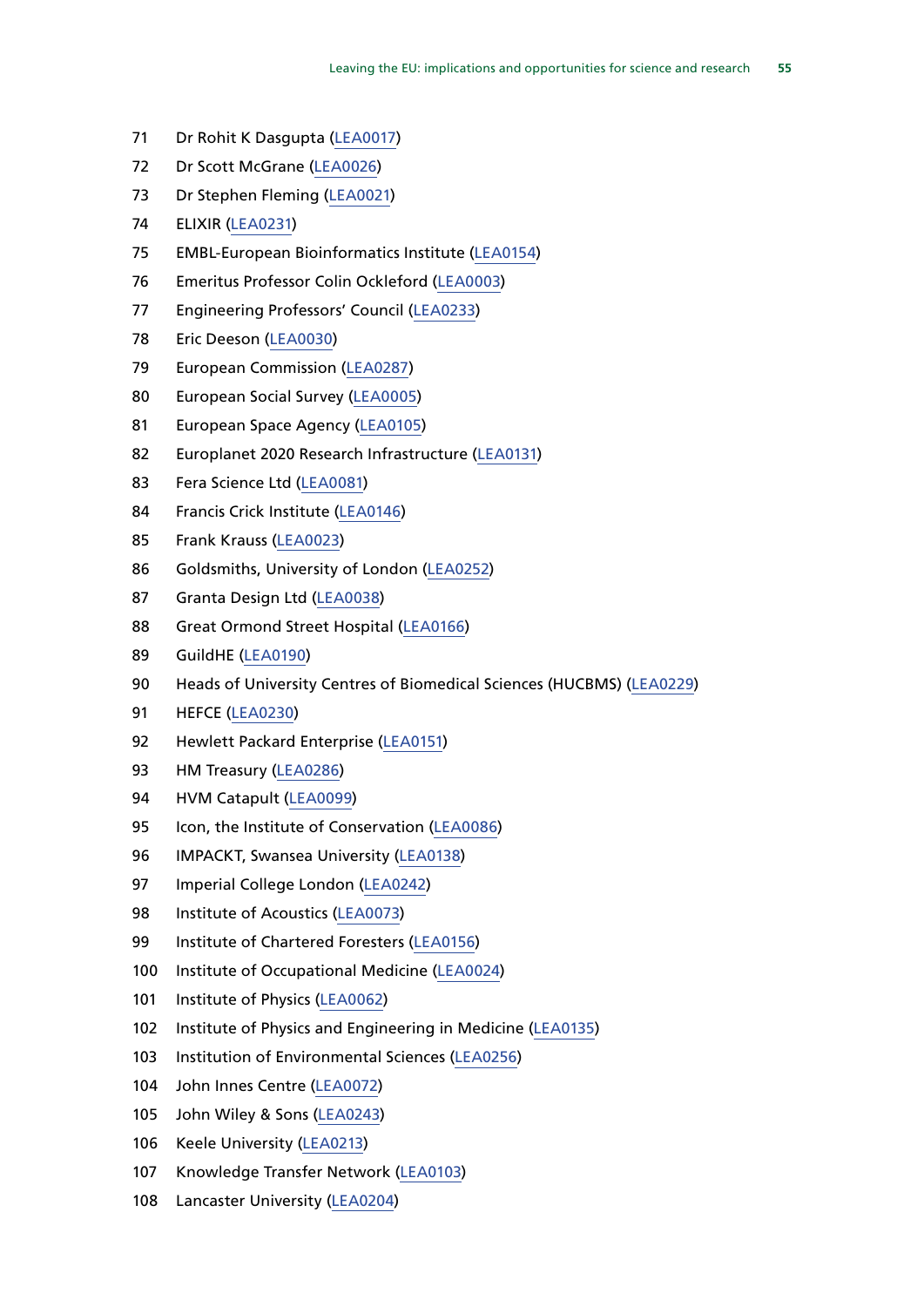71 Dr Rohit K Dasgupta (LEA0017)

72 Dr Scott McGrane (LEA0026)

73 Dr Stephen Fleming (LEA0021)

74 ELIXIR (LEA0231)

75 EMBL-European Bioinformatics Institute (LEA0154)

76 Emeritus Professor Colin Ockleford (LEA0003)

77 Engineering Professors' Council (LEA0233)

78 Eric Deeson (LEA0030)

79 European Commission (LEA0287)

80 European Social Survey (LEA0005)

81 European Space Agency (LEA0105)

82 Europlanet 2020 Research Infrastructure (LEA0131)

83 Fera Science Ltd (LEA0081)

84 Francis Crick Institute (LEA0146)

85 Frank Krauss (LEA0023)

86 Goldsmiths, University of London (LEA0252)

87 Granta Design Ltd (LEA0038)

88 Great Ormond Street Hospital (LEA0166)

89 GuildHE (LEA0190)

90 Heads of University Centres of Biomedical Sciences (HUCBMS) (LEA0229)

91 HEFCE (LEA0230)

92 Hewlett Packard Enterprise (LEA0151)

93 HM Treasury (LEA0286)

94 HVM Catapult (LEA0099)

95 Icon, the Institute of Conservation (LEA0086)

96 IMPACKT, Swansea University (LEA0138)

97 Imperial College London (LEA0242)

98 Institute of Acoustics (LEA0073)

99 Institute of Chartered Foresters (LEA0156)

100 Institute of Occupational Medicine (LEA0024)

101 Institute of Physics (LEA0062)

102 Institute of Physics and Engineering in Medicine (LEA0135)

103 Institution of Environmental Sciences (LEA0256)

104 John Innes Centre (LEA0072)

105 John Wiley & Sons (LEA0243)

106 Keele University (LEA0213)

107 Knowledge Transfer Network (LEA0103)

108 Lancaster University (LEA0204)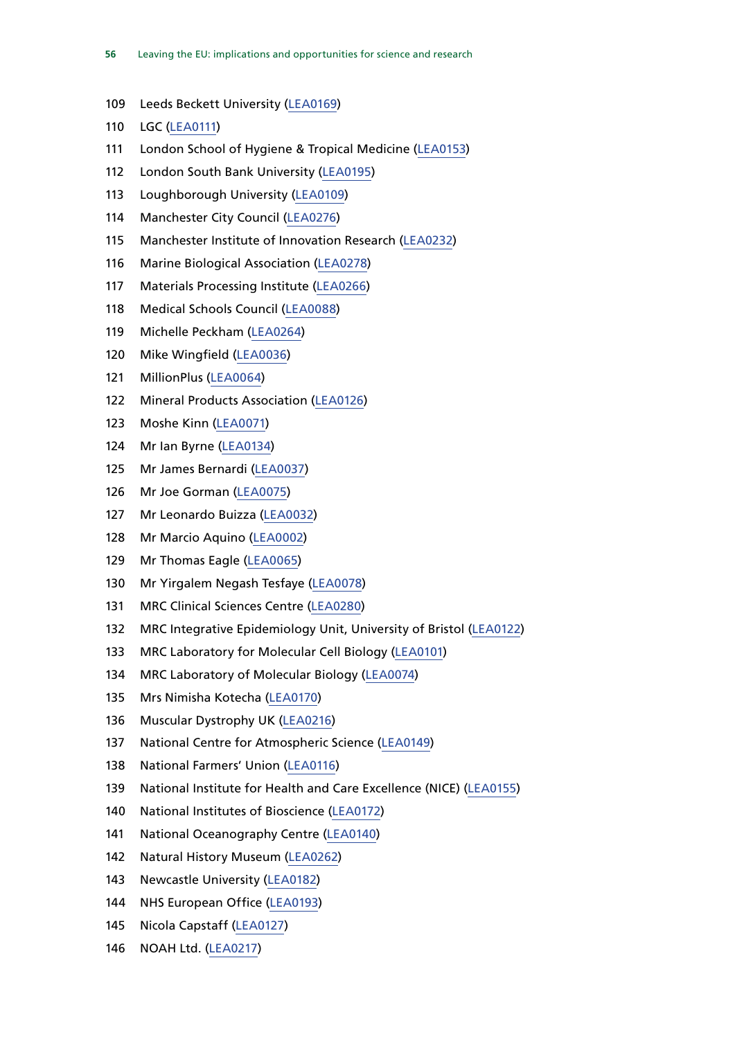109 Leeds Beckett University (LEA0169)

110 LGC (LEA0111)

111 London School of Hygiene & Tropical Medicine (LEA0153)

112 London South Bank University (LEA0195)

113 Loughborough University (LEA0109)

114 Manchester City Council (LEA0276)

115 Manchester Institute of Innovation Research (LEA0232)

116 Marine Biological Association (LEA0278)

117 Materials Processing Institute (LEA0266)

118 Medical Schools Council (LEA0088)

119 Michelle Peckham (LEA0264)

120 Mike Wingfield (LEA0036)

121 MillionPlus (LEA0064)

122 Mineral Products Association (LEA0126)

123 Moshe Kinn (LEA0071)

124 Mr Ian Byrne (LEA0134)

125 Mr James Bernardi (LEA0037)

126 Mr Joe Gorman (LEA0075)

127 Mr Leonardo Buizza (LEA0032)

128 Mr Marcio Aquino (LEA0002)

129 Mr Thomas Eagle (LEA0065)

130 Mr Yirgalem Negash Tesfaye (LEA0078)

131 MRC Clinical Sciences Centre (LEA0280)

132 MRC Integrative Epidemiology Unit, University of Bristol (LEA0122)

133 MRC Laboratory for Molecular Cell Biology (LEA0101)

134 MRC Laboratory of Molecular Biology (LEA0074)

135 Mrs Nimisha Kotecha (LEA0170)

136 Muscular Dystrophy UK (LEA0216)

137 National Centre for Atmospheric Science (LEA0149)

138 National Farmers' Union (LEA0116)

139 National Institute for Health and Care Excellence (NICE) (LEA0155)

140 National Institutes of Bioscience (LEA0172)

141 National Oceanography Centre (LEA0140)

142 Natural History Museum (LEA0262)

143 Newcastle University (LEA0182)

144 NHS European Office (LEA0193)

145 Nicola Capstaff (LEA0127)

146 NOAH Ltd. (LEA0217)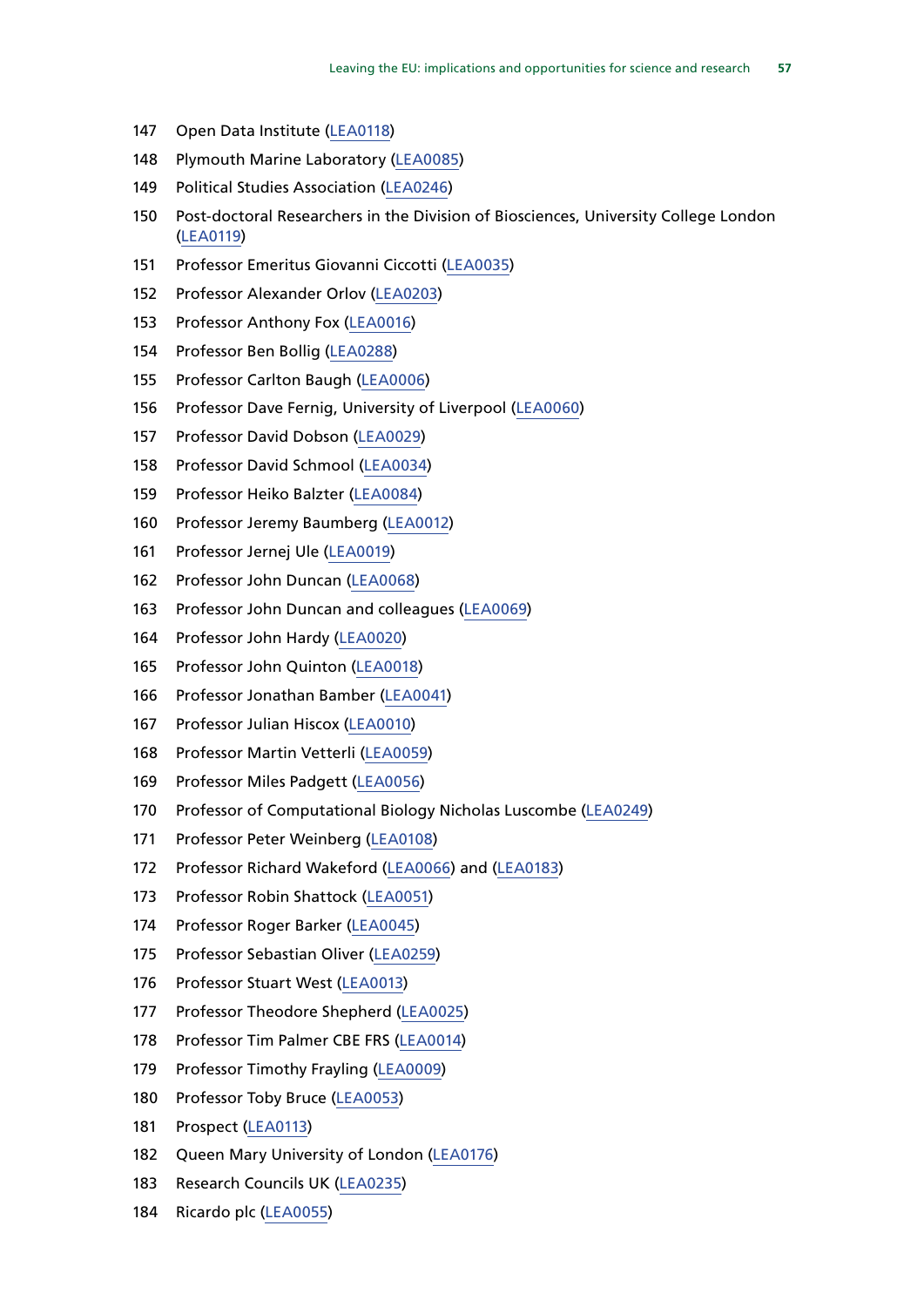147 Open Data Institute (LEA0118)

148 Plymouth Marine Laboratory (LEA0085)

149 Political Studies Association (LEA0246)

150 Post-doctoral Researchers in the Division of Biosciences, University College London (LEA0119)

151 Professor Emeritus Giovanni Ciccotti (LEA0035)

152 Professor Alexander Orlov (LEA0203)

153 Professor Anthony Fox (LEA0016)

154 Professor Ben Bollig (LEA0288)

155 Professor Carlton Baugh (LEA0006)

156 Professor Dave Fernig, University of Liverpool (LEA0060)

157 Professor David Dobson (LEA0029)

158 Professor David Schmool (LEA0034)

159 Professor Heiko Balzter (LEA0084)

160 Professor Jeremy Baumberg (LEA0012)

161 Professor Jernej Ule (LEA0019)

162 Professor John Duncan (LEA0068)

163 Professor John Duncan and colleagues (LEA0069)

164 Professor John Hardy (LEA0020)

165 Professor John Quinton (LEA0018)

166 Professor Jonathan Bamber (LEA0041)

167 Professor Julian Hiscox (LEA0010)

168 Professor Martin Vetterli (LEA0059)

169 Professor Miles Padgett (LEA0056)

170 Professor of Computational Biology Nicholas Luscombe (LEA0249)

171 Professor Peter Weinberg (LEA0108)

172 Professor Richard Wakeford (LEA0066) and (LEA0183)

173 Professor Robin Shattock (LEA0051)

174 Professor Roger Barker (LEA0045)

175 Professor Sebastian Oliver (LEA0259)

176 Professor Stuart West (LEA0013)

177 Professor Theodore Shepherd (LEA0025)

178 Professor Tim Palmer CBE FRS (LEA0014)

179 Professor Timothy Frayling (LEA0009)

180 Professor Toby Bruce (LEA0053)

181 Prospect (LEA0113)

182 Queen Mary University of London (LEA0176)

183 Research Councils UK (LEA0235)

184 Ricardo plc (LEA0055)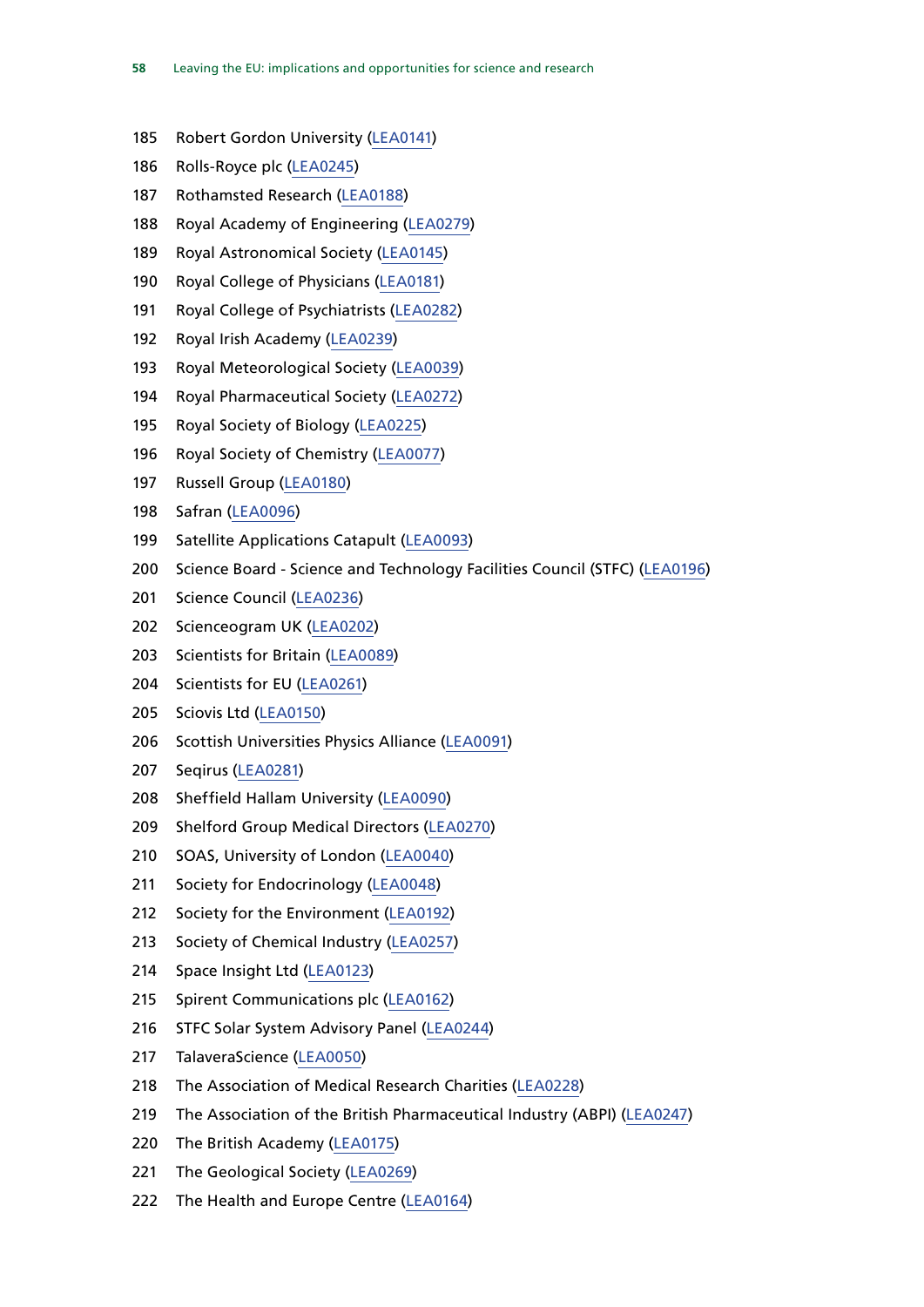185 Robert Gordon University (LEA0141)

186 Rolls-Royce plc (LEA0245)

187 Rothamsted Research (LEA0188)

188 Royal Academy of Engineering (LEA0279)

189 Royal Astronomical Society (LEA0145)

190 Royal College of Physicians (LEA0181)

191 Royal College of Psychiatrists (LEA0282)

192 Royal Irish Academy (LEA0239)

193 Royal Meteorological Society (LEA0039)

194 Royal Pharmaceutical Society (LEA0272)

195 Royal Society of Biology (LEA0225)

196 Royal Society of Chemistry (LEA0077)

197 Russell Group (LEA0180)

198 Safran (LEA0096)

199 Satellite Applications Catapult (LEA0093)

200 Science Board - Science and Technology Facilities Council (STFC) (LEA0196)

201 Science Council (LEA0236)

202 Scienceogram UK (LEA0202)

203 Scientists for Britain (LEA0089)

204 Scientists for EU (LEA0261)

205 Sciovis Ltd (LEA0150)

206 Scottish Universities Physics Alliance (LEA0091)

207 Seqirus (LEA0281)

208 Sheffield Hallam University (LEA0090)

209 Shelford Group Medical Directors (LEA0270)

210 SOAS, University of London (LEA0040)

211 Society for Endocrinology (LEA0048)

212 Society for the Environment (LEA0192)

213 Society of Chemical Industry (LEA0257)

214 Space Insight Ltd (LEA0123)

215 Spirent Communications plc (LEA0162)

216 STFC Solar System Advisory Panel (LEA0244)

217 TalaveraScience (LEA0050)

218 The Association of Medical Research Charities (LEA0228)

219 The Association of the British Pharmaceutical Industry (ABPI) (LEA0247)

220 The British Academy (LEA0175)

221 The Geological Society (LEA0269)

222 The Health and Europe Centre (LEA0164)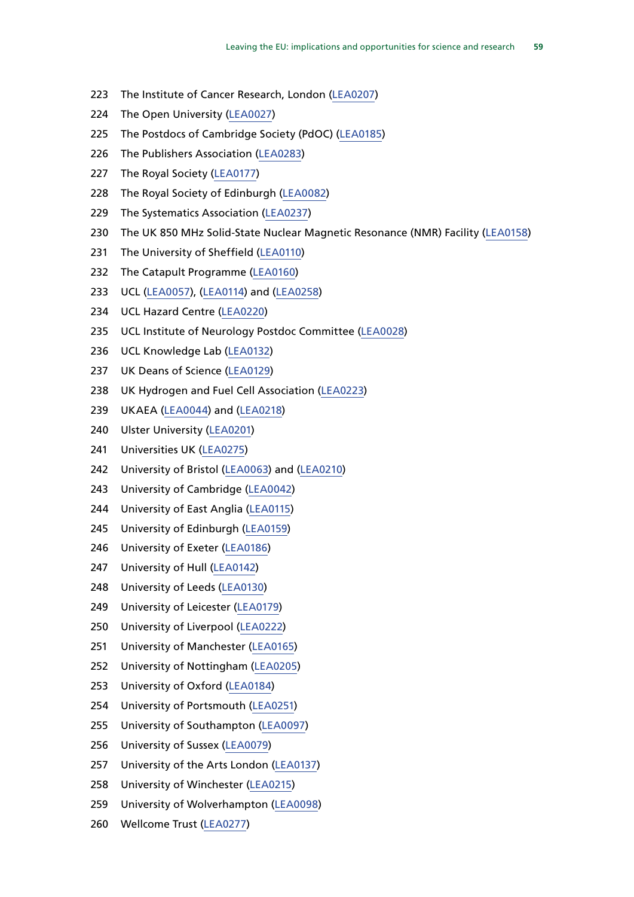223 The Institute of Cancer Research, London (LEA0207)

224 The Open University (LEA0027)

225 The Postdocs of Cambridge Society (PdOC) (LEA0185)

226 The Publishers Association (LEA0283)

227 The Royal Society (LEA0177)

228 The Royal Society of Edinburgh (LEA0082)

229 The Systematics Association (LEA0237)

230 The UK 850 MHz Solid-State Nuclear Magnetic Resonance (NMR) Facility (LEA0158)

231 The University of Sheffield (LEA0110)

232 The Catapult Programme (LEA0160)

233 UCL (LEA0057), (LEA0114) and (LEA0258)

234 UCL Hazard Centre (LEA0220)

235 UCL Institute of Neurology Postdoc Committee (LEA0028)

236 UCL Knowledge Lab (LEA0132)

237 UK Deans of Science (LEA0129)

238 UK Hydrogen and Fuel Cell Association (LEA0223)

239 UKAEA (LEA0044) and (LEA0218)

240 Ulster University (LEA0201)

241 Universities UK (LEA0275)

242 University of Bristol (LEA0063) and (LEA0210)

243 University of Cambridge (LEA0042)

244 University of East Anglia (LEA0115)

245 University of Edinburgh (LEA0159)

246 University of Exeter (LEA0186)

247 University of Hull (LEA0142)

248 University of Leeds (LEA0130)

249 University of Leicester (LEA0179)

250 University of Liverpool (LEA0222)

251 University of Manchester (LEA0165)

252 University of Nottingham (LEA0205)

253 University of Oxford (LEA0184)

254 University of Portsmouth (LEA0251)

255 University of Southampton (LEA0097)

256 University of Sussex (LEA0079)

257 University of the Arts London (LEA0137)

258 University of Winchester (LEA0215)

259 University of Wolverhampton (LEA0098)

260 Wellcome Trust (LEA0277)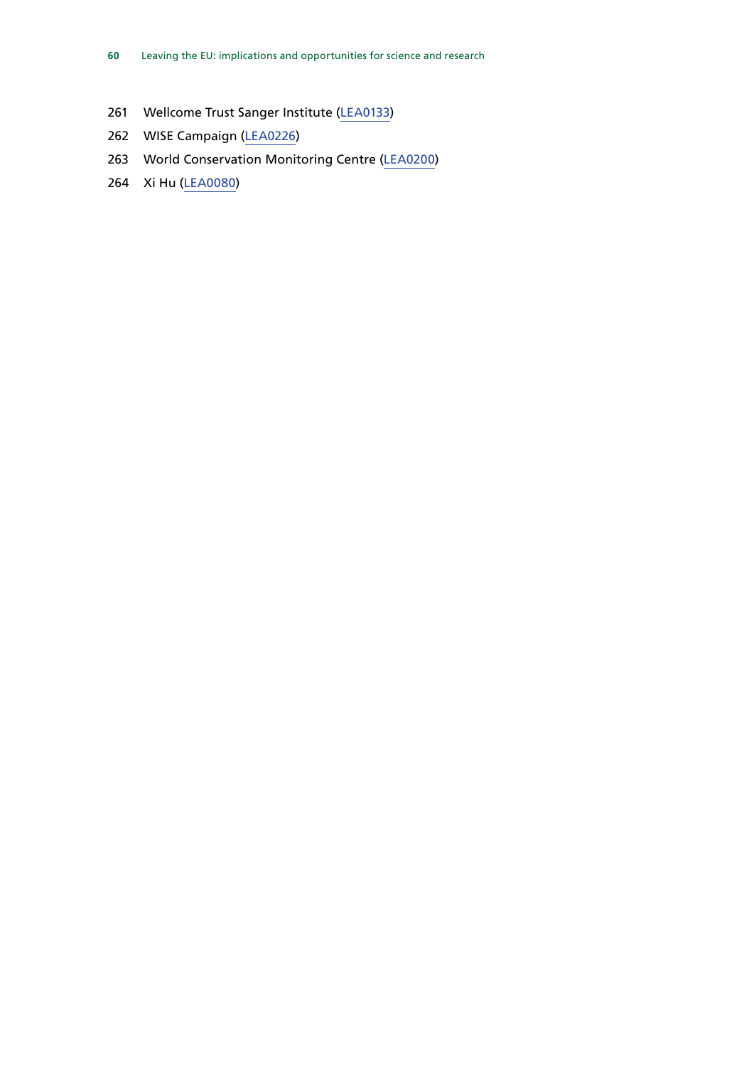261 Wellcome Trust Sanger Institute (LEA0133)

262 WISE Campaign (LEA0226)

263 World Conservation Monitoring Centre (LEA0200)

264 Xi Hu (LEA0080)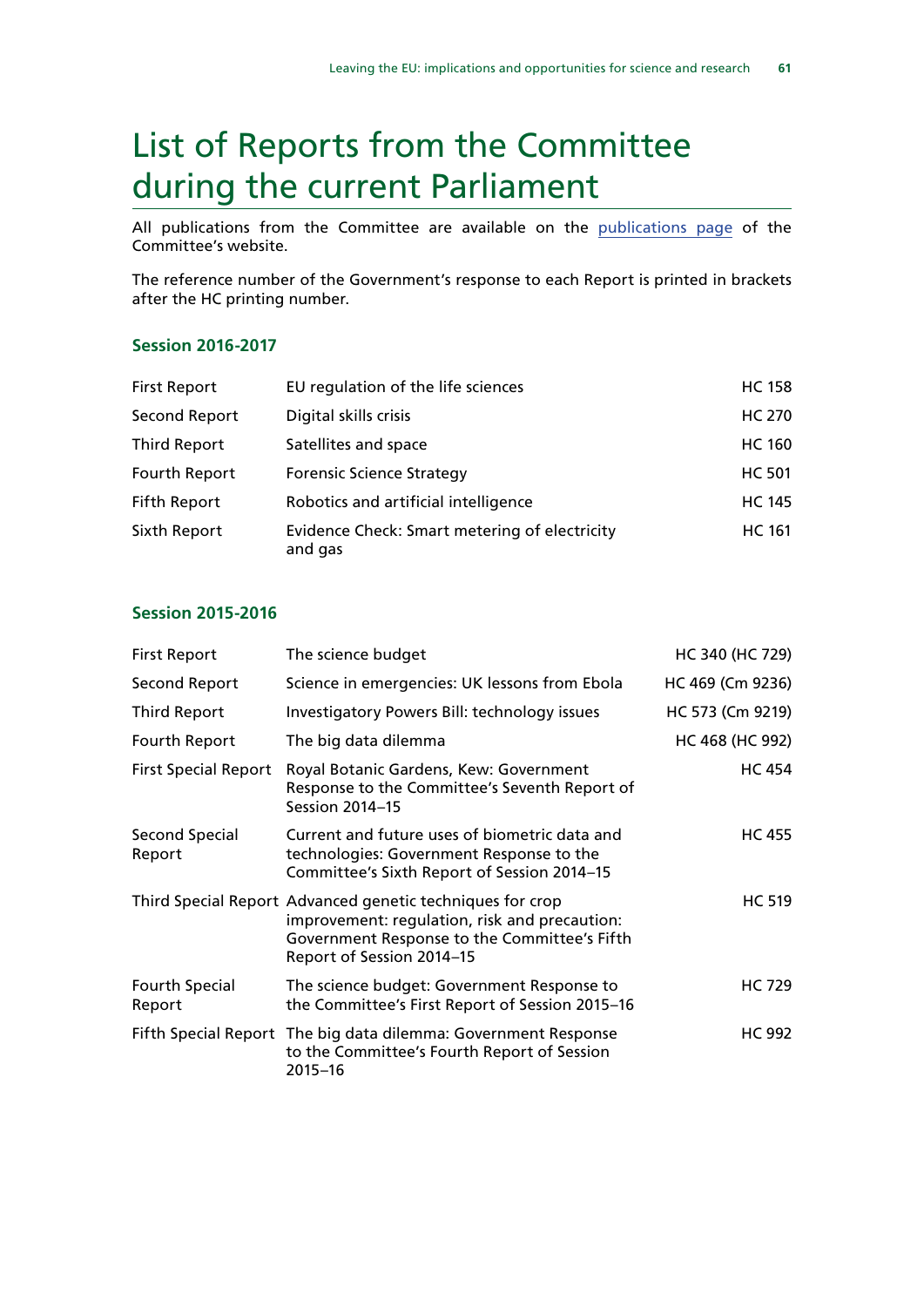# List of Reports from the Committee during the current Parliament

All publications from the Committee are available on the publications page of the Committee's website.

The reference number of the Government's response to each Report is printed in brackets after the HC printing number.

### Session 2016-2017

| | | |
|---|---|---|
| First Report | EU regulation of the life sciences | HC 158 |
| Second Report | Digital skills crisis | HC 270 |
| Third Report | Satellites and space | HC 160 |
| Fourth Report | Forensic Science Strategy | HC 501 |
| Fifth Report | Robotics and artificial intelligence | HC 145 |
| Sixth Report | Evidence Check: Smart metering of electricity and gas | HC 161 |

### Session 2015-2016

| | | |
|---|---|---|
| First Report | The science budget | HC 340 (HC 729) |
| Second Report | Science in emergencies: UK lessons from Ebola | HC 469 (Cm 9236) |
| Third Report | Investigatory Powers Bill: technology issues | HC 573 (Cm 9219) |
| Fourth Report | The big data dilemma | HC 468 (HC 992) |
| First Special Report | Royal Botanic Gardens, Kew: Government Response to the Committee's Seventh Report of Session 2014–15 | HC 454 |
| Second Special Report | Current and future uses of biometric data and technologies: Government Response to the Committee's Sixth Report of Session 2014–15 | HC 455 |
| Third Special Report | Advanced genetic techniques for crop improvement: regulation, risk and precaution: Government Response to the Committee's Fifth Report of Session 2014–15 | HC 519 |
| Fourth Special Report | The science budget: Government Response to the Committee's First Report of Session 2015–16 | HC 729 |
| Fifth Special Report | The big data dilemma: Government Response to the Committee's Fourth Report of Session 2015–16 | HC 992 |